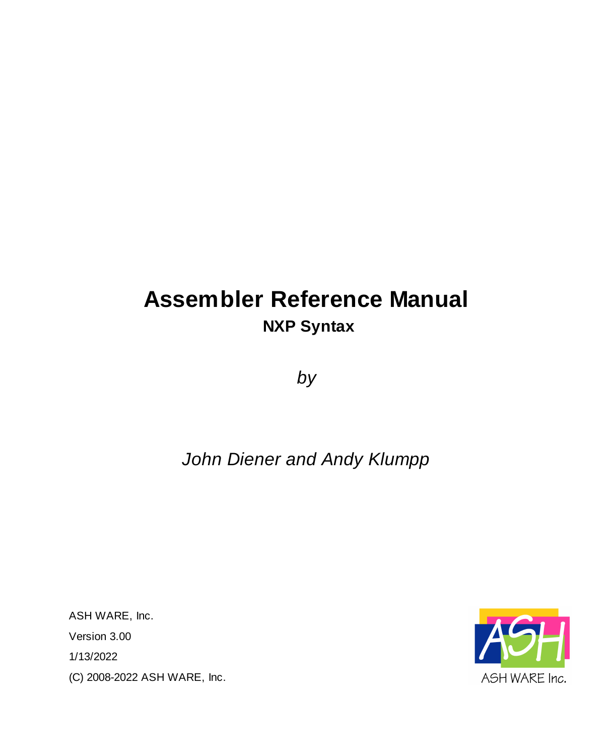# Assembler Reference Manual

## NXP Syntax

*by*

*John Diener and Andy Klumpp*

ASH WARE, Inc.

Version 3.00

1/13/2022

(C) 2008-2022 ASH WARE, Inc.

ASH WARE Inc.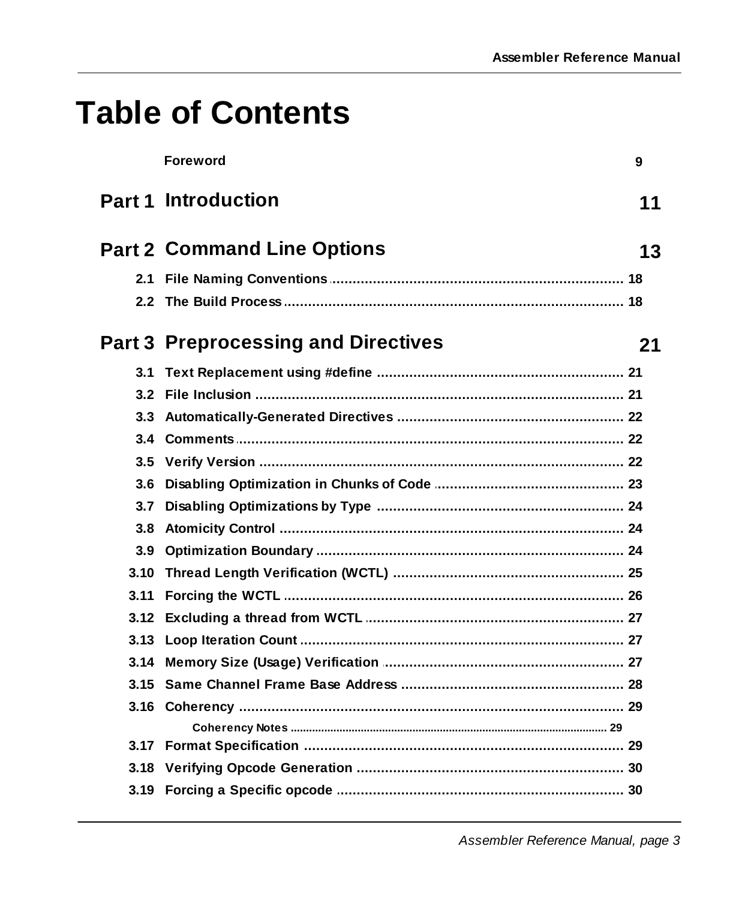# Table of Contents

| | | |
|---|---|---|
| | **Foreword** | **9** |
| **Part 1** | **Introduction** | **11** |
| **Part 2** | **Command Line Options** | **13** |
| 2.1 | File Naming Conventions | 18 |
| 2.2 | The Build Process | 18 |
| **Part 3** | **Preprocessing and Directives** | **21** |
| 3.1 | Text Replacement using #define | 21 |
| 3.2 | File Inclusion | 21 |
| 3.3 | Automatically-Generated Directives | 22 |
| 3.4 | Comments | 22 |
| 3.5 | Verify Version | 22 |
| 3.6 | Disabling Optimization in Chunks of Code | 23 |
| 3.7 | Disabling Optimizations by Type | 24 |
| 3.8 | Atomicity Control | 24 |
| 3.9 | Optimization Boundary | 24 |
| 3.10 | Thread Length Verification (WCTL) | 25 |
| 3.11 | Forcing the WCTL | 26 |
| 3.12 | Excluding a thread from WCTL | 27 |
| 3.13 | Loop Iteration Count | 27 |
| 3.14 | Memory Size (Usage) Verification | 27 |
| 3.15 | Same Channel Frame Base Address | 28 |
| 3.16 | Coherency | 29 |
| | Coherency Notes | 29 |
| 3.17 | Format Specification | 29 |
| 3.18 | Verifying Opcode Generation | 30 |
| 3.19 | Forcing a Specific opcode | 30 |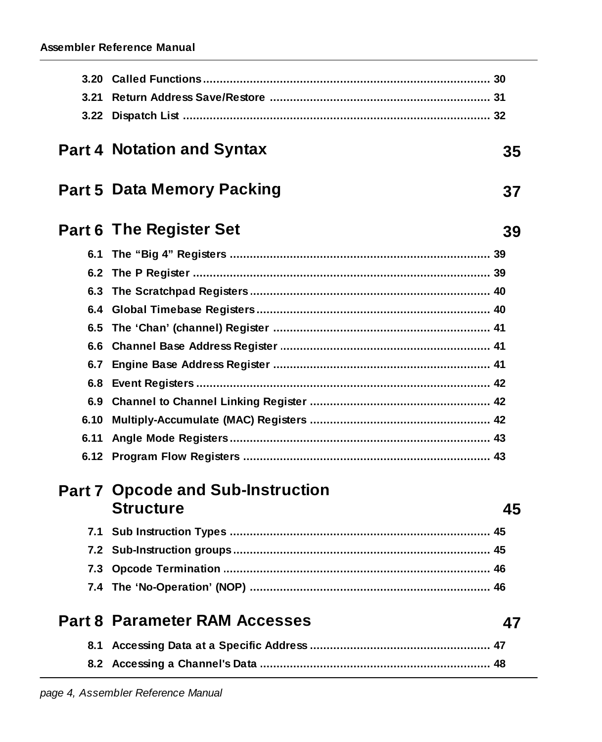3.20 Called Functions ........................................................................................ 30

3.21 Return Address Save/Restore ................................................................ 31

3.22 Dispatch List ............................................................................................ 32

**Part 4 Notation and Syntax** **35**

**Part 5 Data Memory Packing** **37**

**Part 6 The Register Set** **39**

6.1 The “Big 4” Registers ............................................................................... 39

6.2 The P Register .......................................................................................... 39

6.3 The Scratchpad Registers ......................................................................... 40

6.4 Global Timebase Registers ....................................................................... 40

6.5 The ‘Chan’ (channel) Register .................................................................. 41

6.6 Channel Base Address Register ............................................................... 41

6.7 Engine Base Address Register ................................................................. 41

6.8 Event Registers ......................................................................................... 42

6.9 Channel to Channel Linking Register ....................................................... 42

6.10 Multiply-Accumulate (MAC) Registers ...................................................... 42

6.11 Angle Mode Registers .............................................................................. 43

6.12 Program Flow Registers ........................................................................... 43

**Part 7 Opcode and Sub-Instruction Structure** **45**

7.1 Sub Instruction Types ............................................................................... 45

7.2 Sub-Instruction groups ............................................................................. 45

7.3 Opcode Termination ................................................................................. 46

7.4 The ‘No-Operation’ (NOP) ........................................................................ 46

**Part 8 Parameter RAM Accesses** **47**

8.1 Accessing Data at a Specific Address ...................................................... 47

8.2 Accessing a Channel's Data ..................................................................... 48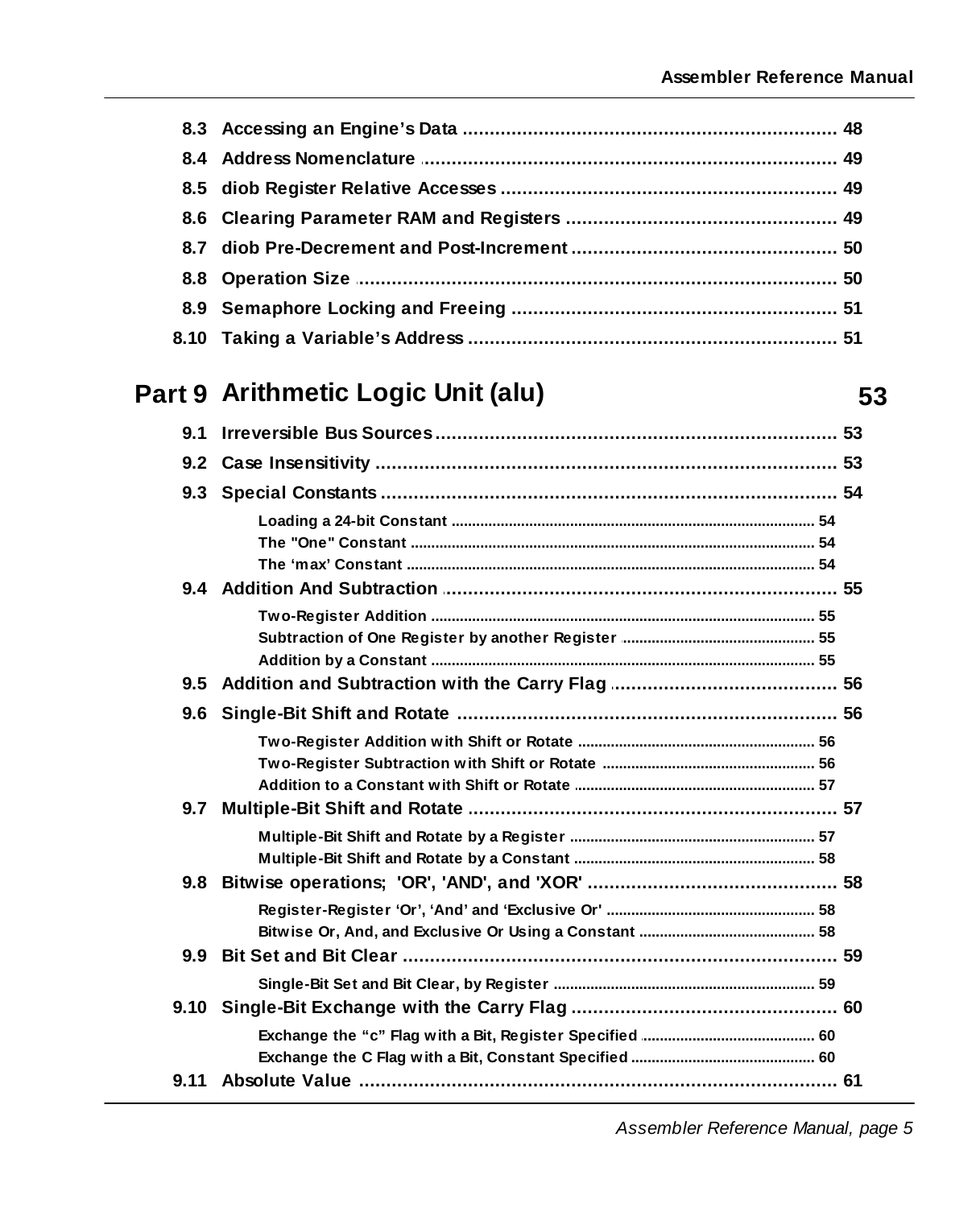| | | |
|---|---|---|
| 8.3 | Accessing an Engine's Data | 48 |
| 8.4 | Address Nomenclature | 49 |
| 8.5 | diob Register Relative Accesses | 49 |
| 8.6 | Clearing Parameter RAM and Registers | 49 |
| 8.7 | diob Pre-Decrement and Post-Increment | 50 |
| 8.8 | Operation Size | 50 |
| 8.9 | Semaphore Locking and Freeing | 51 |
| 8.10 | Taking a Variable's Address | 51 |

## Part 9 Arithmetic Logic Unit (alu) — 53

| | | |
|---|---|---|
| 9.1 | Irreversible Bus Sources | 53 |
| 9.2 | Case Insensitivity | 53 |
| 9.3 | Special Constants | 54 |
| | Loading a 24-bit Constant | 54 |
| | The "One" Constant | 54 |
| | The 'max' Constant | 54 |
| 9.4 | Addition And Subtraction | 55 |
| | Two-Register Addition | 55 |
| | Subtraction of One Register by another Register | 55 |
| | Addition by a Constant | 55 |
| 9.5 | Addition and Subtraction with the Carry Flag | 56 |
| 9.6 | Single-Bit Shift and Rotate | 56 |
| | Two-Register Addition with Shift or Rotate | 56 |
| | Two-Register Subtraction with Shift or Rotate | 56 |
| | Addition to a Constant with Shift or Rotate | 57 |
| 9.7 | Multiple-Bit Shift and Rotate | 57 |
| | Multiple-Bit Shift and Rotate by a Register | 57 |
| | Multiple-Bit Shift and Rotate by a Constant | 58 |
| 9.8 | Bitwise operations; 'OR', 'AND', and 'XOR' | 58 |
| | Register-Register 'Or', 'And' and 'Exclusive Or' | 58 |
| | Bitwise Or, And, and Exclusive Or Using a Constant | 58 |
| 9.9 | Bit Set and Bit Clear | 59 |
| | Single-Bit Set and Bit Clear, by Register | 59 |
| 9.10 | Single-Bit Exchange with the Carry Flag | 60 |
| | Exchange the "c" Flag with a Bit, Register Specified | 60 |
| | Exchange the C Flag with a Bit, Constant Specified | 60 |
| 9.11 | Absolute Value | 61 |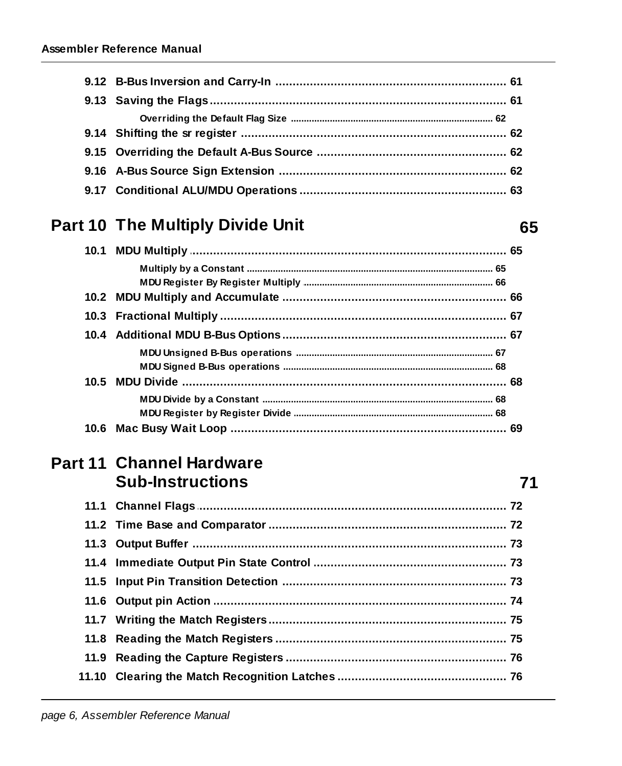9.12 B-Bus Inversion and Carry-In .................................................................. 61

9.13 Saving the Flags ........................................................................................ 61

Overriding the Default Flag Size .............................................................................. 62

9.14 Shifting the sr register ............................................................................. 62

9.15 Overriding the Default A-Bus Source ...................................................... 62

9.16 A-Bus Source Sign Extension .................................................................. 62

9.17 Conditional ALU/MDU Operations ........................................................... 63

## Part 10 The Multiply Divide Unit 65

10.1 MDU Multiply ............................................................................................ 65

Multiply by a Constant ............................................................................................... 65

MDU Register By Register Multiply .......................................................................... 66

10.2 MDU Multiply and Accumulate ................................................................. 66

10.3 Fractional Multiply .................................................................................... 67

10.4 Additional MDU B-Bus Options ................................................................ 67

MDU Unsigned B-Bus operations ............................................................................ 67

MDU Signed B-Bus operations ................................................................................. 68

10.5 MDU Divide ............................................................................................... 68

MDU Divide by a Constant ........................................................................................ 68

MDU Register by Register Divide ............................................................................. 68

10.6 Mac Busy Wait Loop ................................................................................. 69

## Part 11 Channel Hardware Sub-Instructions 71

11.1 Channel Flags ........................................................................................... 72

11.2 Time Base and Comparator ...................................................................... 72

11.3 Output Buffer ............................................................................................. 73

11.4 Immediate Output Pin State Control ........................................................ 73

11.5 Input Pin Transition Detection ................................................................. 73

11.6 Output pin Action ...................................................................................... 74

11.7 Writing the Match Registers ..................................................................... 75

11.8 Reading the Match Registers ................................................................... 75

11.9 Reading the Capture Registers ................................................................ 76

11.10 Clearing the Match Recognition Latches ................................................. 76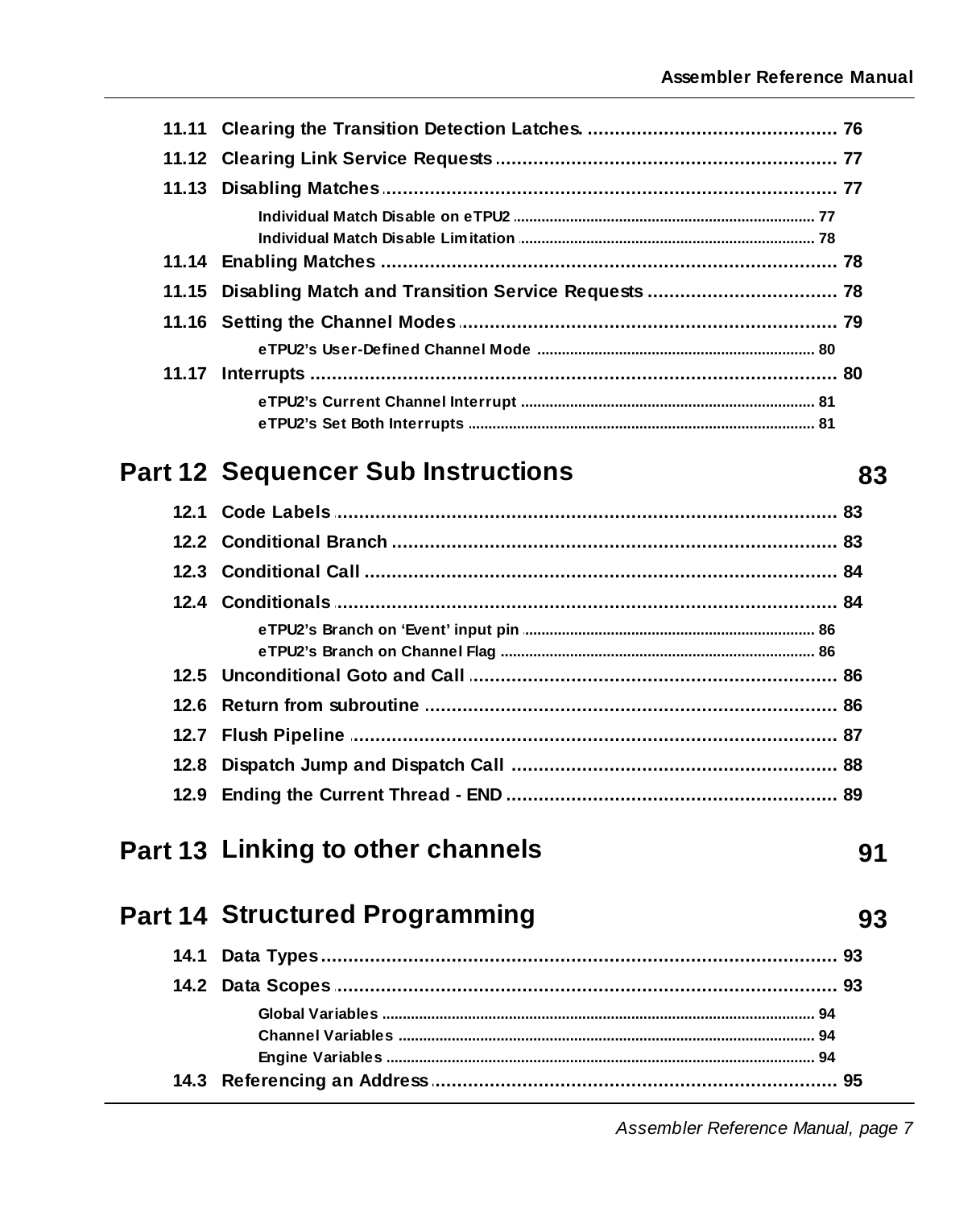| | | |
|---|---|---|
| 11.11 | Clearing the Transition Detection Latches. | 76 |
| 11.12 | Clearing Link Service Requests | 77 |
| 11.13 | Disabling Matches | 77 |
| | Individual Match Disable on eTPU2 | 77 |
| | Individual Match Disable Limitation | 78 |
| 11.14 | Enabling Matches | 78 |
| 11.15 | Disabling Match and Transition Service Requests | 78 |
| 11.16 | Setting the Channel Modes | 79 |
| | eTPU2's User-Defined Channel Mode | 80 |
| 11.17 | Interrupts | 80 |
| | eTPU2's Current Channel Interrupt | 81 |
| | eTPU2's Set Both Interrupts | 81 |

## Part 12 Sequencer Sub Instructions 83

| | | |
|---|---|---|
| 12.1 | Code Labels | 83 |
| 12.2 | Conditional Branch | 83 |
| 12.3 | Conditional Call | 84 |
| 12.4 | Conditionals | 84 |
| | eTPU2's Branch on 'Event' input pin | 86 |
| | eTPU2's Branch on Channel Flag | 86 |
| 12.5 | Unconditional Goto and Call | 86 |
| 12.6 | Return from subroutine | 86 |
| 12.7 | Flush Pipeline | 87 |
| 12.8 | Dispatch Jump and Dispatch Call | 88 |
| 12.9 | Ending the Current Thread - END | 89 |

## Part 13 Linking to other channels 91

## Part 14 Structured Programming 93

| | | |
|---|---|---|
| 14.1 | Data Types | 93 |
| 14.2 | Data Scopes | 93 |
| | Global Variables | 94 |
| | Channel Variables | 94 |
| | Engine Variables | 94 |
| 14.3 | Referencing an Address | 95 |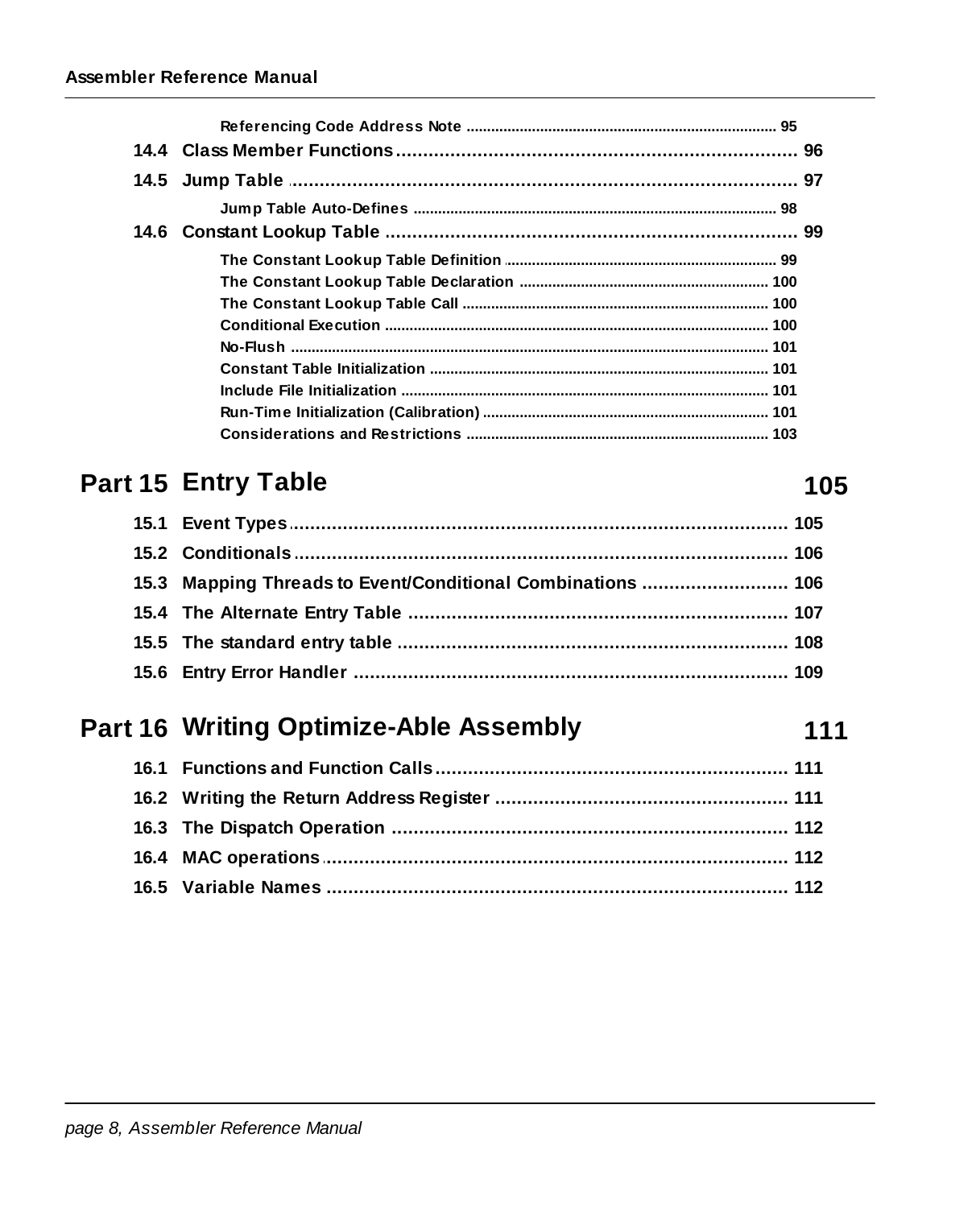Referencing Code Address Note ............................................................................ 95

14.4 Class Member Functions .......................................................................... 96

14.5 Jump Table .............................................................................................. 97

Jump Table Auto-Defines ......................................................................................... 98

14.6 Constant Lookup Table ............................................................................ 99

The Constant Lookup Table Definition ................................................................... 99

The Constant Lookup Table Declaration ............................................................. 100

The Constant Lookup Table Call ........................................................................... 100

Conditional Execution ............................................................................................. 100

No-Flush .................................................................................................................... 101

Constant Table Initialization .................................................................................. 101

Include File Initialization .......................................................................................... 101

Run-Time Initialization (Calibration) ...................................................................... 101

Considerations and Restrictions ........................................................................... 103

## Part 15 Entry Table 105

15.1 Event Types ............................................................................................ 105

15.2 Conditionals ............................................................................................ 106

15.3 Mapping Threads to Event/Conditional Combinations ........................... 106

15.4 The Alternate Entry Table ....................................................................... 107

15.5 The standard entry table ........................................................................ 108

15.6 Entry Error Handler ................................................................................. 109

## Part 16 Writing Optimize-Able Assembly 111

16.1 Functions and Function Calls ................................................................. 111

16.2 Writing the Return Address Register ..................................................... 111

16.3 The Dispatch Operation ......................................................................... 112

16.4 MAC operations ...................................................................................... 112

16.5 Variable Names ...................................................................................... 112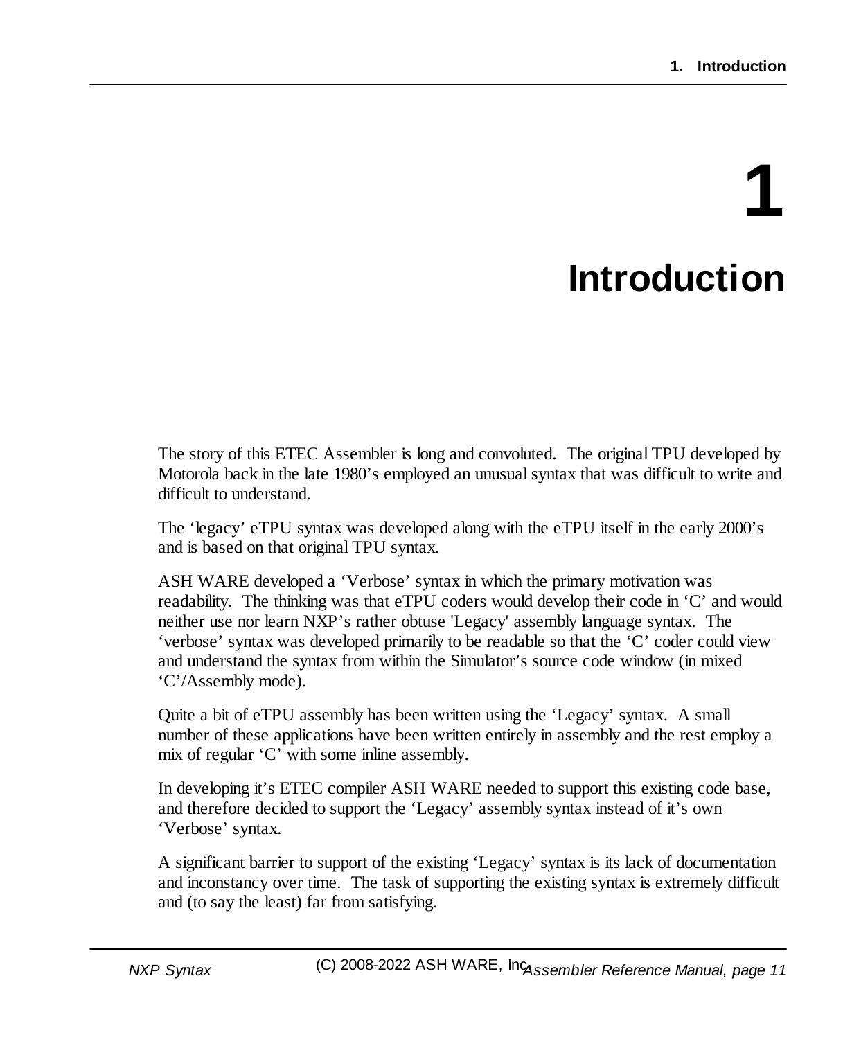# 1 Introduction

The story of this ETEC Assembler is long and convoluted. The original TPU developed by Motorola back in the late 1980's employed an unusual syntax that was difficult to write and difficult to understand.

The 'legacy' eTPU syntax was developed along with the eTPU itself in the early 2000's and is based on that original TPU syntax.

ASH WARE developed a 'Verbose' syntax in which the primary motivation was readability. The thinking was that eTPU coders would develop their code in 'C' and would neither use nor learn NXP's rather obtuse 'Legacy' assembly language syntax. The 'verbose' syntax was developed primarily to be readable so that the 'C' coder could view and understand the syntax from within the Simulator's source code window (in mixed 'C'/Assembly mode).

Quite a bit of eTPU assembly has been written using the 'Legacy' syntax. A small number of these applications have been written entirely in assembly and the rest employ a mix of regular 'C' with some inline assembly.

In developing it's ETEC compiler ASH WARE needed to support this existing code base, and therefore decided to support the 'Legacy' assembly syntax instead of it's own 'Verbose' syntax.

A significant barrier to support of the existing 'Legacy' syntax is its lack of documentation and inconstancy over time. The task of supporting the existing syntax is extremely difficult and (to say the least) far from satisfying.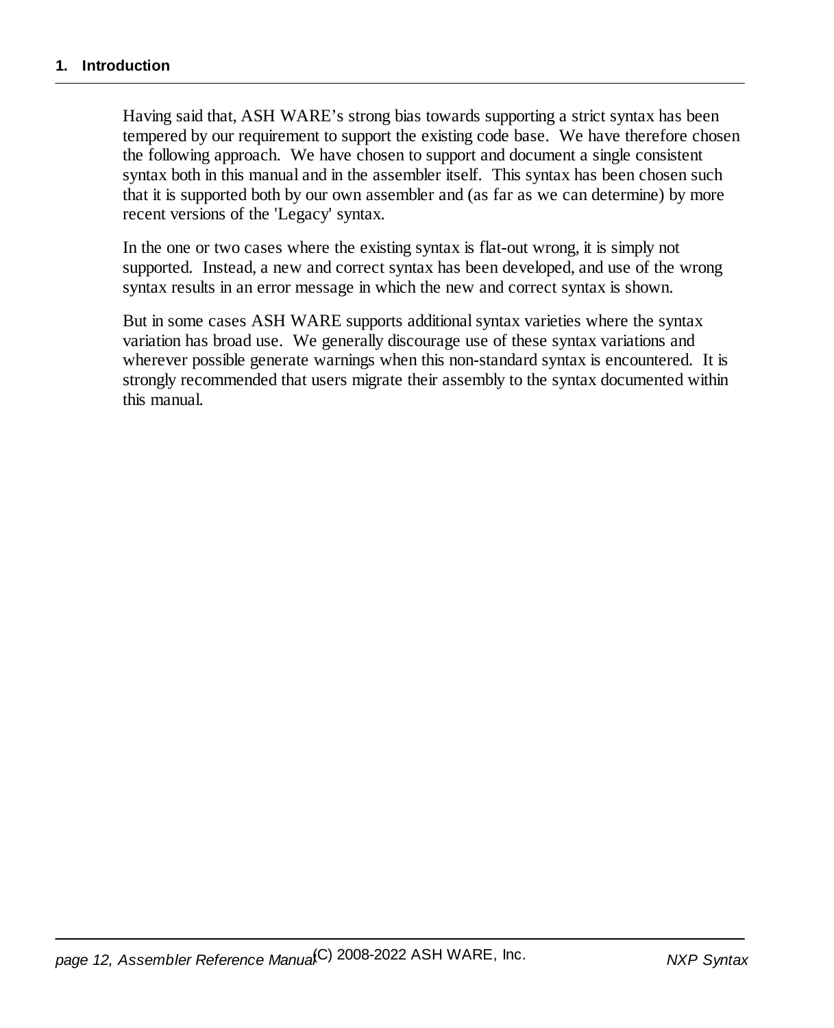Having said that, ASH WARE's strong bias towards supporting a strict syntax has been tempered by our requirement to support the existing code base. We have therefore chosen the following approach. We have chosen to support and document a single consistent syntax both in this manual and in the assembler itself. This syntax has been chosen such that it is supported both by our own assembler and (as far as we can determine) by more recent versions of the 'Legacy' syntax.

In the one or two cases where the existing syntax is flat-out wrong, it is simply not supported. Instead, a new and correct syntax has been developed, and use of the wrong syntax results in an error message in which the new and correct syntax is shown.

But in some cases ASH WARE supports additional syntax varieties where the syntax variation has broad use. We generally discourage use of these syntax variations and wherever possible generate warnings when this non-standard syntax is encountered. It is strongly recommended that users migrate their assembly to the syntax documented within this manual.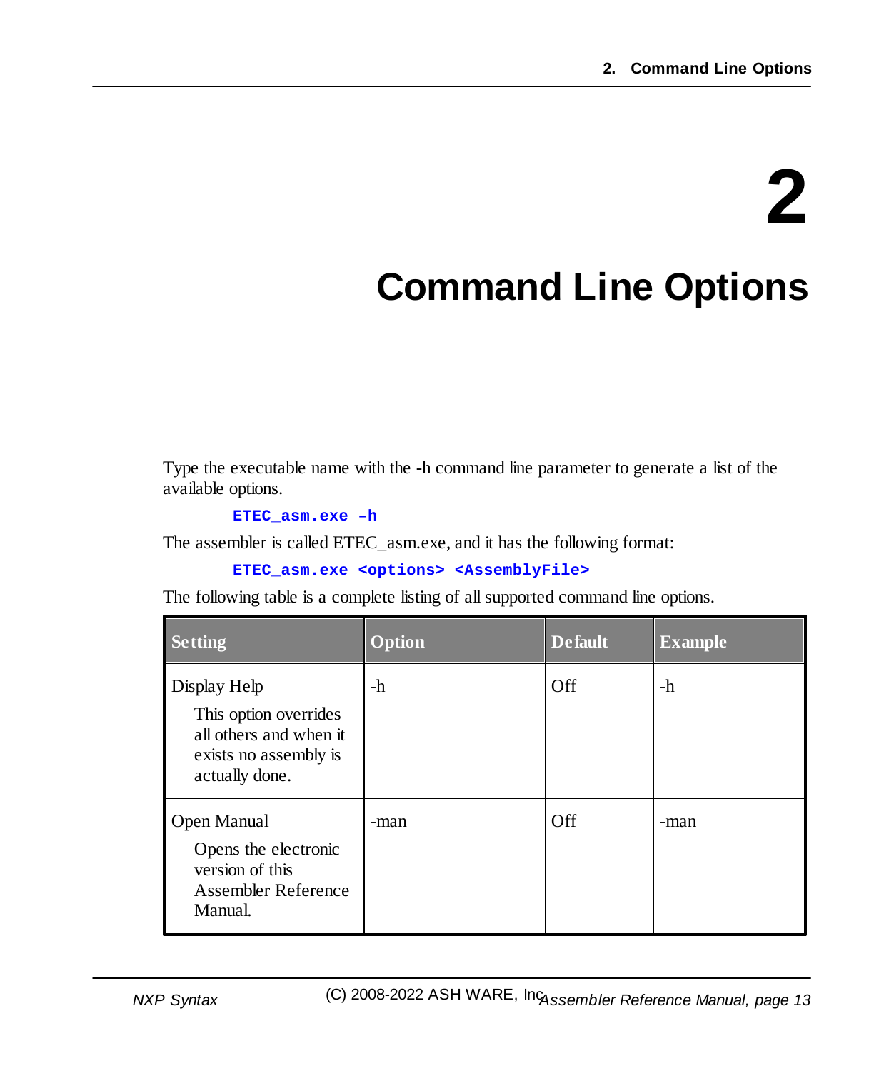# 2 Command Line Options

Type the executable name with the -h command line parameter to generate a list of the available options.

```
ETEC_asm.exe –h
```

The assembler is called ETEC_asm.exe, and it has the following format:

```
ETEC_asm.exe <options> <AssemblyFile>
```

The following table is a complete listing of all supported command line options.

| Setting | Option | Default | Example |
|---|---|---|---|
| Display Help<br><br>This option overrides all others and when it exists no assembly is actually done. | -h | Off | -h |
| Open Manual<br><br>Opens the electronic version of this Assembler Reference Manual. | -man | Off | -man |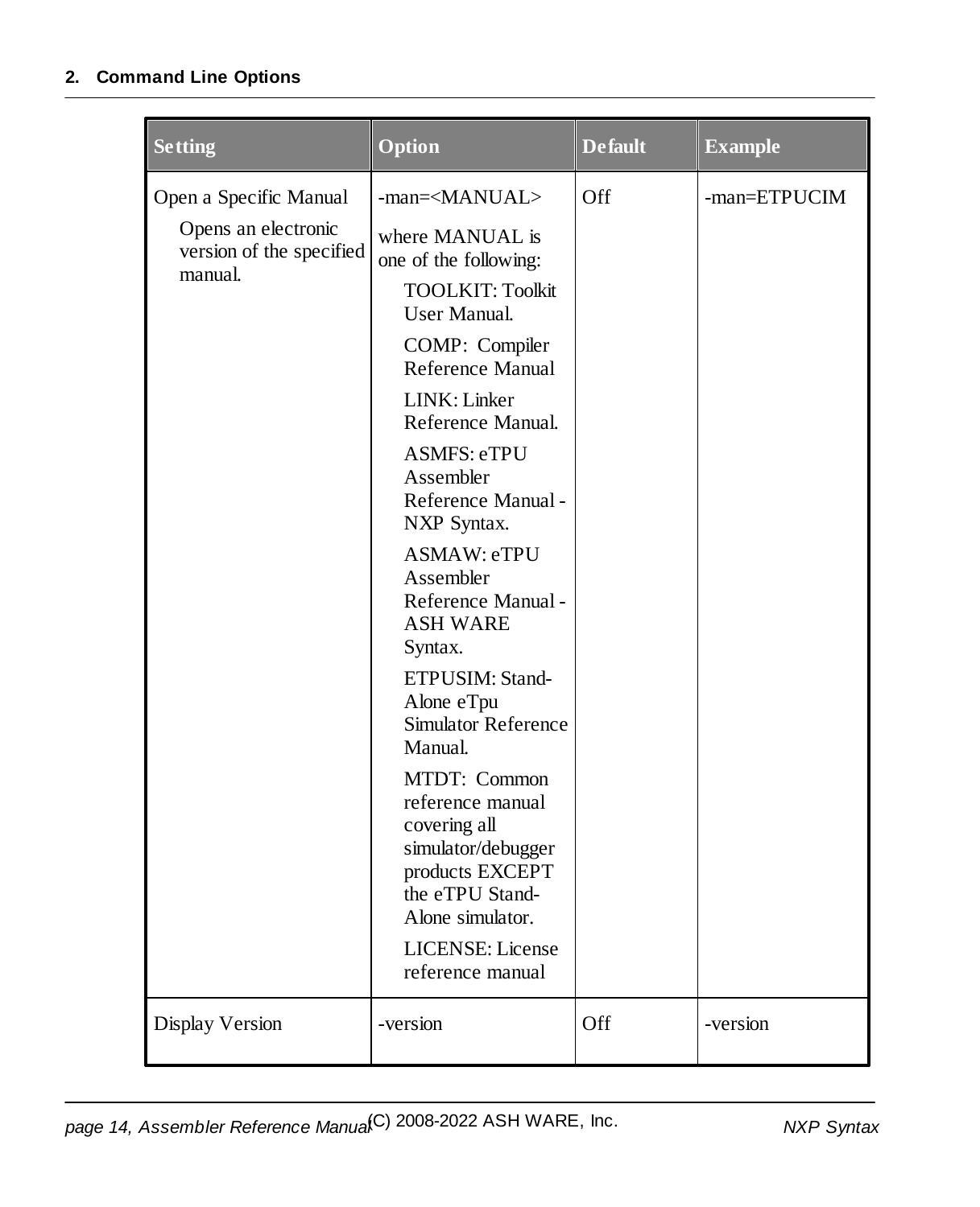| Setting | Option | Default | Example |
|---|---|---|---|
| Open a Specific Manual<br>Opens an electronic version of the specified manual. | -man=<MANUAL><br>where MANUAL is one of the following:<br>TOOLKIT: Toolkit User Manual.<br>COMP: Compiler Reference Manual<br>LINK: Linker Reference Manual.<br>ASMFS: eTPU Assembler Reference Manual - NXP Syntax.<br>ASMAW: eTPU Assembler Reference Manual - ASH WARE Syntax.<br>ETPUSIM: Stand-Alone eTpu Simulator Reference Manual.<br>MTDT: Common reference manual covering all simulator/debugger products EXCEPT the eTPU Stand-Alone simulator.<br>LICENSE: License reference manual | Off | -man=ETPUCIM |
| Display Version | -version | Off | -version |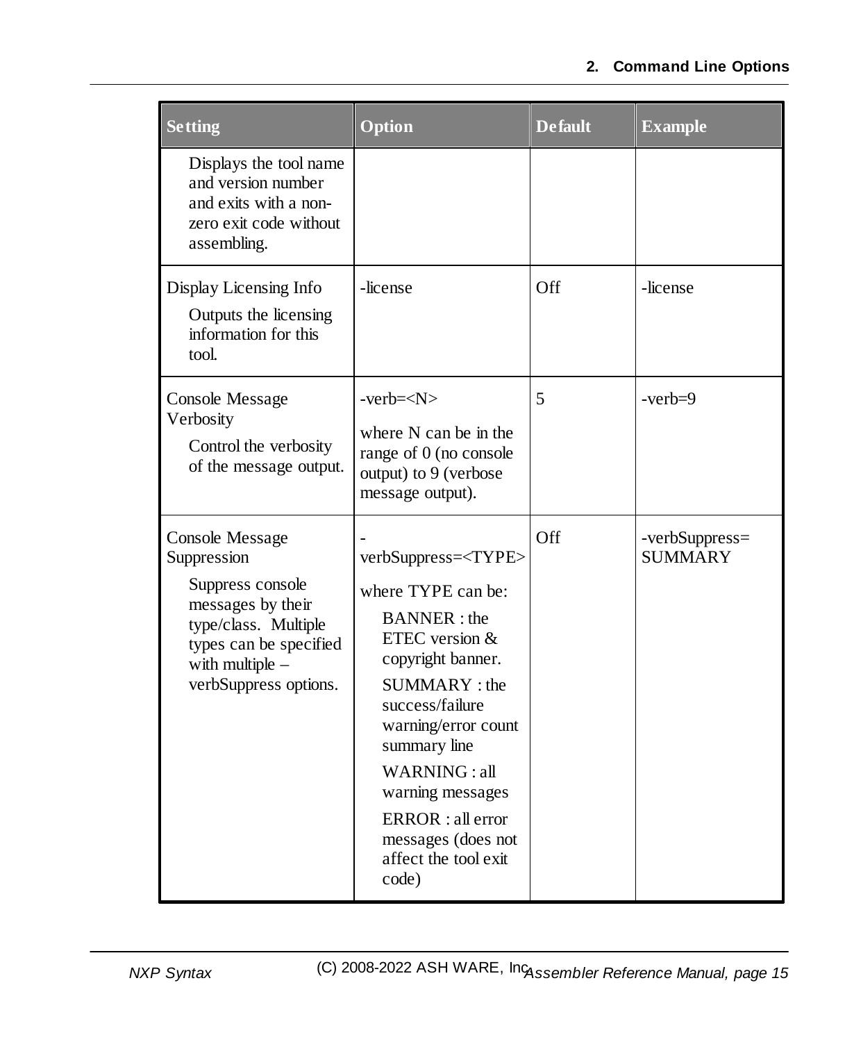| Setting | Option | Default | Example |
| --- | --- | --- | --- |
| Displays the tool name and version number and exits with a non-zero exit code without assembling. | | | |
| Display Licensing Info<br>Outputs the licensing information for this tool. | -license | Off | -license |
| Console Message Verbosity<br>Control the verbosity of the message output. | -verb=<N><br>where N can be in the range of 0 (no console output) to 9 (verbose message output). | 5 | -verb=9 |
| Console Message Suppression<br>Suppress console messages by their type/class. Multiple types can be specified with multiple –verbSuppress options. | -verbSuppress=<TYPE><br>where TYPE can be:<br>BANNER : the ETEC version & copyright banner.<br>SUMMARY : the success/failure warning/error count summary line<br>WARNING : all warning messages<br>ERROR : all error messages (does not affect the tool exit code) | Off | -verbSuppress= SUMMARY |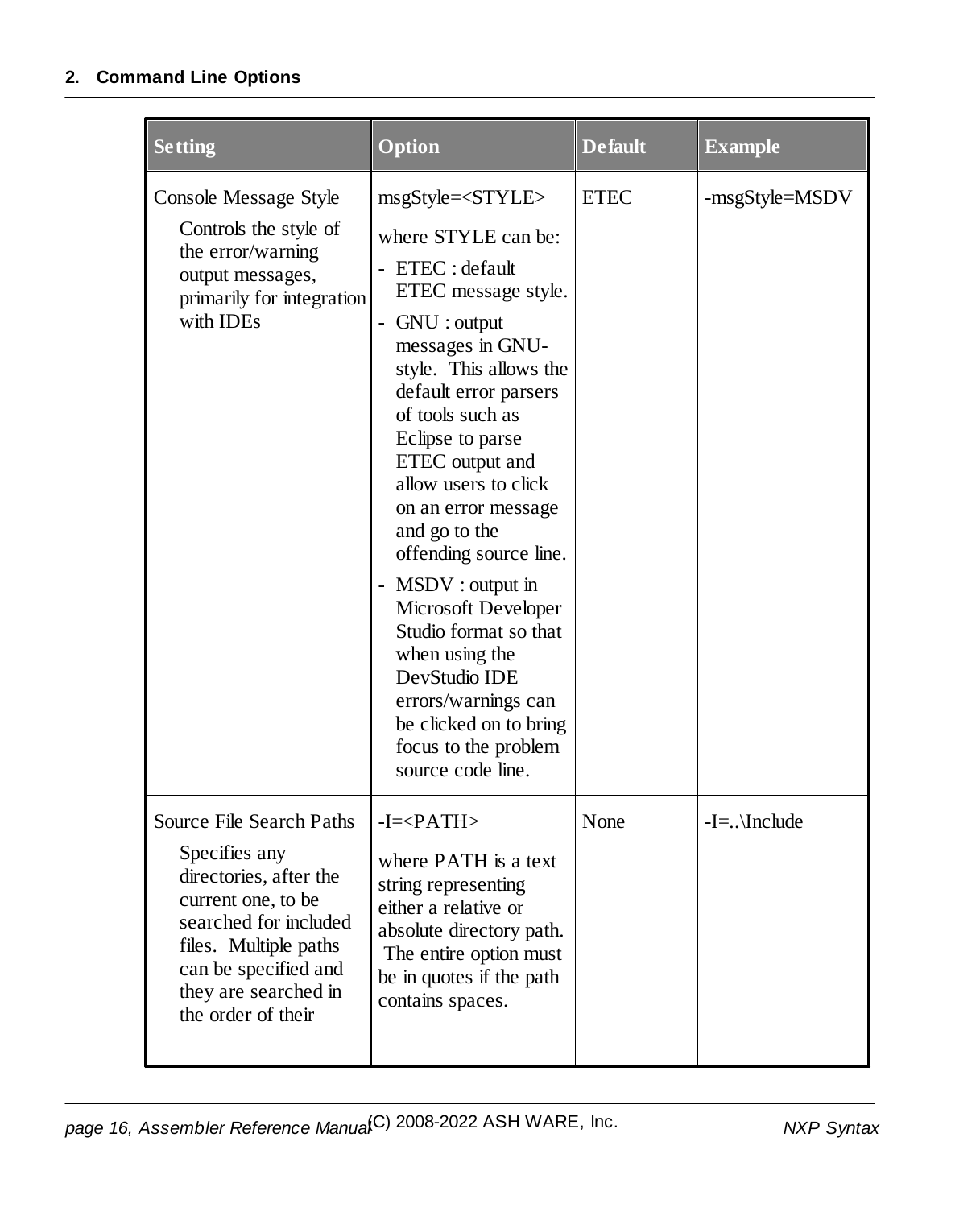| Setting | Option | Default | Example |
|---|---|---|---|
| Console Message Style<br><br>Controls the style of the error/warning output messages, primarily for integration with IDEs | msgStyle=<STYLE><br><br>where STYLE can be:<br>- ETEC : default ETEC message style.<br>- GNU : output messages in GNU-style. This allows the default error parsers of tools such as Eclipse to parse ETEC output and allow users to click on an error message and go to the offending source line.<br>- MSDV : output in Microsoft Developer Studio format so that when using the DevStudio IDE errors/warnings can be clicked on to bring focus to the problem source code line. | ETEC | -msgStyle=MSDV |
| Source File Search Paths<br><br>Specifies any directories, after the current one, to be searched for included files. Multiple paths can be specified and they are searched in the order of their | -I=<PATH><br><br>where PATH is a text string representing either a relative or absolute directory path. The entire option must be in quotes if the path contains spaces. | None | -I=..\Include |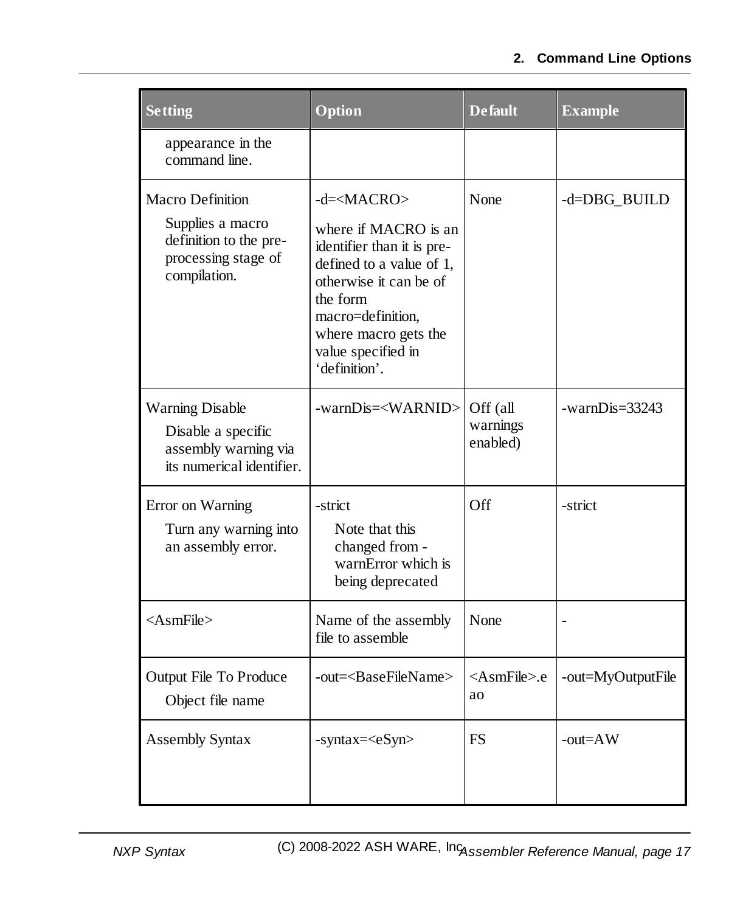| Setting | Option | Default | Example |
|---|---|---|---|
| appearance in the command line. | | | |
| Macro Definition<br>Supplies a macro definition to the pre-processing stage of compilation. | -d=<MACRO><br>where if MACRO is an identifier than it is pre-defined to a value of 1, otherwise it can be of the form macro=definition, where macro gets the value specified in 'definition'. | None | -d=DBG_BUILD |
| Warning Disable<br>Disable a specific assembly warning via its numerical identifier. | -warnDis=<WARNID> | Off (all warnings enabled) | -warnDis=33243 |
| Error on Warning<br>Turn any warning into an assembly error. | -strict<br>Note that this changed from -warnError which is being deprecated | Off | -strict |
| <AsmFile> | Name of the assembly file to assemble | None | - |
| Output File To Produce<br>Object file name | -out=<BaseFileName> | <AsmFile>.eao | -out=MyOutputFile |
| Assembly Syntax | -syntax=<eSyn> | FS | -out=AW |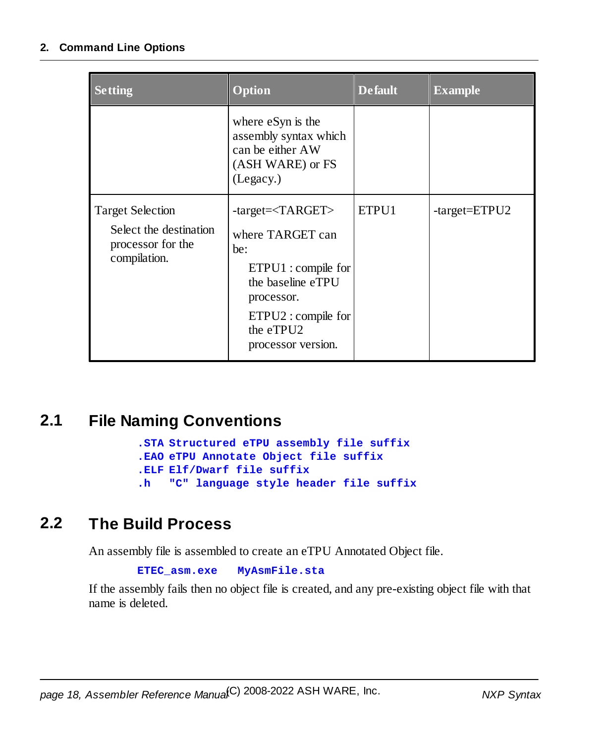| Setting | Option | Default | Example |
|---|---|---|---|
| | where eSyn is the assembly syntax which can be either AW (ASH WARE) or FS (Legacy.) | | |
| Target Selection<br>Select the destination processor for the compilation. | -target=<TARGET><br>where TARGET can be:<br>ETPU1 : compile for the baseline eTPU processor.<br>ETPU2 : compile for the eTPU2 processor version. | ETPU1 | -target=ETPU2 |

## 2.1 File Naming Conventions

```
.STA Structured eTPU assembly file suffix
.EAO eTPU Annotate Object file suffix
.ELF Elf/Dwarf file suffix
.h   "C" language style header file suffix
```

## 2.2 The Build Process

An assembly file is assembled to create an eTPU Annotated Object file.

```
ETEC_asm.exe   MyAsmFile.sta
```

If the assembly fails then no object file is created, and any pre-existing object file with that name is deleted.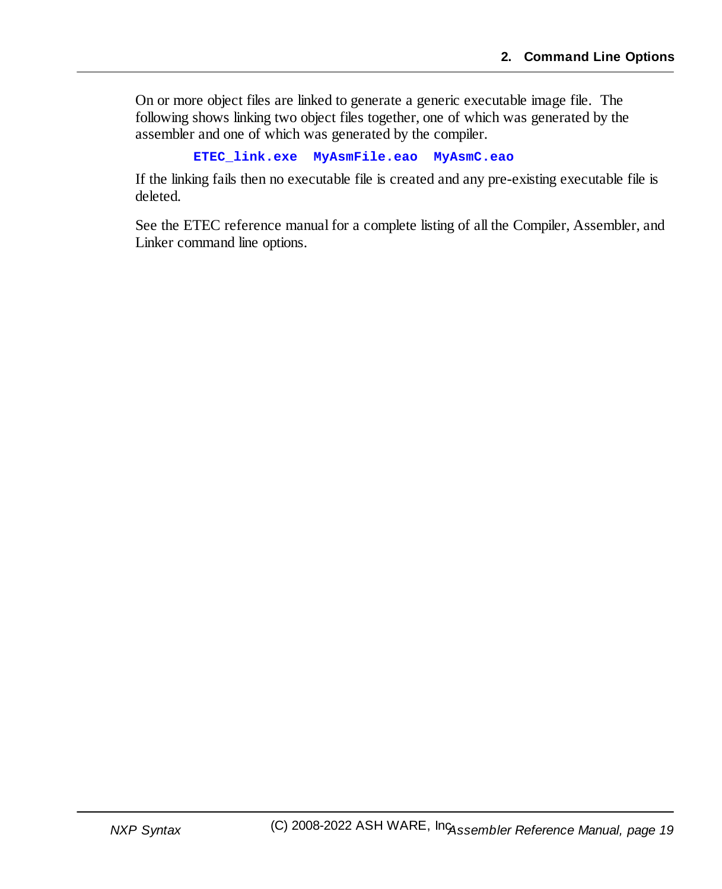On or more object files are linked to generate a generic executable image file. The following shows linking two object files together, one of which was generated by the assembler and one of which was generated by the compiler.

```
ETEC_link.exe  MyAsmFile.eao  MyAsmC.eao
```

If the linking fails then no executable file is created and any pre-existing executable file is deleted.

See the ETEC reference manual for a complete listing of all the Compiler, Assembler, and Linker command line options.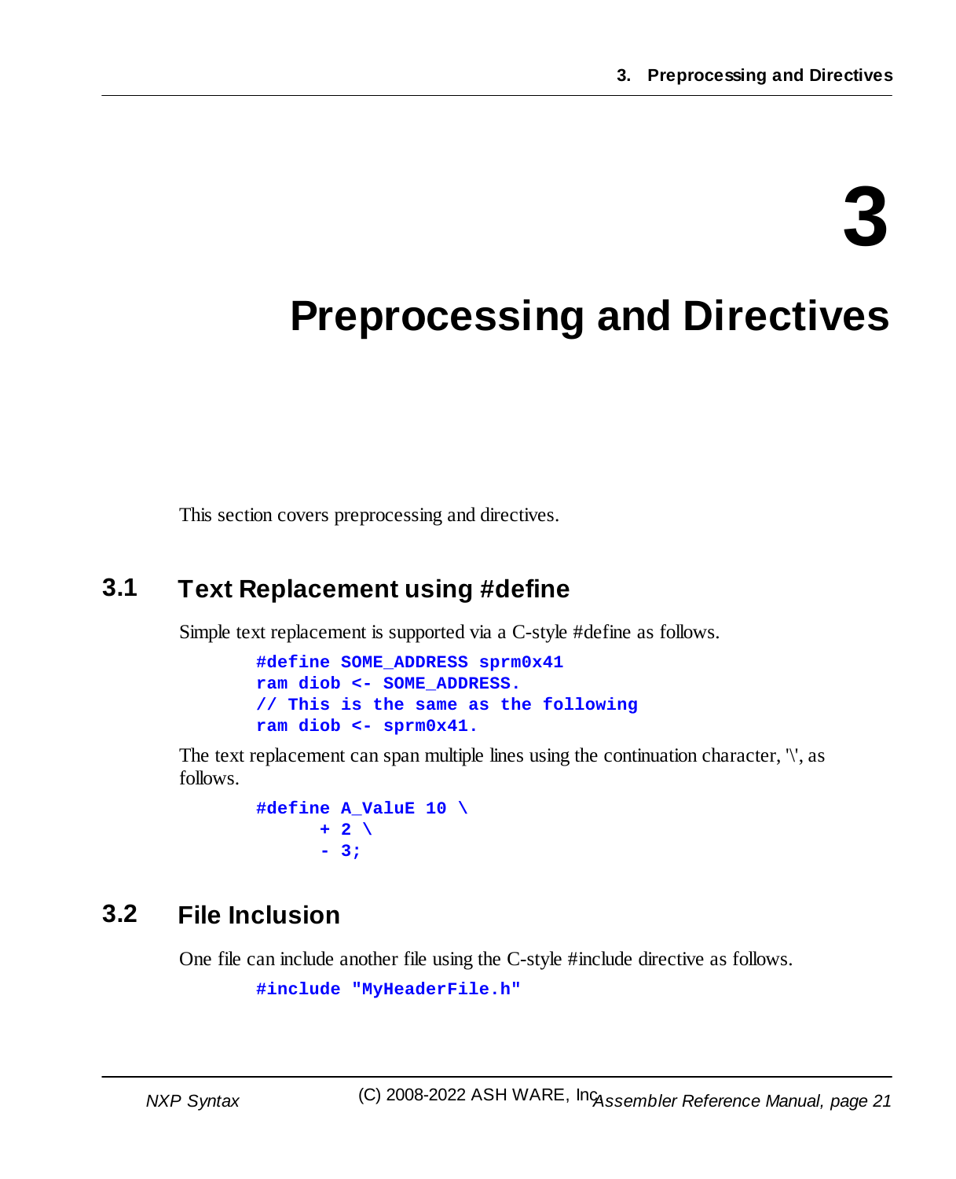# 3 Preprocessing and Directives

This section covers preprocessing and directives.

## 3.1 Text Replacement using #define

Simple text replacement is supported via a C-style #define as follows.

```
#define SOME_ADDRESS sprm0x41
ram diob <- SOME_ADDRESS.
// This is the same as the following
ram diob <- sprm0x41.
```

The text replacement can span multiple lines using the continuation character, '\', as follows.

```
#define A_ValuE 10 \
      + 2 \
      - 3;
```

## 3.2 File Inclusion

One file can include another file using the C-style #include directive as follows.

```
#include "MyHeaderFile.h"
```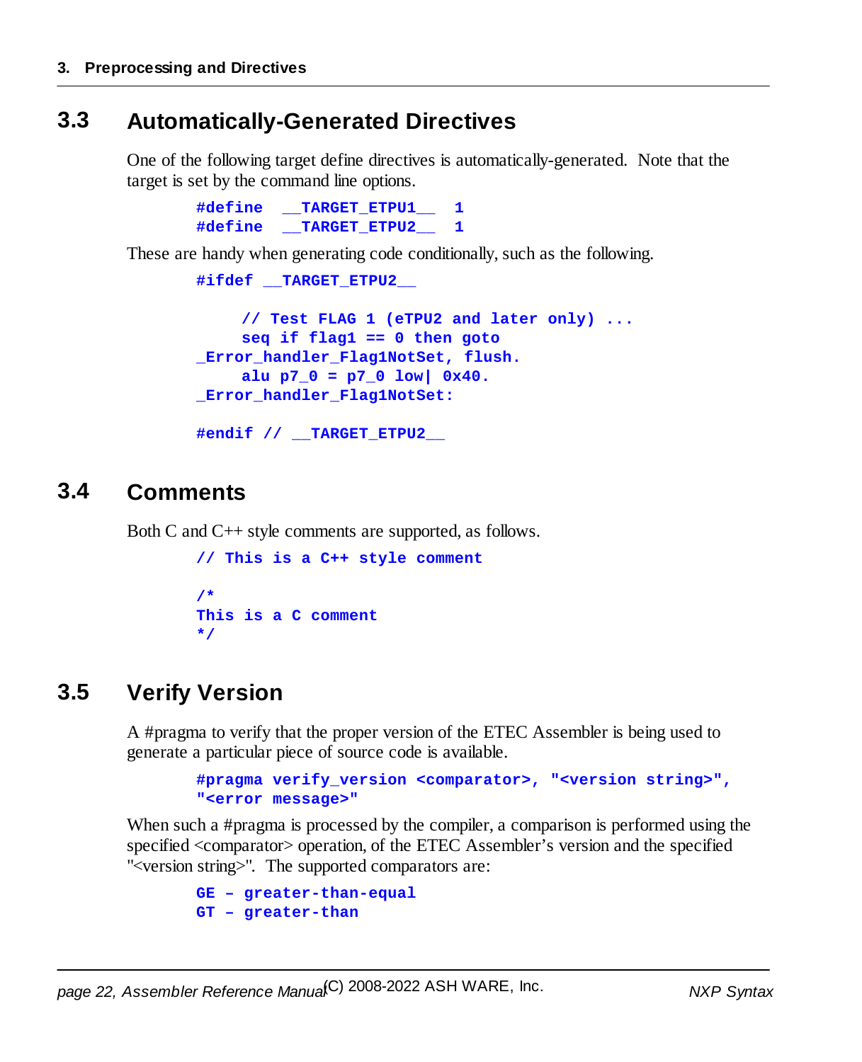## 3.3 Automatically-Generated Directives

One of the following target define directives is automatically-generated. Note that the target is set by the command line options.

```
#define  __TARGET_ETPU1__  1
#define  __TARGET_ETPU2__  1
```

These are handy when generating code conditionally, such as the following.

```
#ifdef __TARGET_ETPU2__

     // Test FLAG 1 (eTPU2 and later only) ...
     seq if flag1 == 0 then goto
_Error_handler_Flag1NotSet, flush.
     alu p7_0 = p7_0 low| 0x40.
_Error_handler_Flag1NotSet:

#endif // __TARGET_ETPU2__
```

## 3.4 Comments

Both C and C++ style comments are supported, as follows.

```
// This is a C++ style comment

/*
This is a C comment
*/
```

## 3.5 Verify Version

A #pragma to verify that the proper version of the ETEC Assembler is being used to generate a particular piece of source code is available.

```
#pragma verify_version <comparator>, "<version string>",
"<error message>"
```

When such a #pragma is processed by the compiler, a comparison is performed using the specified <comparator> operation, of the ETEC Assembler's version and the specified "<version string>". The supported comparators are:

```
GE – greater-than-equal
GT – greater-than
```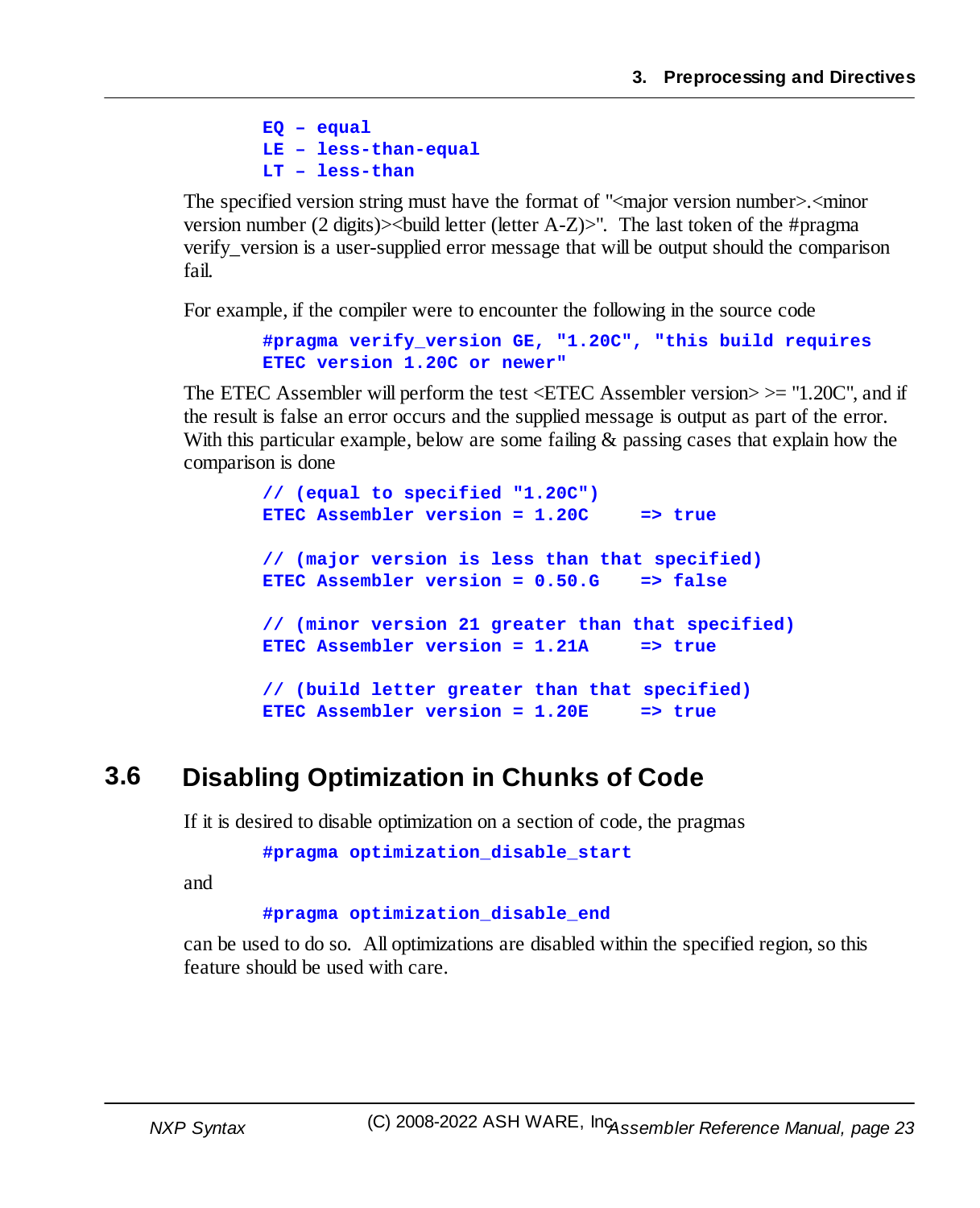```
EQ – equal
LE – less-than-equal
LT – less-than
```

The specified version string must have the format of "<major version number>.<minor version number (2 digits)><build letter (letter A-Z)>". The last token of the #pragma verify_version is a user-supplied error message that will be output should the comparison fail.

For example, if the compiler were to encounter the following in the source code

```
#pragma verify_version GE, "1.20C", "this build requires
ETEC version 1.20C or newer"
```

The ETEC Assembler will perform the test <ETEC Assembler version> >= "1.20C", and if the result is false an error occurs and the supplied message is output as part of the error. With this particular example, below are some failing & passing cases that explain how the comparison is done

```
// (equal to specified "1.20C")
ETEC Assembler version = 1.20C     => true

// (major version is less than that specified)
ETEC Assembler version = 0.50.G    => false

// (minor version 21 greater than that specified)
ETEC Assembler version = 1.21A     => true

// (build letter greater than that specified)
ETEC Assembler version = 1.20E     => true
```

## 3.6 Disabling Optimization in Chunks of Code

If it is desired to disable optimization on a section of code, the pragmas

```
#pragma optimization_disable_start
```

and

```
#pragma optimization_disable_end
```

can be used to do so. All optimizations are disabled within the specified region, so this feature should be used with care.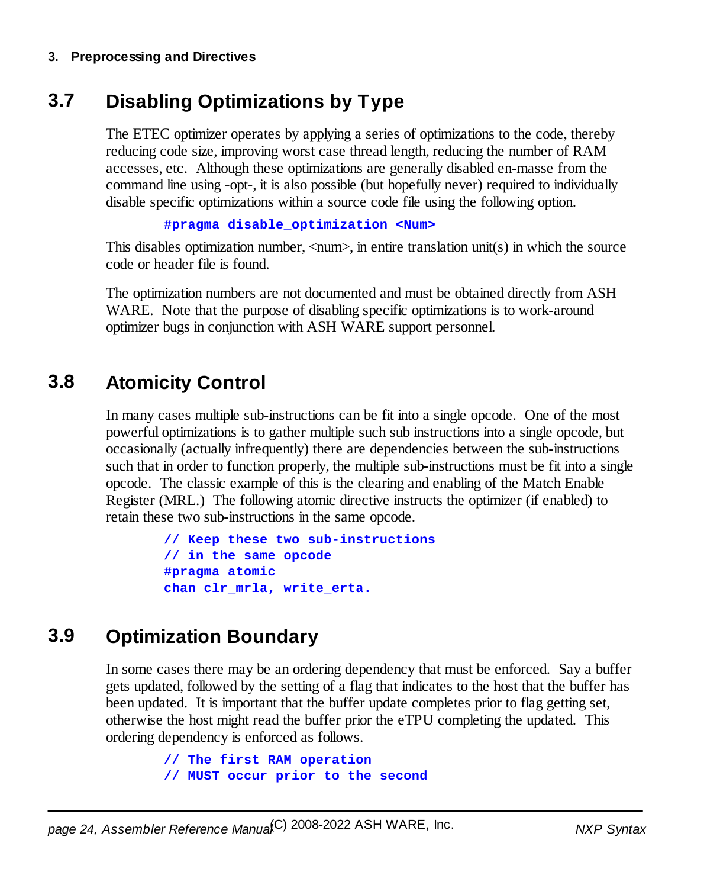## 3.7 Disabling Optimizations by Type

The ETEC optimizer operates by applying a series of optimizations to the code, thereby reducing code size, improving worst case thread length, reducing the number of RAM accesses, etc. Although these optimizations are generally disabled en-masse from the command line using -opt-, it is also possible (but hopefully never) required to individually disable specific optimizations within a source code file using the following option.

```
#pragma disable_optimization <Num>
```

This disables optimization number, <num>, in entire translation unit(s) in which the source code or header file is found.

The optimization numbers are not documented and must be obtained directly from ASH WARE. Note that the purpose of disabling specific optimizations is to work-around optimizer bugs in conjunction with ASH WARE support personnel.

## 3.8 Atomicity Control

In many cases multiple sub-instructions can be fit into a single opcode. One of the most powerful optimizations is to gather multiple such sub instructions into a single opcode, but occasionally (actually infrequently) there are dependencies between the sub-instructions such that in order to function properly, the multiple sub-instructions must be fit into a single opcode. The classic example of this is the clearing and enabling of the Match Enable Register (MRL.) The following atomic directive instructs the optimizer (if enabled) to retain these two sub-instructions in the same opcode.

```
// Keep these two sub-instructions
// in the same opcode
#pragma atomic
chan clr_mrla, write_erta.
```

## 3.9 Optimization Boundary

In some cases there may be an ordering dependency that must be enforced. Say a buffer gets updated, followed by the setting of a flag that indicates to the host that the buffer has been updated. It is important that the buffer update completes prior to flag getting set, otherwise the host might read the buffer prior the eTPU completing the updated. This ordering dependency is enforced as follows.

```
// The first RAM operation
// MUST occur prior to the second
```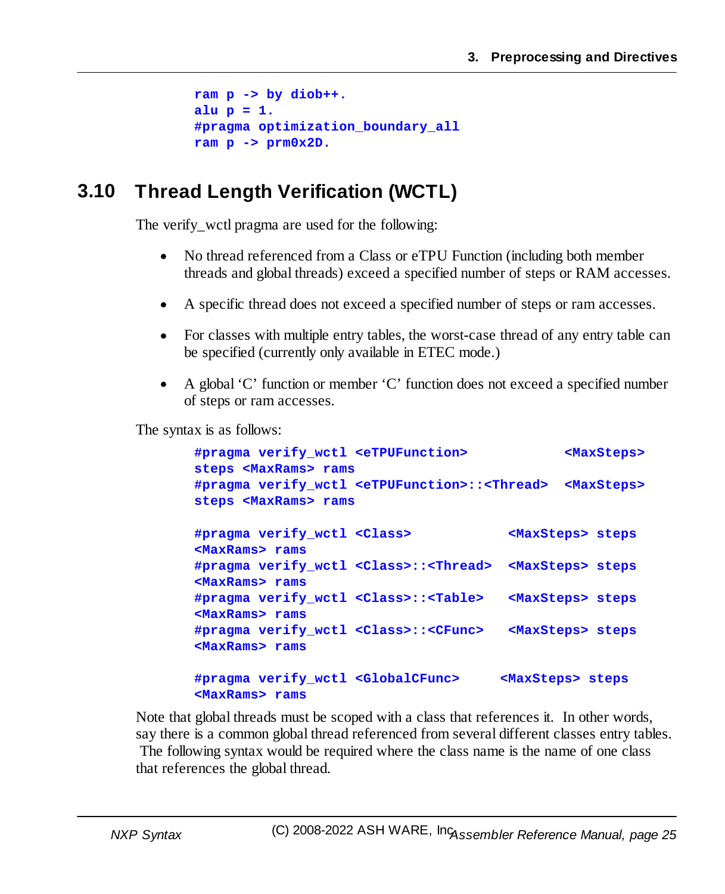```
ram p -> by diob++.
alu p = 1.
#pragma optimization_boundary_all
ram p -> prm0x2D.
```

## 3.10 Thread Length Verification (WCTL)

The verify_wctl pragma are used for the following:

- No thread referenced from a Class or eTPU Function (including both member threads and global threads) exceed a specified number of steps or RAM accesses.
- A specific thread does not exceed a specified number of steps or ram accesses.
- For classes with multiple entry tables, the worst-case thread of any entry table can be specified (currently only available in ETEC mode.)
- A global 'C' function or member 'C' function does not exceed a specified number of steps or ram accesses.

The syntax is as follows:

```
#pragma verify_wctl <eTPUFunction>            <MaxSteps>
steps <MaxRams> rams
#pragma verify_wctl <eTPUFunction>::<Thread>  <MaxSteps>
steps <MaxRams> rams

#pragma verify_wctl <Class>           <MaxSteps> steps
<MaxRams> rams
#pragma verify_wctl <Class>::<Thread>  <MaxSteps> steps
<MaxRams> rams
#pragma verify_wctl <Class>::<Table>   <MaxSteps> steps
<MaxRams> rams
#pragma verify_wctl <Class>::<CFunc>   <MaxSteps> steps
<MaxRams> rams

#pragma verify_wctl <GlobalCFunc>     <MaxSteps> steps
<MaxRams> rams
```

Note that global threads must be scoped with a class that references it. In other words, say there is a common global thread referenced from several different classes entry tables. The following syntax would be required where the class name is the name of one class that references the global thread.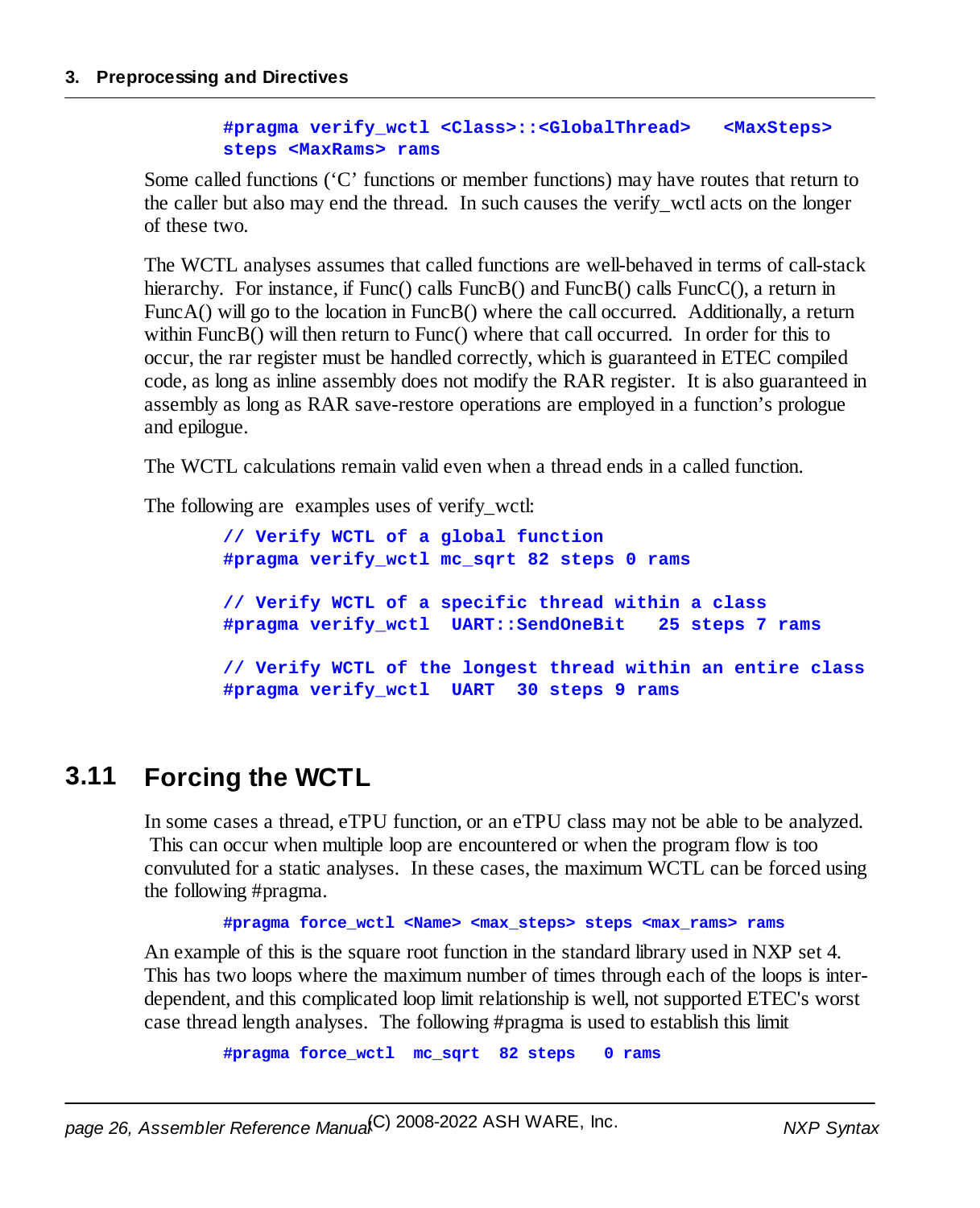```
#pragma verify_wctl <Class>::<GlobalThread>   <MaxSteps>
steps <MaxRams> rams
```

Some called functions (‘C’ functions or member functions) may have routes that return to the caller but also may end the thread. In such causes the verify_wctl acts on the longer of these two.

The WCTL analyses assumes that called functions are well-behaved in terms of call-stack hierarchy. For instance, if Func() calls FuncB() and FuncB() calls FuncC(), a return in FuncA() will go to the location in FuncB() where the call occurred. Additionally, a return within FuncB() will then return to Func() where that call occurred. In order for this to occur, the rar register must be handled correctly, which is guaranteed in ETEC compiled code, as long as inline assembly does not modify the RAR register. It is also guaranteed in assembly as long as RAR save-restore operations are employed in a function’s prologue and epilogue.

The WCTL calculations remain valid even when a thread ends in a called function.

The following are  examples uses of verify_wctl:

```
// Verify WCTL of a global function
#pragma verify_wctl mc_sqrt 82 steps 0 rams

// Verify WCTL of a specific thread within a class
#pragma verify_wctl  UART::SendOneBit   25 steps 7 rams

// Verify WCTL of the longest thread within an entire class
#pragma verify_wctl  UART  30 steps 9 rams
```

## 3.11 Forcing the WCTL

In some cases a thread, eTPU function, or an eTPU class may not be able to be analyzed. This can occur when multiple loop are encountered or when the program flow is too convuluted for a static analyses. In these cases, the maximum WCTL can be forced using the following #pragma.

```
#pragma force_wctl <Name> <max_steps> steps <max_rams> rams
```

An example of this is the square root function in the standard library used in NXP set 4. This has two loops where the maximum number of times through each of the loops is inter-dependent, and this complicated loop limit relationship is well, not supported ETEC's worst case thread length analyses. The following #pragma is used to establish this limit

```
#pragma force_wctl  mc_sqrt  82 steps   0 rams
```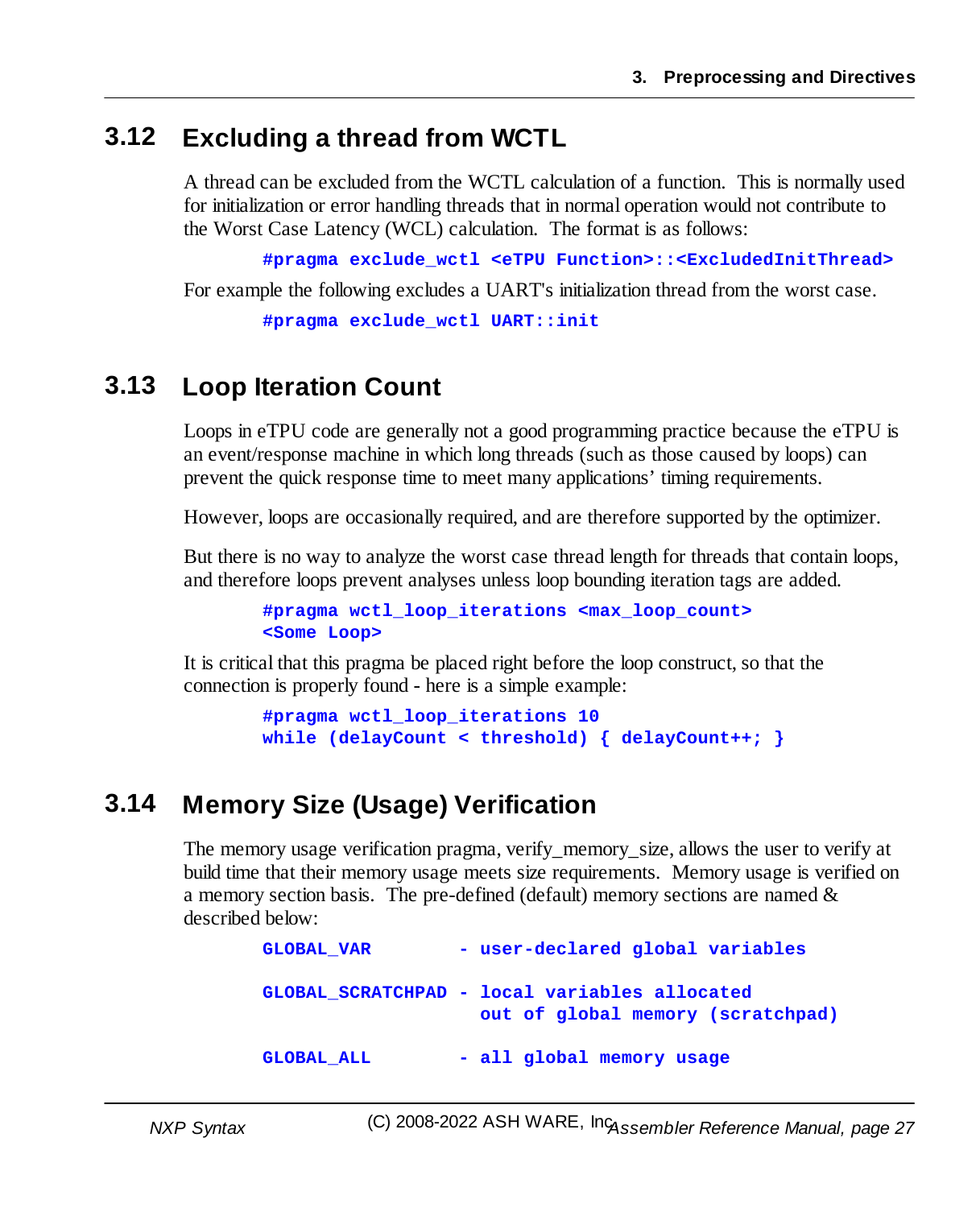## 3.12 Excluding a thread from WCTL

A thread can be excluded from the WCTL calculation of a function. This is normally used for initialization or error handling threads that in normal operation would not contribute to the Worst Case Latency (WCL) calculation. The format is as follows:

```
#pragma exclude_wctl <eTPU Function>::<ExcludedInitThread>
```

For example the following excludes a UART's initialization thread from the worst case.

```
#pragma exclude_wctl UART::init
```

## 3.13 Loop Iteration Count

Loops in eTPU code are generally not a good programming practice because the eTPU is an event/response machine in which long threads (such as those caused by loops) can prevent the quick response time to meet many applications' timing requirements.

However, loops are occasionally required, and are therefore supported by the optimizer.

But there is no way to analyze the worst case thread length for threads that contain loops, and therefore loops prevent analyses unless loop bounding iteration tags are added.

```
#pragma wctl_loop_iterations <max_loop_count>
<Some Loop>
```

It is critical that this pragma be placed right before the loop construct, so that the connection is properly found - here is a simple example:

```
#pragma wctl_loop_iterations 10
while (delayCount < threshold) { delayCount++; }
```

## 3.14 Memory Size (Usage) Verification

The memory usage verification pragma, verify_memory_size, allows the user to verify at build time that their memory usage meets size requirements. Memory usage is verified on a memory section basis. The pre-defined (default) memory sections are named & described below:

```
GLOBAL_VAR        - user-declared global variables

GLOBAL_SCRATCHPAD - local variables allocated
                    out of global memory (scratchpad)

GLOBAL_ALL        - all global memory usage
```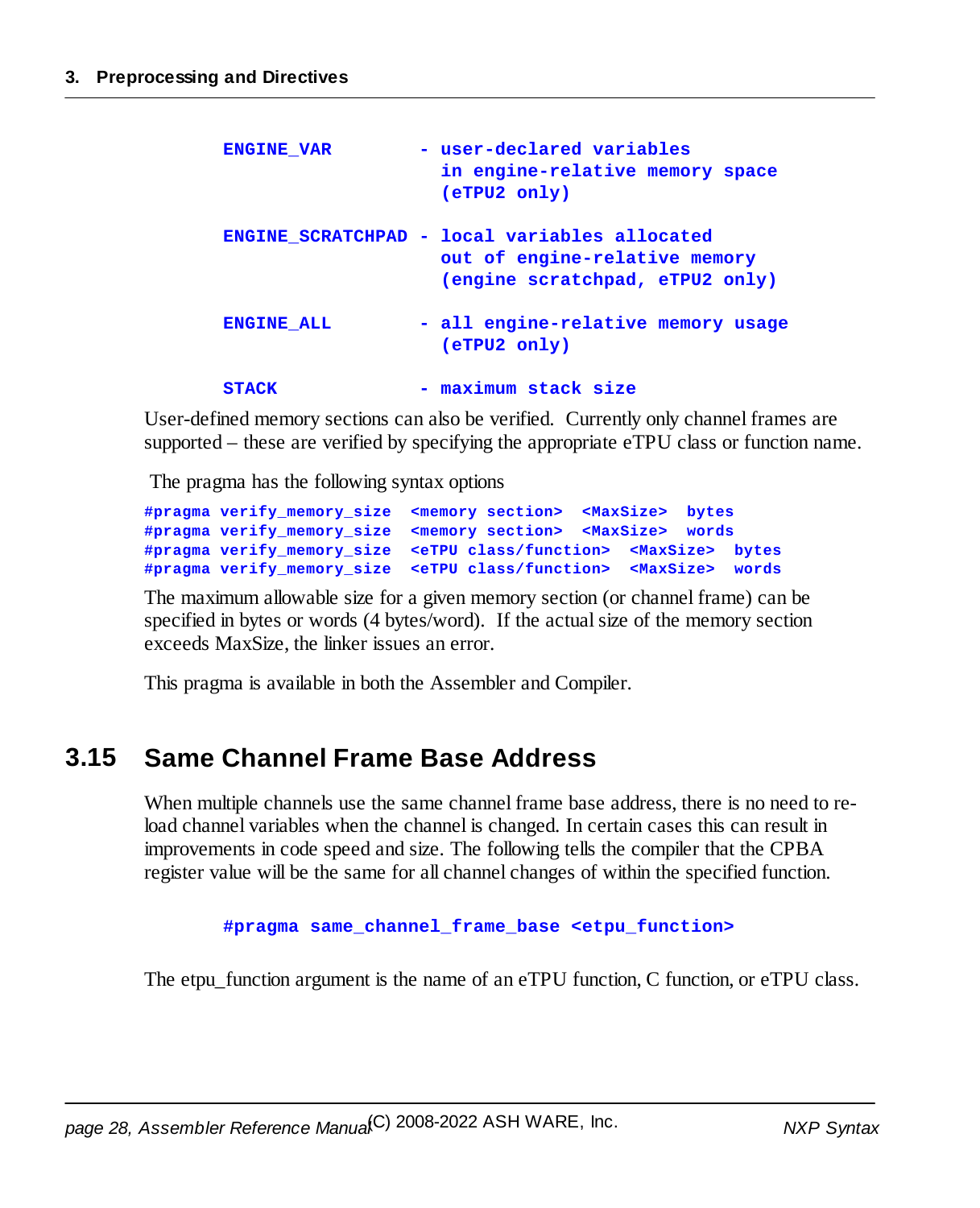```
ENGINE_VAR         - user-declared variables
                     in engine-relative memory space
                     (eTPU2 only)

ENGINE_SCRATCHPAD - local variables allocated
                     out of engine-relative memory
                     (engine scratchpad, eTPU2 only)

ENGINE_ALL         - all engine-relative memory usage
                     (eTPU2 only)

STACK              - maximum stack size
```

User-defined memory sections can also be verified. Currently only channel frames are supported – these are verified by specifying the appropriate eTPU class or function name.

The pragma has the following syntax options

```
#pragma verify_memory_size  <memory section>  <MaxSize>  bytes
#pragma verify_memory_size  <memory section>  <MaxSize>  words
#pragma verify_memory_size  <eTPU class/function>  <MaxSize>  bytes
#pragma verify_memory_size  <eTPU class/function>  <MaxSize>  words
```

The maximum allowable size for a given memory section (or channel frame) can be specified in bytes or words (4 bytes/word). If the actual size of the memory section exceeds MaxSize, the linker issues an error.

This pragma is available in both the Assembler and Compiler.

## 3.15 Same Channel Frame Base Address

When multiple channels use the same channel frame base address, there is no need to re-load channel variables when the channel is changed. In certain cases this can result in improvements in code speed and size. The following tells the compiler that the CPBA register value will be the same for all channel changes of within the specified function.

```
#pragma same_channel_frame_base <etpu_function>
```

The etpu_function argument is the name of an eTPU function, C function, or eTPU class.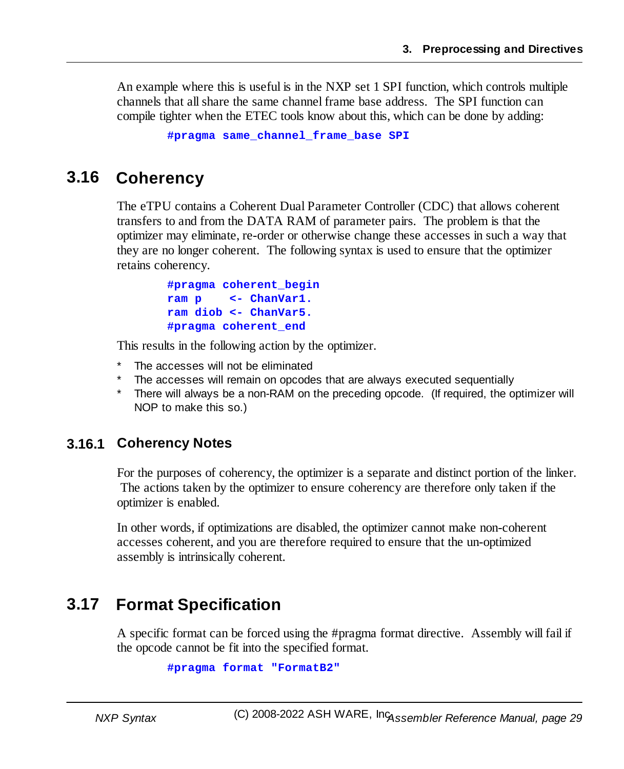An example where this is useful is in the NXP set 1 SPI function, which controls multiple channels that all share the same channel frame base address. The SPI function can compile tighter when the ETEC tools know about this, which can be done by adding:

```
#pragma same_channel_frame_base SPI
```

## 3.16 Coherency

The eTPU contains a Coherent Dual Parameter Controller (CDC) that allows coherent transfers to and from the DATA RAM of parameter pairs. The problem is that the optimizer may eliminate, re-order or otherwise change these accesses in such a way that they are no longer coherent. The following syntax is used to ensure that the optimizer retains coherency.

```
#pragma coherent_begin
ram p    <- ChanVar1.
ram diob <- ChanVar5.
#pragma coherent_end
```

This results in the following action by the optimizer.

* The accesses will not be eliminated
* The accesses will remain on opcodes that are always executed sequentially
* There will always be a non-RAM on the preceding opcode. (If required, the optimizer will NOP to make this so.)

### 3.16.1 Coherency Notes

For the purposes of coherency, the optimizer is a separate and distinct portion of the linker. The actions taken by the optimizer to ensure coherency are therefore only taken if the optimizer is enabled.

In other words, if optimizations are disabled, the optimizer cannot make non-coherent accesses coherent, and you are therefore required to ensure that the un-optimized assembly is intrinsically coherent.

## 3.17 Format Specification

A specific format can be forced using the #pragma format directive. Assembly will fail if the opcode cannot be fit into the specified format.

```
#pragma format "FormatB2"
```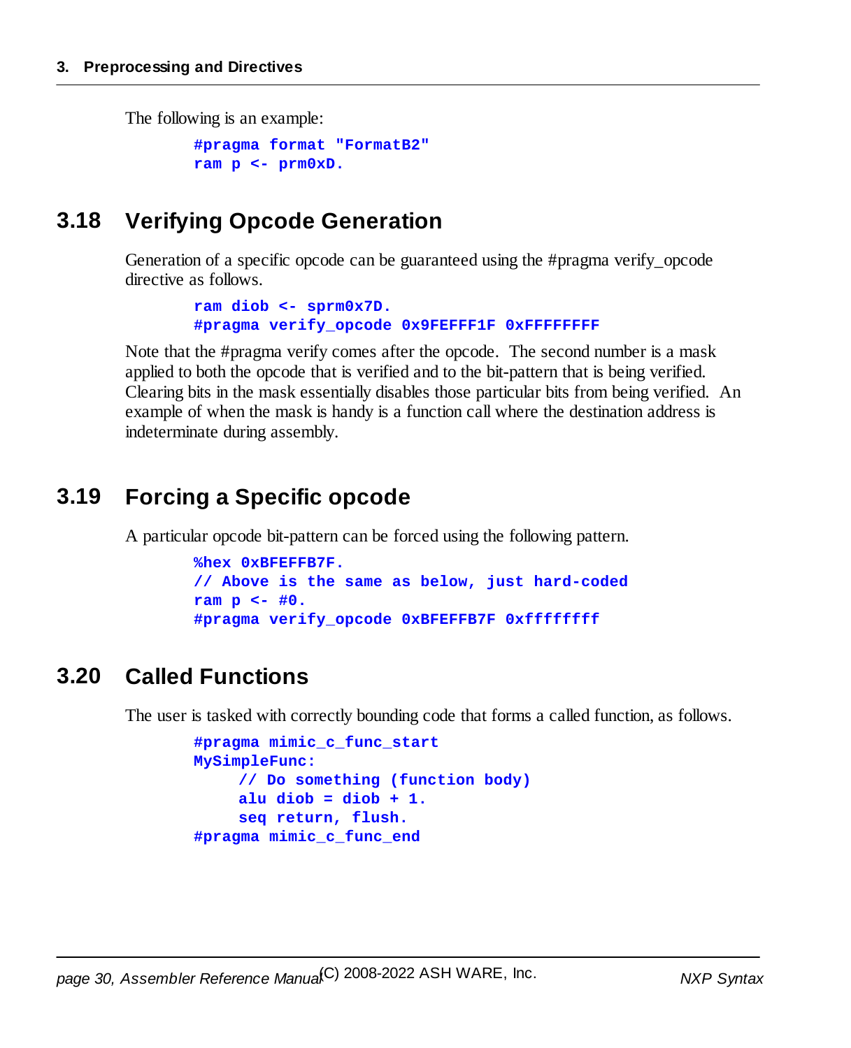The following is an example:

```
#pragma format "FormatB2"
ram p <- prm0xD.
```

## 3.18 Verifying Opcode Generation

Generation of a specific opcode can be guaranteed using the #pragma verify_opcode directive as follows.

```
ram diob <- sprm0x7D.
#pragma verify_opcode 0x9FEFFF1F 0xFFFFFFFF
```

Note that the #pragma verify comes after the opcode. The second number is a mask applied to both the opcode that is verified and to the bit-pattern that is being verified. Clearing bits in the mask essentially disables those particular bits from being verified. An example of when the mask is handy is a function call where the destination address is indeterminate during assembly.

## 3.19 Forcing a Specific opcode

A particular opcode bit-pattern can be forced using the following pattern.

```
%hex 0xBFEFFB7F.
// Above is the same as below, just hard-coded
ram p <- #0.
#pragma verify_opcode 0xBFEFFB7F 0xffffffff
```

## 3.20 Called Functions

The user is tasked with correctly bounding code that forms a called function, as follows.

```
#pragma mimic_c_func_start
MySimpleFunc:
    // Do something (function body)
    alu diob = diob + 1.
    seq return, flush.
#pragma mimic_c_func_end
```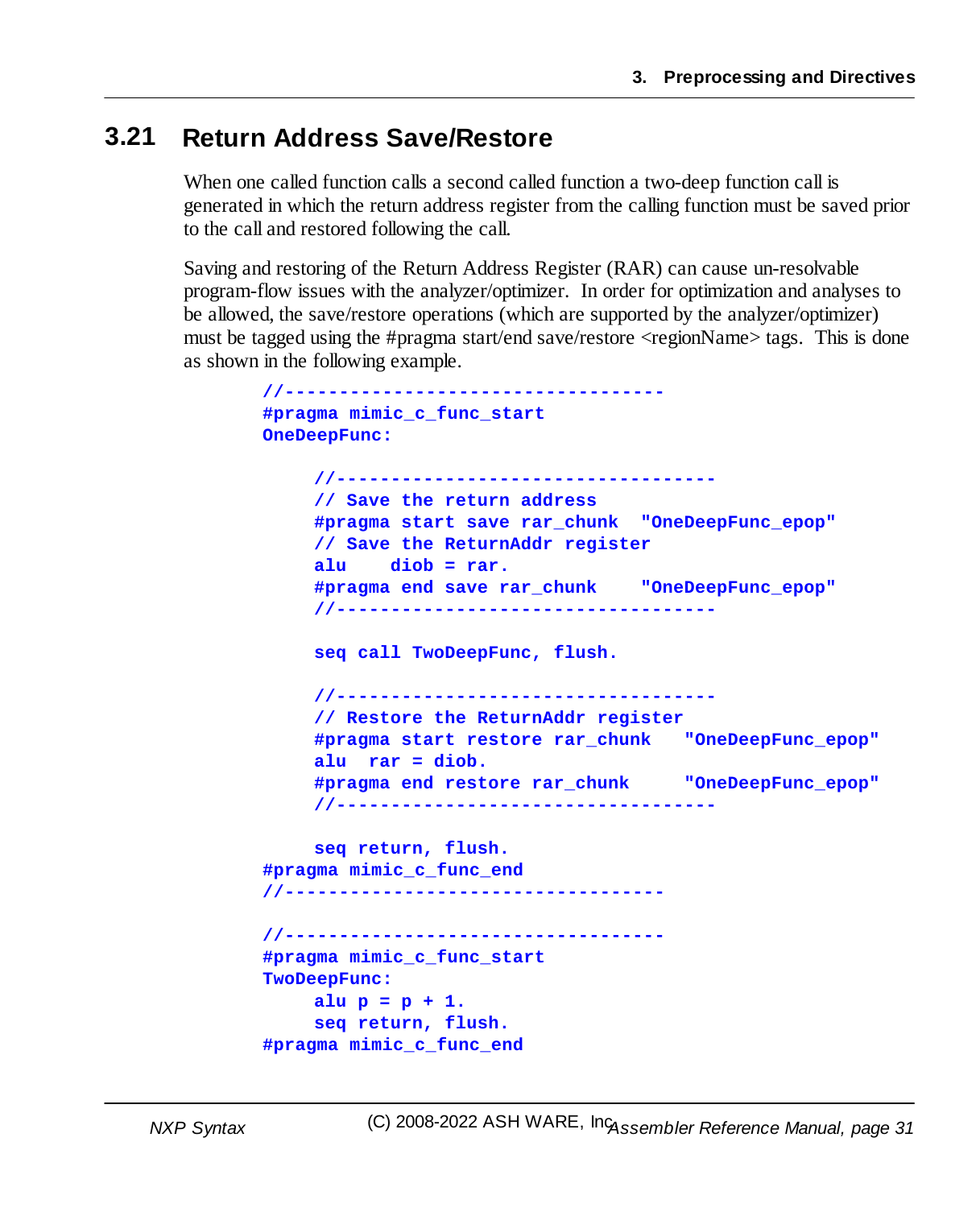## 3.21 Return Address Save/Restore

When one called function calls a second called function a two-deep function call is generated in which the return address register from the calling function must be saved prior to the call and restored following the call.

Saving and restoring of the Return Address Register (RAR) can cause un-resolvable program-flow issues with the analyzer/optimizer. In order for optimization and analyses to be allowed, the save/restore operations (which are supported by the analyzer/optimizer) must be tagged using the #pragma start/end save/restore <regionName> tags. This is done as shown in the following example.

```
//-----------------------------------
#pragma mimic_c_func_start
OneDeepFunc:

     //-----------------------------------
     // Save the return address
     #pragma start save rar_chunk  "OneDeepFunc_epop"
     // Save the ReturnAddr register
     alu    diob = rar.
     #pragma end save rar_chunk    "OneDeepFunc_epop"
     //-----------------------------------

     seq call TwoDeepFunc, flush.

     //-----------------------------------
     // Restore the ReturnAddr register
     #pragma start restore rar_chunk   "OneDeepFunc_epop"
     alu  rar = diob.
     #pragma end restore rar_chunk     "OneDeepFunc_epop"
     //-----------------------------------

     seq return, flush.
#pragma mimic_c_func_end
//-----------------------------------

//-----------------------------------
#pragma mimic_c_func_start
TwoDeepFunc:
     alu p = p + 1.
     seq return, flush.
#pragma mimic_c_func_end
```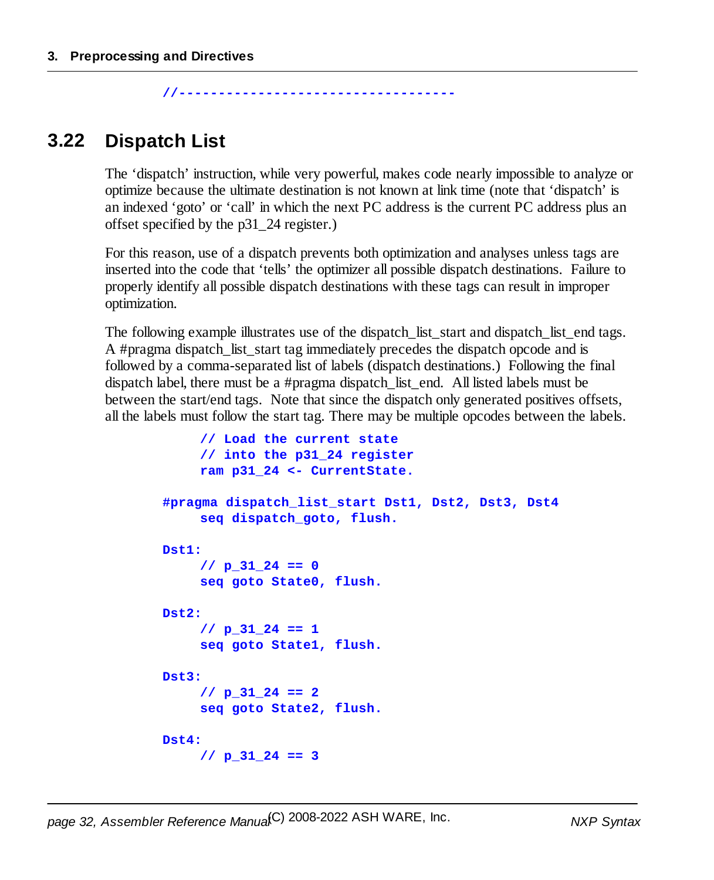```
//----------------------------------
```

## 3.22 Dispatch List

The 'dispatch' instruction, while very powerful, makes code nearly impossible to analyze or optimize because the ultimate destination is not known at link time (note that 'dispatch' is an indexed 'goto' or 'call' in which the next PC address is the current PC address plus an offset specified by the p31_24 register.)

For this reason, use of a dispatch prevents both optimization and analyses unless tags are inserted into the code that 'tells' the optimizer all possible dispatch destinations. Failure to properly identify all possible dispatch destinations with these tags can result in improper optimization.

The following example illustrates use of the dispatch_list_start and dispatch_list_end tags. A #pragma dispatch_list_start tag immediately precedes the dispatch opcode and is followed by a comma-separated list of labels (dispatch destinations.) Following the final dispatch label, there must be a #pragma dispatch_list_end. All listed labels must be between the start/end tags. Note that since the dispatch only generated positives offsets, all the labels must follow the start tag. There may be multiple opcodes between the labels.

```
    // Load the current state
    // into the p31_24 register
    ram p31_24 <- CurrentState.

#pragma dispatch_list_start Dst1, Dst2, Dst3, Dst4
    seq dispatch_goto, flush.

Dst1:
    // p_31_24 == 0
    seq goto State0, flush.

Dst2:
    // p_31_24 == 1
    seq goto State1, flush.

Dst3:
    // p_31_24 == 2
    seq goto State2, flush.

Dst4:
    // p_31_24 == 3
```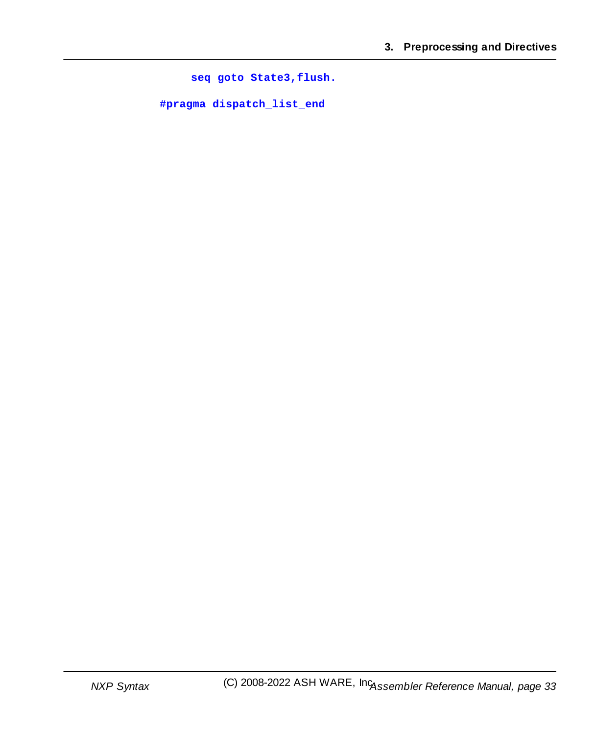```
    seq goto State3,flush.

#pragma dispatch_list_end
```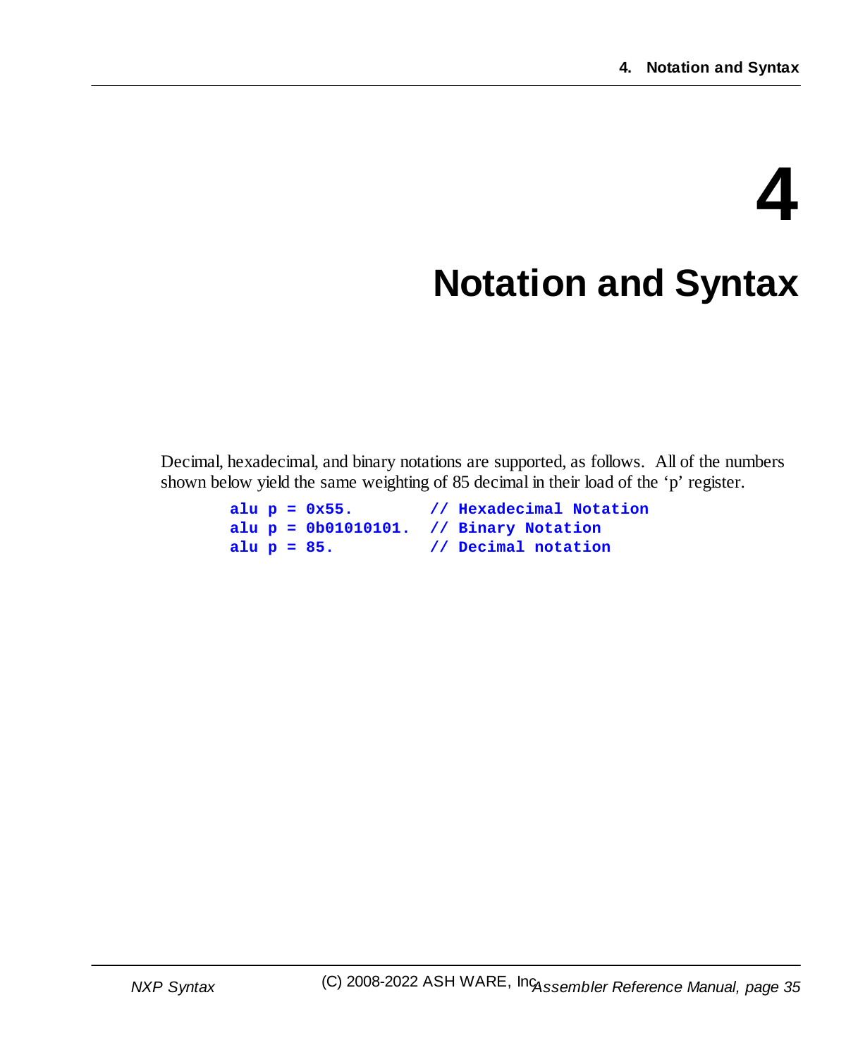# 4 Notation and Syntax

Decimal, hexadecimal, and binary notations are supported, as follows. All of the numbers shown below yield the same weighting of 85 decimal in their load of the 'p' register.

```
alu p = 0x55.        // Hexadecimal Notation
alu p = 0b01010101.  // Binary Notation
alu p = 85.          // Decimal notation
```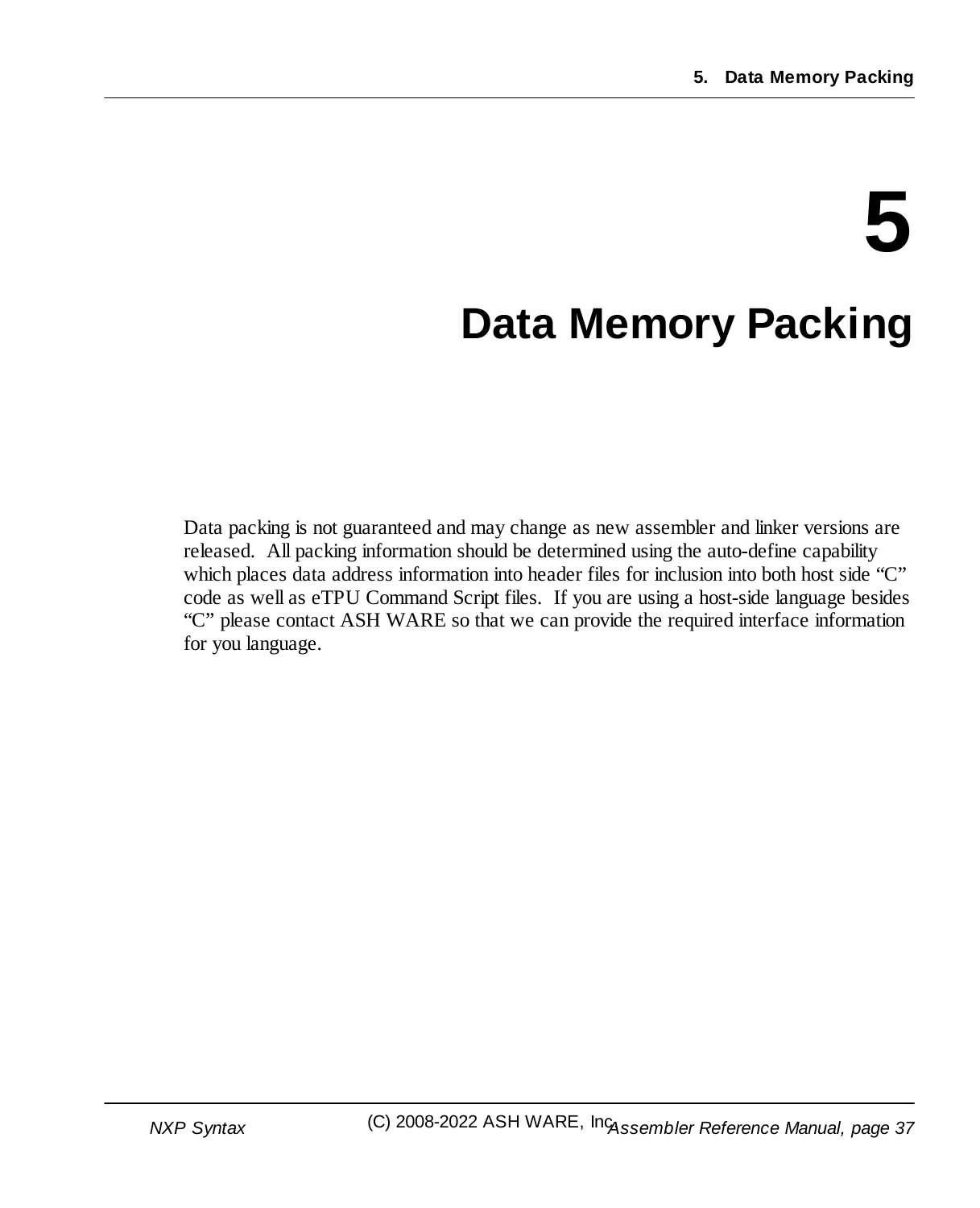# 5 Data Memory Packing

Data packing is not guaranteed and may change as new assembler and linker versions are released. All packing information should be determined using the auto-define capability which places data address information into header files for inclusion into both host side "C" code as well as eTPU Command Script files. If you are using a host-side language besides "C" please contact ASH WARE so that we can provide the required interface information for you language.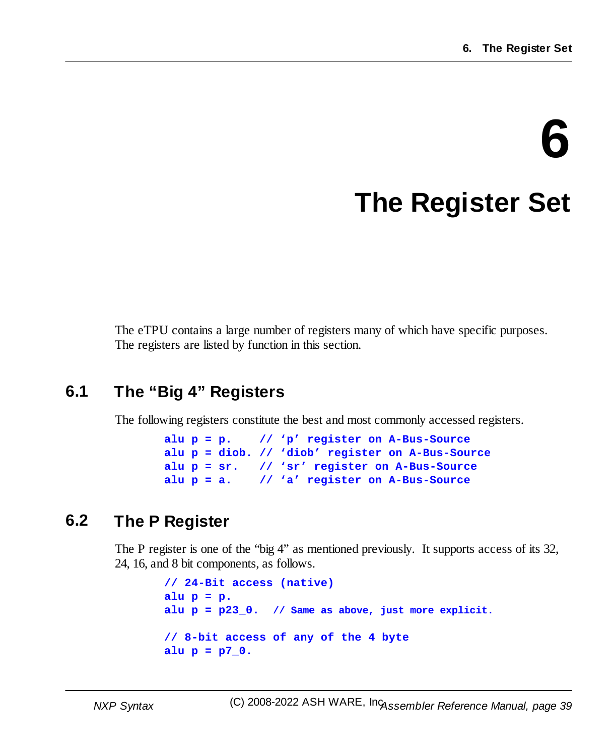# 6 The Register Set

The eTPU contains a large number of registers many of which have specific purposes. The registers are listed by function in this section.

## 6.1 The "Big 4" Registers

The following registers constitute the best and most commonly accessed registers.

```
alu p = p.    // 'p' register on A-Bus-Source
alu p = diob. // 'diob' register on A-Bus-Source
alu p = sr.   // 'sr' register on A-Bus-Source
alu p = a.    // 'a' register on A-Bus-Source
```

## 6.2 The P Register

The P register is one of the "big 4" as mentioned previously. It supports access of its 32, 24, 16, and 8 bit components, as follows.

```
// 24-Bit access (native)
alu p = p.
alu p = p23_0.  // Same as above, just more explicit.

// 8-bit access of any of the 4 byte
alu p = p7_0.
```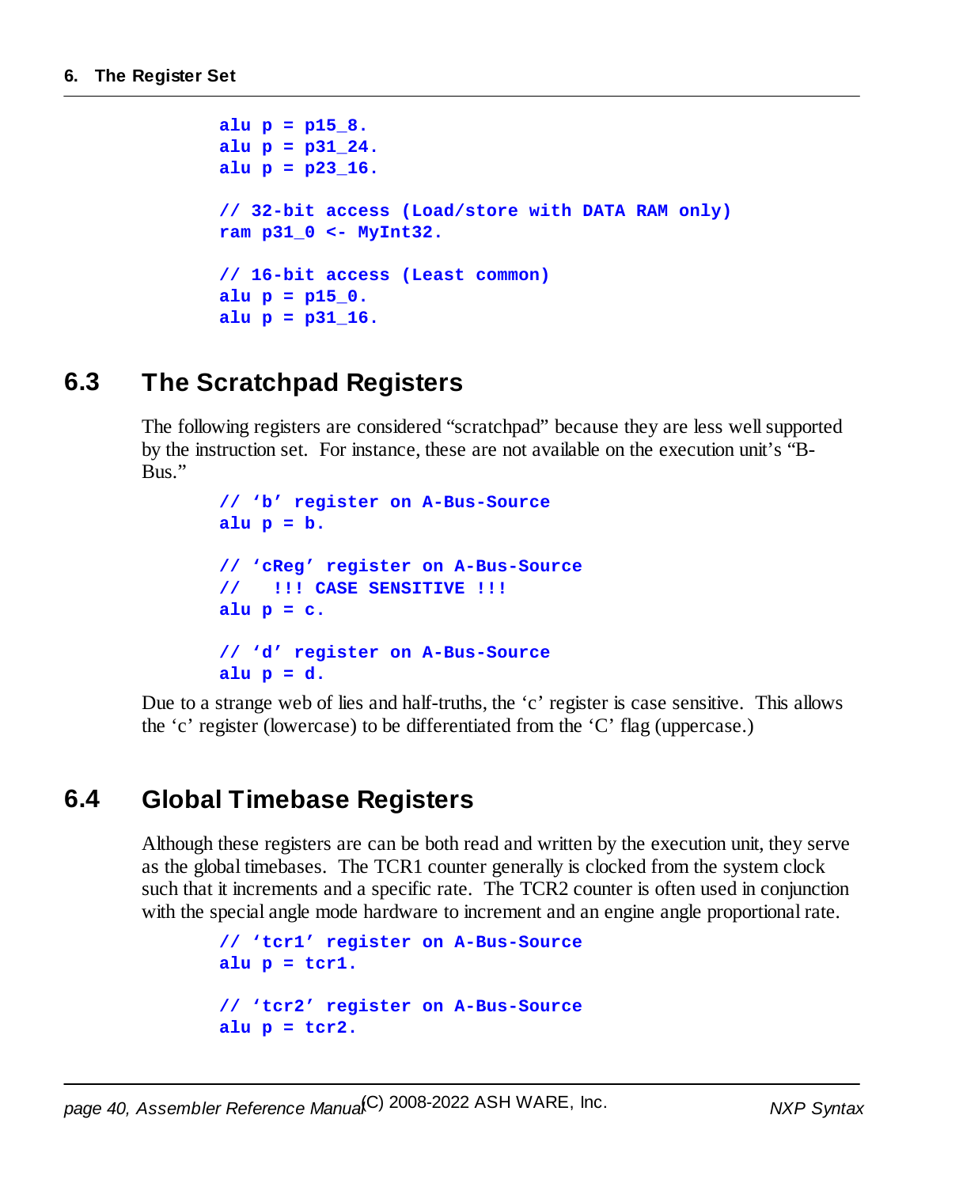```
alu p = p15_8.
alu p = p31_24.
alu p = p23_16.

// 32-bit access (Load/store with DATA RAM only)
ram p31_0 <- MyInt32.

// 16-bit access (Least common)
alu p = p15_0.
alu p = p31_16.
```

## 6.3 The Scratchpad Registers

The following registers are considered "scratchpad" because they are less well supported by the instruction set. For instance, these are not available on the execution unit's "B-Bus."

```
// 'b' register on A-Bus-Source
alu p = b.

// 'cReg' register on A-Bus-Source
//   !!! CASE SENSITIVE !!!
alu p = c.

// 'd' register on A-Bus-Source
alu p = d.
```

Due to a strange web of lies and half-truths, the 'c' register is case sensitive. This allows the 'c' register (lowercase) to be differentiated from the 'C' flag (uppercase.)

## 6.4 Global Timebase Registers

Although these registers are can be both read and written by the execution unit, they serve as the global timebases. The TCR1 counter generally is clocked from the system clock such that it increments and a specific rate. The TCR2 counter is often used in conjunction with the special angle mode hardware to increment and an engine angle proportional rate.

```
// 'tcr1' register on A-Bus-Source
alu p = tcr1.

// 'tcr2' register on A-Bus-Source
alu p = tcr2.
```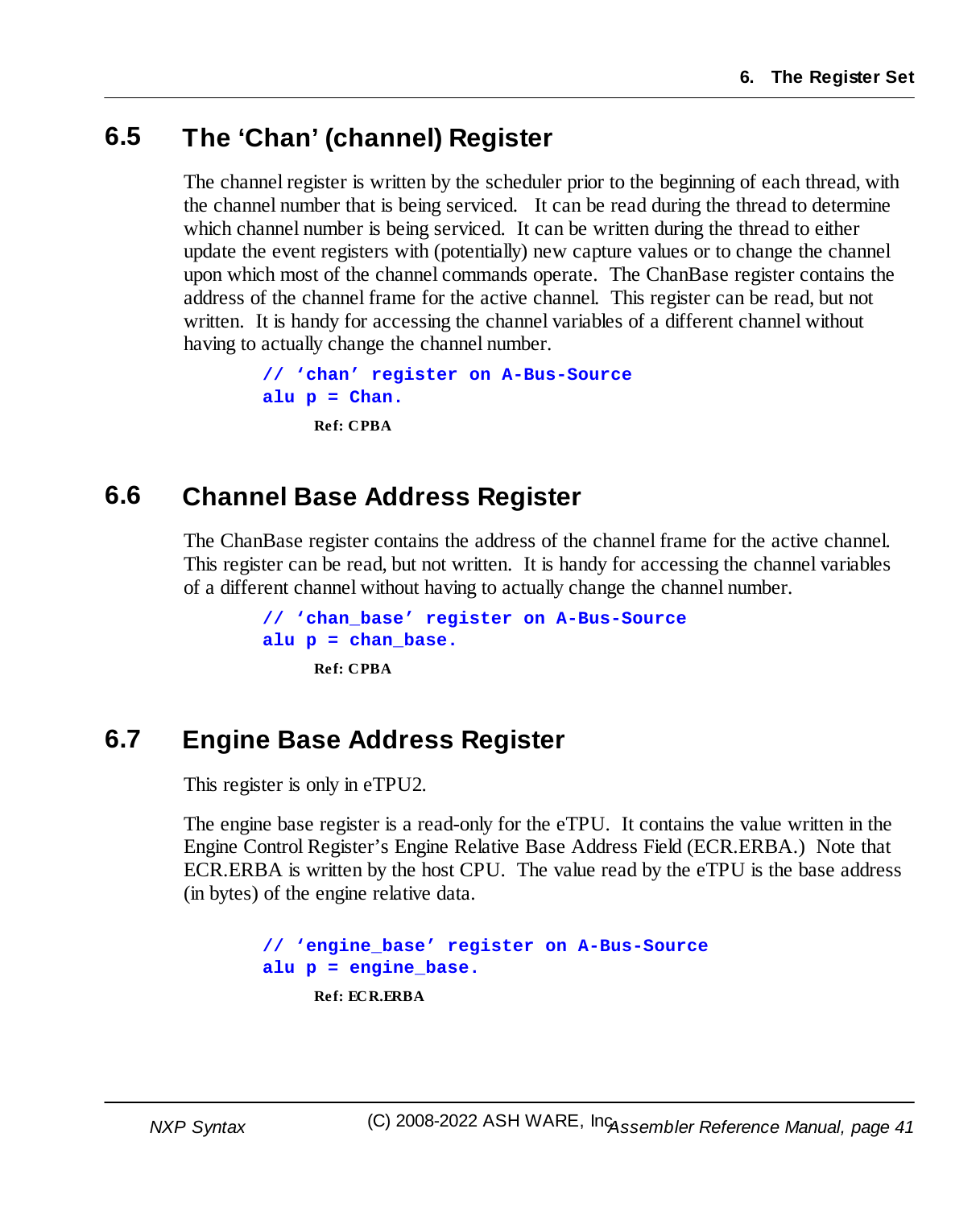## 6.5 The 'Chan' (channel) Register

The channel register is written by the scheduler prior to the beginning of each thread, with the channel number that is being serviced. It can be read during the thread to determine which channel number is being serviced. It can be written during the thread to either update the event registers with (potentially) new capture values or to change the channel upon which most of the channel commands operate. The ChanBase register contains the address of the channel frame for the active channel. This register can be read, but not written. It is handy for accessing the channel variables of a different channel without having to actually change the channel number.

```
// 'chan' register on A-Bus-Source
alu p = Chan.
```

**Ref: CPBA**

## 6.6 Channel Base Address Register

The ChanBase register contains the address of the channel frame for the active channel. This register can be read, but not written. It is handy for accessing the channel variables of a different channel without having to actually change the channel number.

```
// 'chan_base' register on A-Bus-Source
alu p = chan_base.
```

**Ref: CPBA**

## 6.7 Engine Base Address Register

This register is only in eTPU2.

The engine base register is a read-only for the eTPU. It contains the value written in the Engine Control Register's Engine Relative Base Address Field (ECR.ERBA.) Note that ECR.ERBA is written by the host CPU. The value read by the eTPU is the base address (in bytes) of the engine relative data.

```
// 'engine_base' register on A-Bus-Source
alu p = engine_base.
```

**Ref: ECR.ERBA**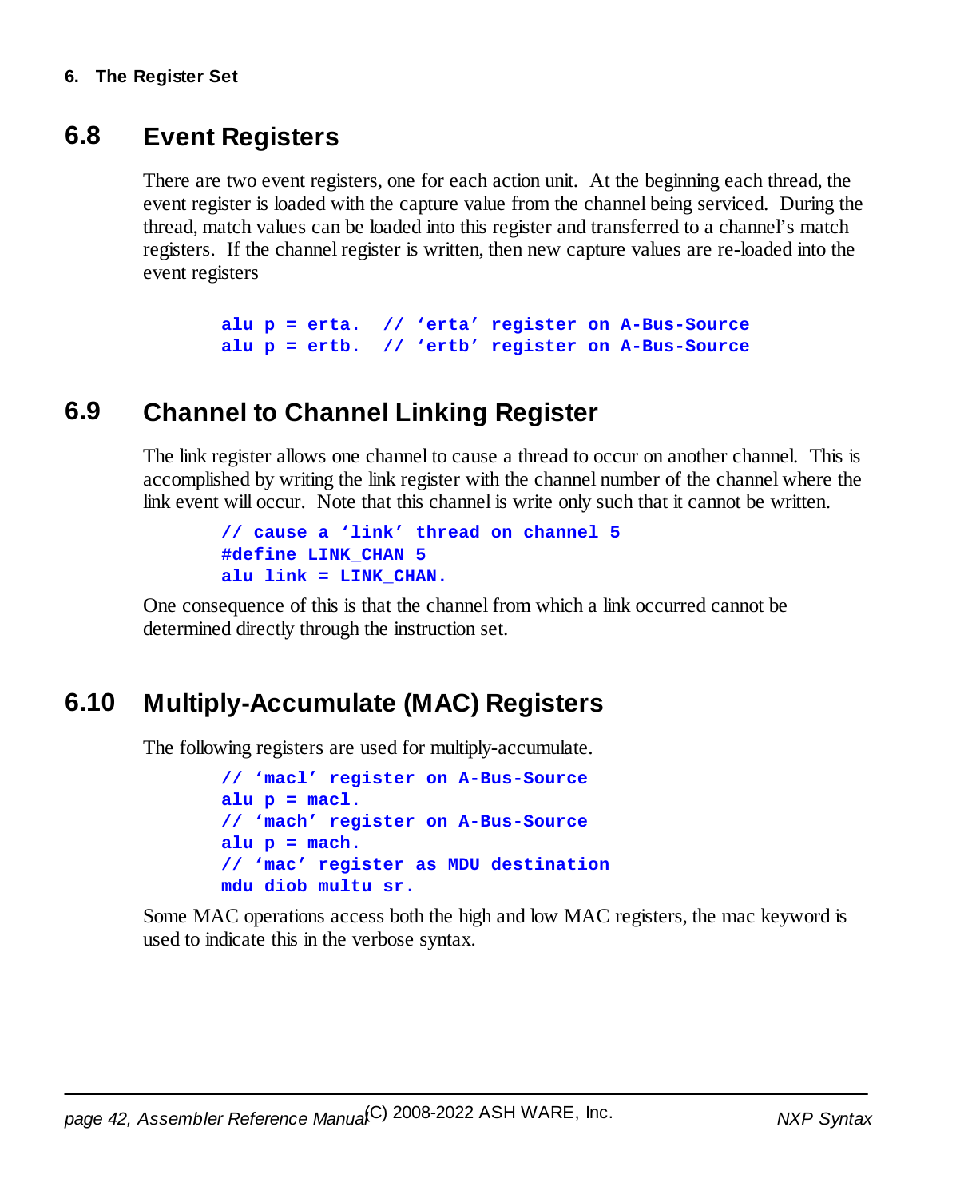## 6.8 Event Registers

There are two event registers, one for each action unit. At the beginning each thread, the event register is loaded with the capture value from the channel being serviced. During the thread, match values can be loaded into this register and transferred to a channel's match registers. If the channel register is written, then new capture values are re-loaded into the event registers

```
alu p = erta.  // 'erta' register on A-Bus-Source
alu p = ertb.  // 'ertb' register on A-Bus-Source
```

## 6.9 Channel to Channel Linking Register

The link register allows one channel to cause a thread to occur on another channel. This is accomplished by writing the link register with the channel number of the channel where the link event will occur. Note that this channel is write only such that it cannot be written.

```
// cause a 'link' thread on channel 5
#define LINK_CHAN 5
alu link = LINK_CHAN.
```

One consequence of this is that the channel from which a link occurred cannot be determined directly through the instruction set.

## 6.10 Multiply-Accumulate (MAC) Registers

The following registers are used for multiply-accumulate.

```
// 'macl' register on A-Bus-Source
alu p = macl.
// 'mach' register on A-Bus-Source
alu p = mach.
// 'mac' register as MDU destination
mdu diob multu sr.
```

Some MAC operations access both the high and low MAC registers, the mac keyword is used to indicate this in the verbose syntax.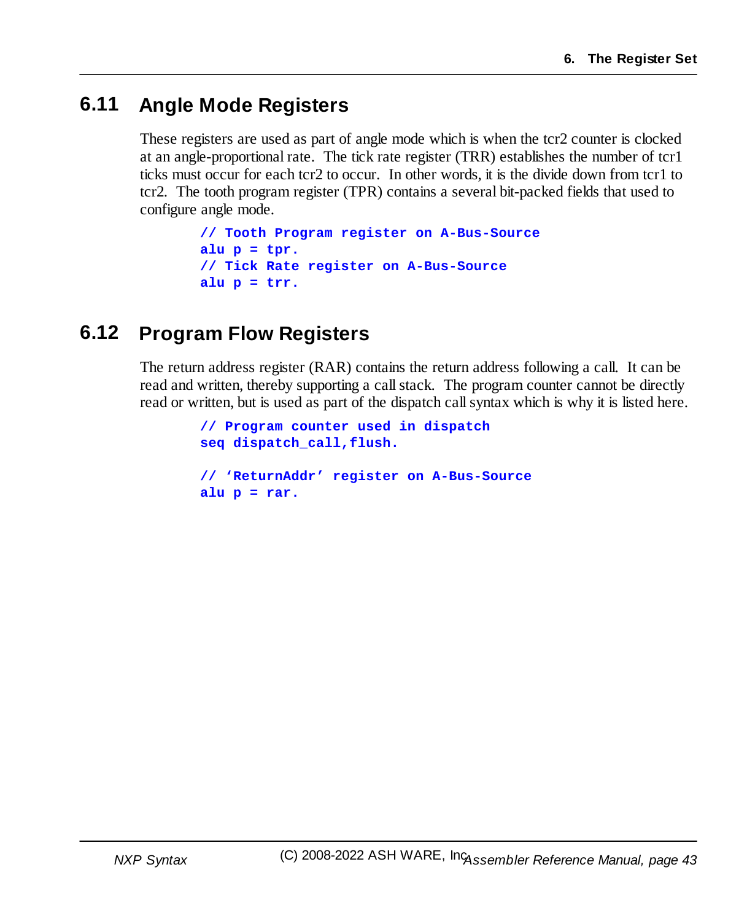## 6.11 Angle Mode Registers

These registers are used as part of angle mode which is when the tcr2 counter is clocked at an angle-proportional rate. The tick rate register (TRR) establishes the number of tcr1 ticks must occur for each tcr2 to occur. In other words, it is the divide down from tcr1 to tcr2. The tooth program register (TPR) contains a several bit-packed fields that used to configure angle mode.

```
// Tooth Program register on A-Bus-Source
alu p = tpr.
// Tick Rate register on A-Bus-Source
alu p = trr.
```

## 6.12 Program Flow Registers

The return address register (RAR) contains the return address following a call. It can be read and written, thereby supporting a call stack. The program counter cannot be directly read or written, but is used as part of the dispatch call syntax which is why it is listed here.

```
// Program counter used in dispatch
seq dispatch_call,flush.

// 'ReturnAddr' register on A-Bus-Source
alu p = rar.
```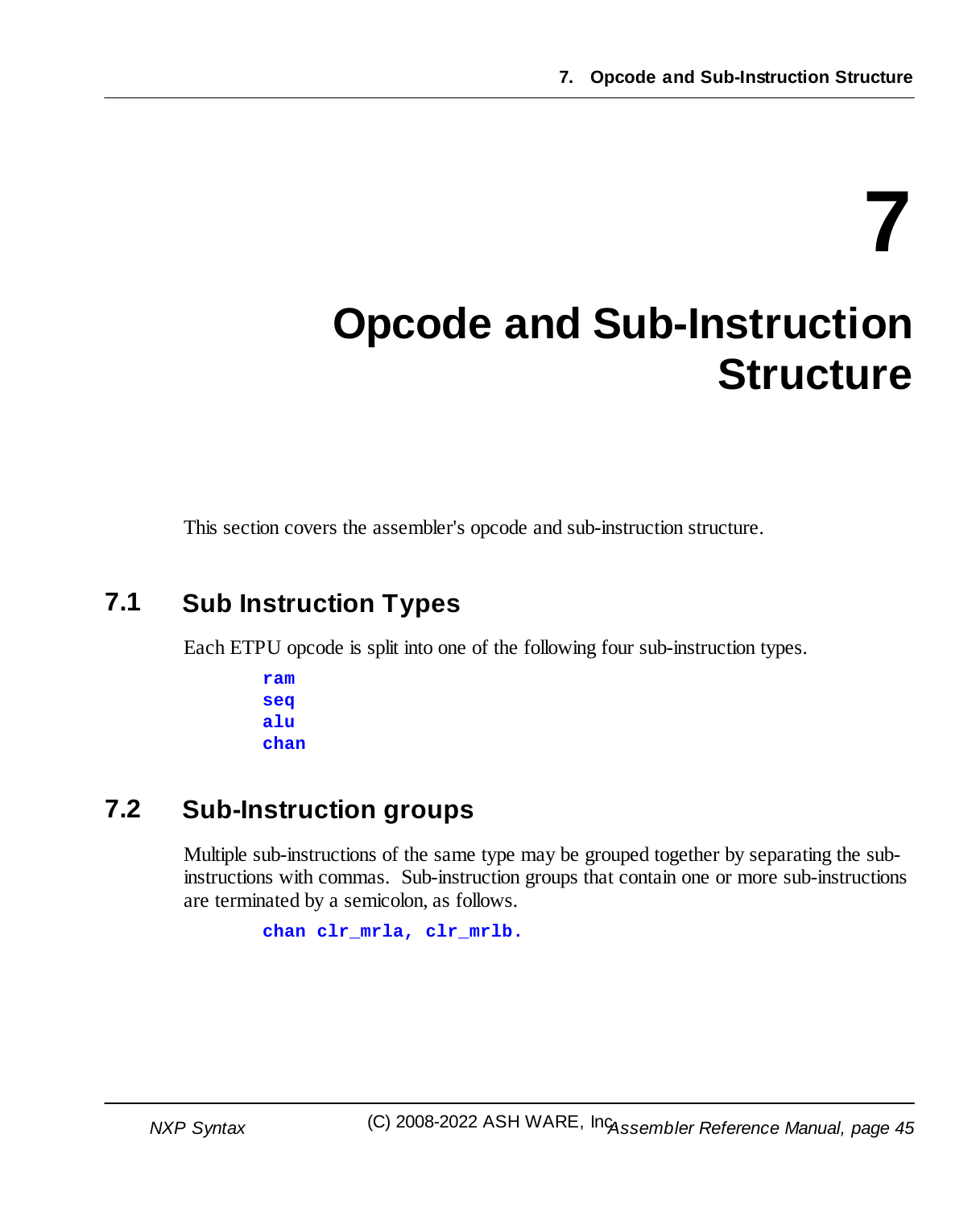# 7 Opcode and Sub-Instruction Structure

This section covers the assembler's opcode and sub-instruction structure.

## 7.1 Sub Instruction Types

Each ETPU opcode is split into one of the following four sub-instruction types.

```
ram
seq
alu
chan
```

## 7.2 Sub-Instruction groups

Multiple sub-instructions of the same type may be grouped together by separating the sub-instructions with commas. Sub-instruction groups that contain one or more sub-instructions are terminated by a semicolon, as follows.

```
chan clr_mrla, clr_mrlb.
```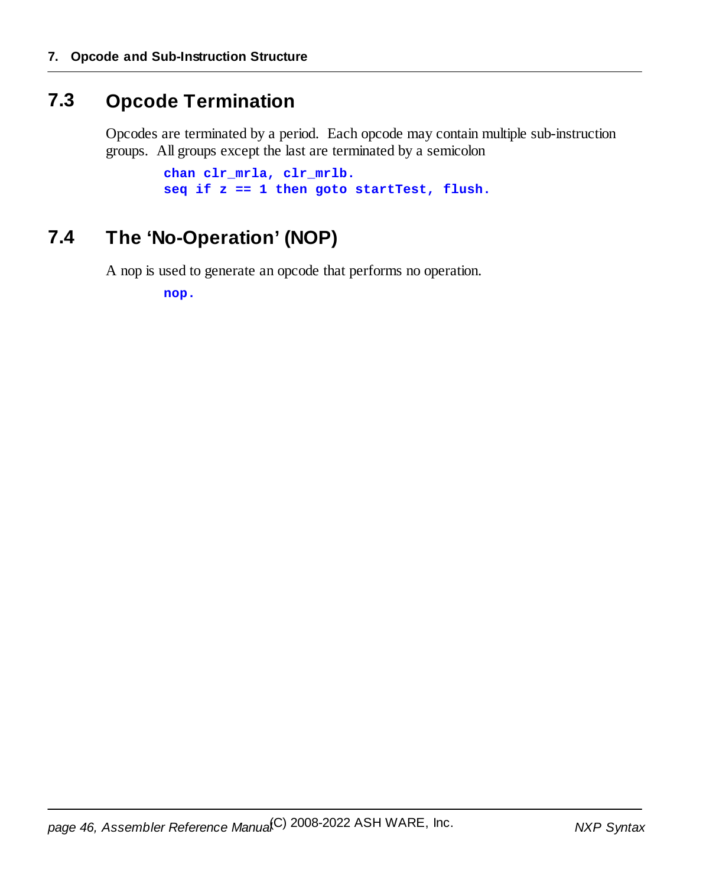## 7.3 Opcode Termination

Opcodes are terminated by a period. Each opcode may contain multiple sub-instruction groups. All groups except the last are terminated by a semicolon

```
chan clr_mrla, clr_mrlb.
seq if z == 1 then goto startTest, flush.
```

## 7.4 The 'No-Operation' (NOP)

A nop is used to generate an opcode that performs no operation.

```
nop.
```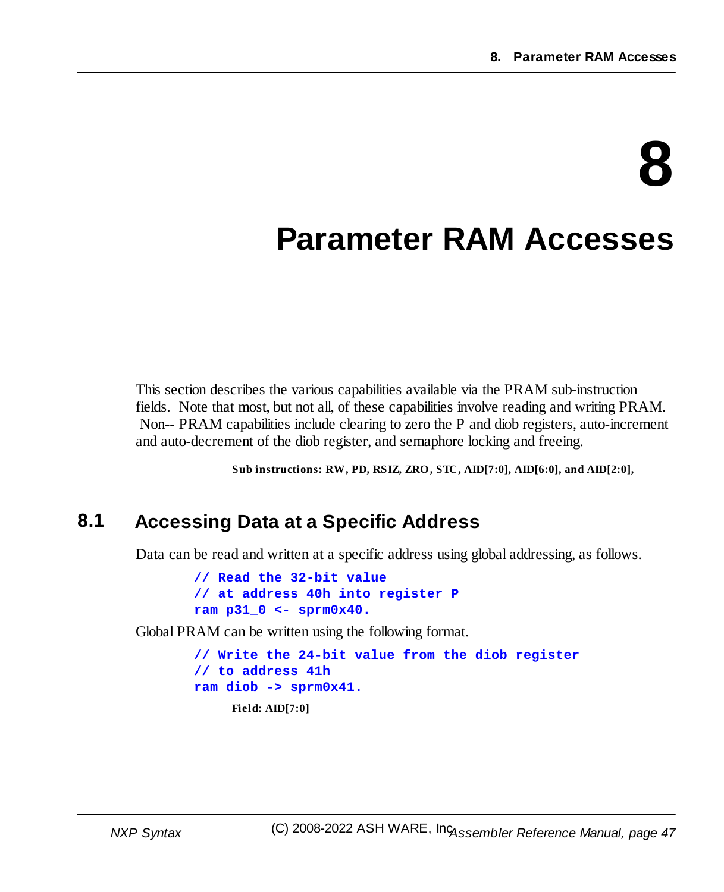# 8 Parameter RAM Accesses

This section describes the various capabilities available via the PRAM sub-instruction fields. Note that most, but not all, of these capabilities involve reading and writing PRAM. Non-- PRAM capabilities include clearing to zero the P and diob registers, auto-increment and auto-decrement of the diob register, and semaphore locking and freeing.

**Sub instructions: RW, PD, RSIZ, ZRO, STC, AID[7:0], AID[6:0], and AID[2:0],**

## 8.1 Accessing Data at a Specific Address

Data can be read and written at a specific address using global addressing, as follows.

```
// Read the 32-bit value
// at address 40h into register P
ram p31_0 <- sprm0x40.
```

Global PRAM can be written using the following format.

```
// Write the 24-bit value from the diob register
// to address 41h
ram diob -> sprm0x41.
```

**Field: AID[7:0]**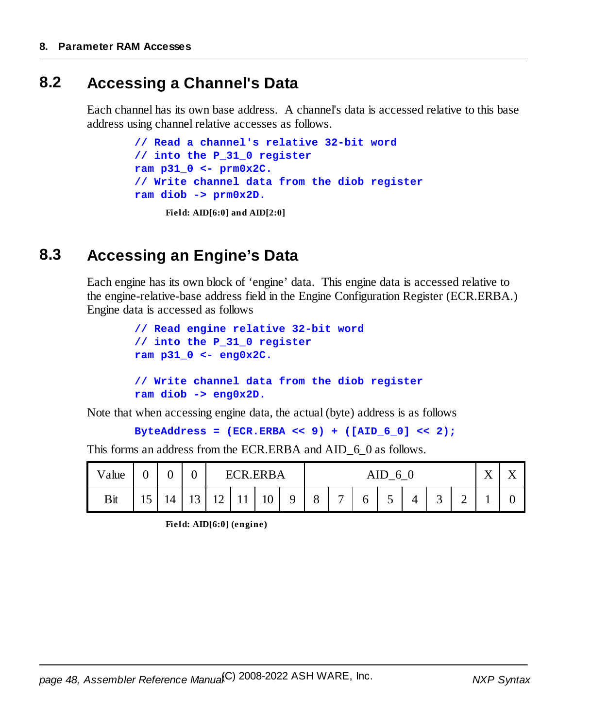## 8.2 Accessing a Channel's Data

Each channel has its own base address. A channel's data is accessed relative to this base address using channel relative accesses as follows.

```
// Read a channel's relative 32-bit word
// into the P_31_0 register
ram p31_0 <- prm0x2C.
// Write channel data from the diob register
ram diob -> prm0x2D.
```

**Field: AID[6:0] and AID[2:0]**

## 8.3 Accessing an Engine's Data

Each engine has its own block of 'engine' data. This engine data is accessed relative to the engine-relative-base address field in the Engine Configuration Register (ECR.ERBA.) Engine data is accessed as follows

```
// Read engine relative 32-bit word
// into the P_31_0 register
ram p31_0 <- eng0x2C.

// Write channel data from the diob register
ram diob -> eng0x2D.
```

Note that when accessing engine data, the actual (byte) address is as follows

```
ByteAddress = (ECR.ERBA << 9) + ([AID_6_0] << 2);
```

This forms an address from the ECR.ERBA and AID_6_0 as follows.

| Value | 0 | 0 | 0 | ECR.ERBA | | | | AID_6_0 | | | | | | | X | X |
|---|---|---|---|---|---|---|---|---|---|---|---|---|---|---|---|---|
| Bit | 15 | 14 | 13 | 12 | 11 | 10 | 9 | 8 | 7 | 6 | 5 | 4 | 3 | 2 | 1 | 0 |

**Field: AID[6:0] (engine)**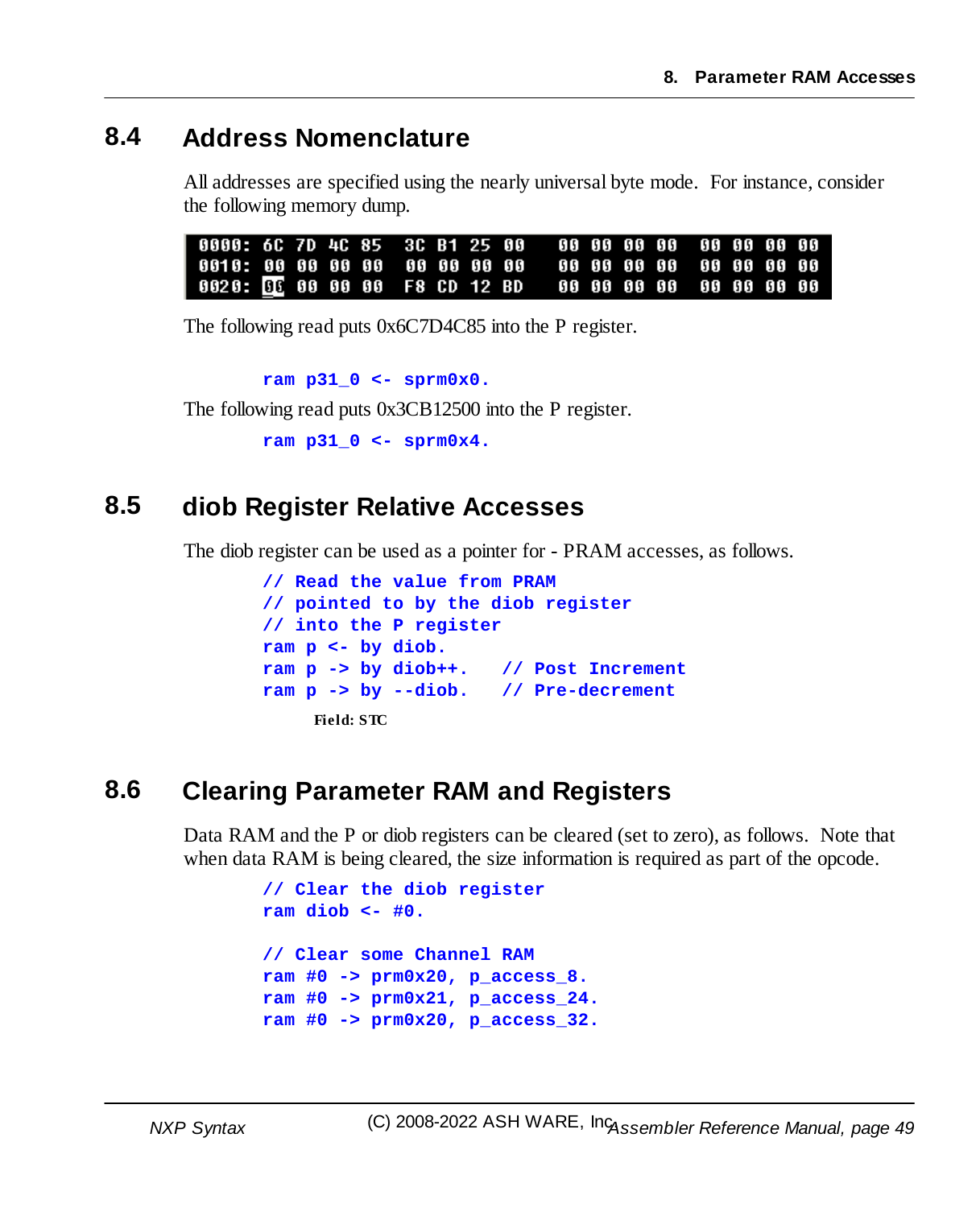## 8.4 Address Nomenclature

All addresses are specified using the nearly universal byte mode. For instance, consider the following memory dump.

```
0000: 6C 7D 4C 85  3C B1 25 00   00 00 00 00  00 00 00 00
0010: 00 00 00 00  00 00 00 00   00 00 00 00  00 00 00 00
0020: 00 00 00 00  F8 CD 12 BD   00 00 00 00  00 00 00 00
```

The following read puts 0x6C7D4C85 into the P register.

```
ram p31_0 <- sprm0x0.
```

The following read puts 0x3CB12500 into the P register.

```
ram p31_0 <- sprm0x4.
```

## 8.5 diob Register Relative Accesses

The diob register can be used as a pointer for - PRAM accesses, as follows.

```
// Read the value from PRAM
// pointed to by the diob register
// into the P register
ram p <- by diob.
ram p -> by diob++.   // Post Increment
ram p -> by --diob.   // Pre-decrement
```

**Field: STC**

## 8.6 Clearing Parameter RAM and Registers

Data RAM and the P or diob registers can be cleared (set to zero), as follows. Note that when data RAM is being cleared, the size information is required as part of the opcode.

```
// Clear the diob register
ram diob <- #0.

// Clear some Channel RAM
ram #0 -> prm0x20, p_access_8.
ram #0 -> prm0x21, p_access_24.
ram #0 -> prm0x20, p_access_32.
```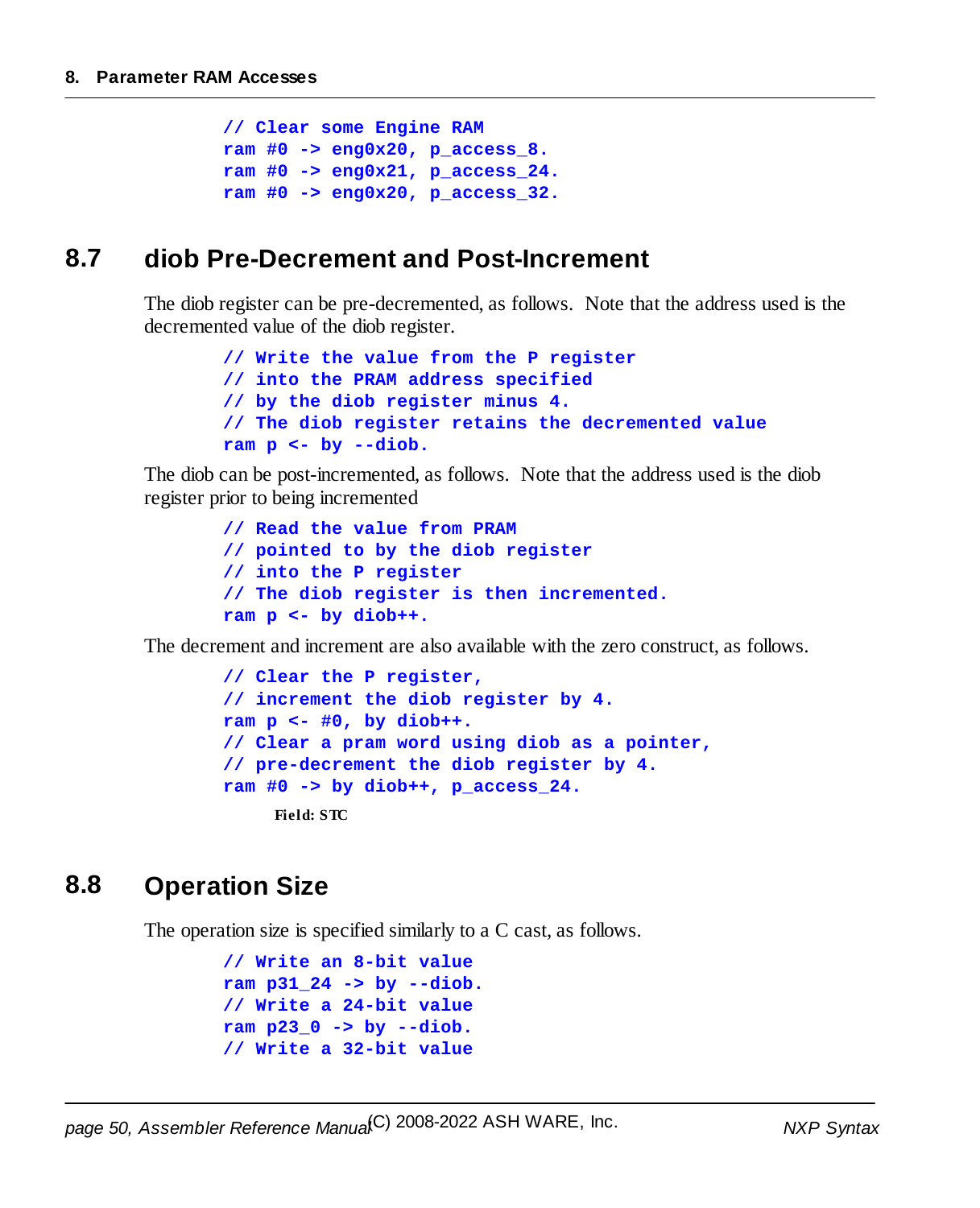```
// Clear some Engine RAM
ram #0 -> eng0x20, p_access_8.
ram #0 -> eng0x21, p_access_24.
ram #0 -> eng0x20, p_access_32.
```

## 8.7 diob Pre-Decrement and Post-Increment

The diob register can be pre-decremented, as follows. Note that the address used is the decremented value of the diob register.

```
// Write the value from the P register
// into the PRAM address specified
// by the diob register minus 4.
// The diob register retains the decremented value
ram p <- by --diob.
```

The diob can be post-incremented, as follows. Note that the address used is the diob register prior to being incremented

```
// Read the value from PRAM
// pointed to by the diob register
// into the P register
// The diob register is then incremented.
ram p <- by diob++.
```

The decrement and increment are also available with the zero construct, as follows.

```
// Clear the P register,
// increment the diob register by 4.
ram p <- #0, by diob++.
// Clear a pram word using diob as a pointer,
// pre-decrement the diob register by 4.
ram #0 -> by diob++, p_access_24.
```

**Field: STC**

## 8.8 Operation Size

The operation size is specified similarly to a C cast, as follows.

```
// Write an 8-bit value
ram p31_24 -> by --diob.
// Write a 24-bit value
ram p23_0 -> by --diob.
// Write a 32-bit value
```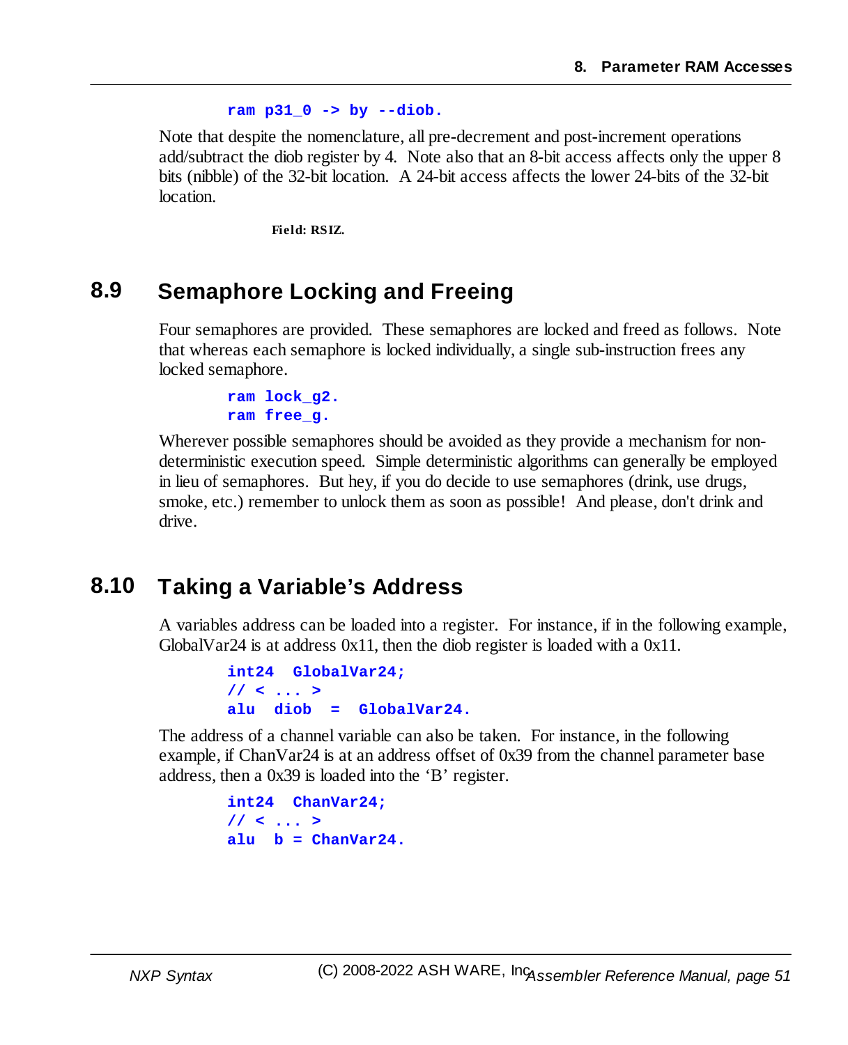```
ram p31_0 -> by --diob.
```

Note that despite the nomenclature, all pre-decrement and post-increment operations add/subtract the diob register by 4. Note also that an 8-bit access affects only the upper 8 bits (nibble) of the 32-bit location. A 24-bit access affects the lower 24-bits of the 32-bit location.

**Field: RSIZ.**

## 8.9 Semaphore Locking and Freeing

Four semaphores are provided. These semaphores are locked and freed as follows. Note that whereas each semaphore is locked individually, a single sub-instruction frees any locked semaphore.

```
ram lock_g2.
ram free_g.
```

Wherever possible semaphores should be avoided as they provide a mechanism for non-deterministic execution speed. Simple deterministic algorithms can generally be employed in lieu of semaphores. But hey, if you do decide to use semaphores (drink, use drugs, smoke, etc.) remember to unlock them as soon as possible! And please, don't drink and drive.

## 8.10 Taking a Variable's Address

A variables address can be loaded into a register. For instance, if in the following example, GlobalVar24 is at address 0x11, then the diob register is loaded with a 0x11.

```
int24  GlobalVar24;
// < ... >
alu  diob  =  GlobalVar24.
```

The address of a channel variable can also be taken. For instance, in the following example, if ChanVar24 is at an address offset of 0x39 from the channel parameter base address, then a 0x39 is loaded into the 'B' register.

```
int24  ChanVar24;
// < ... >
alu  b = ChanVar24.
```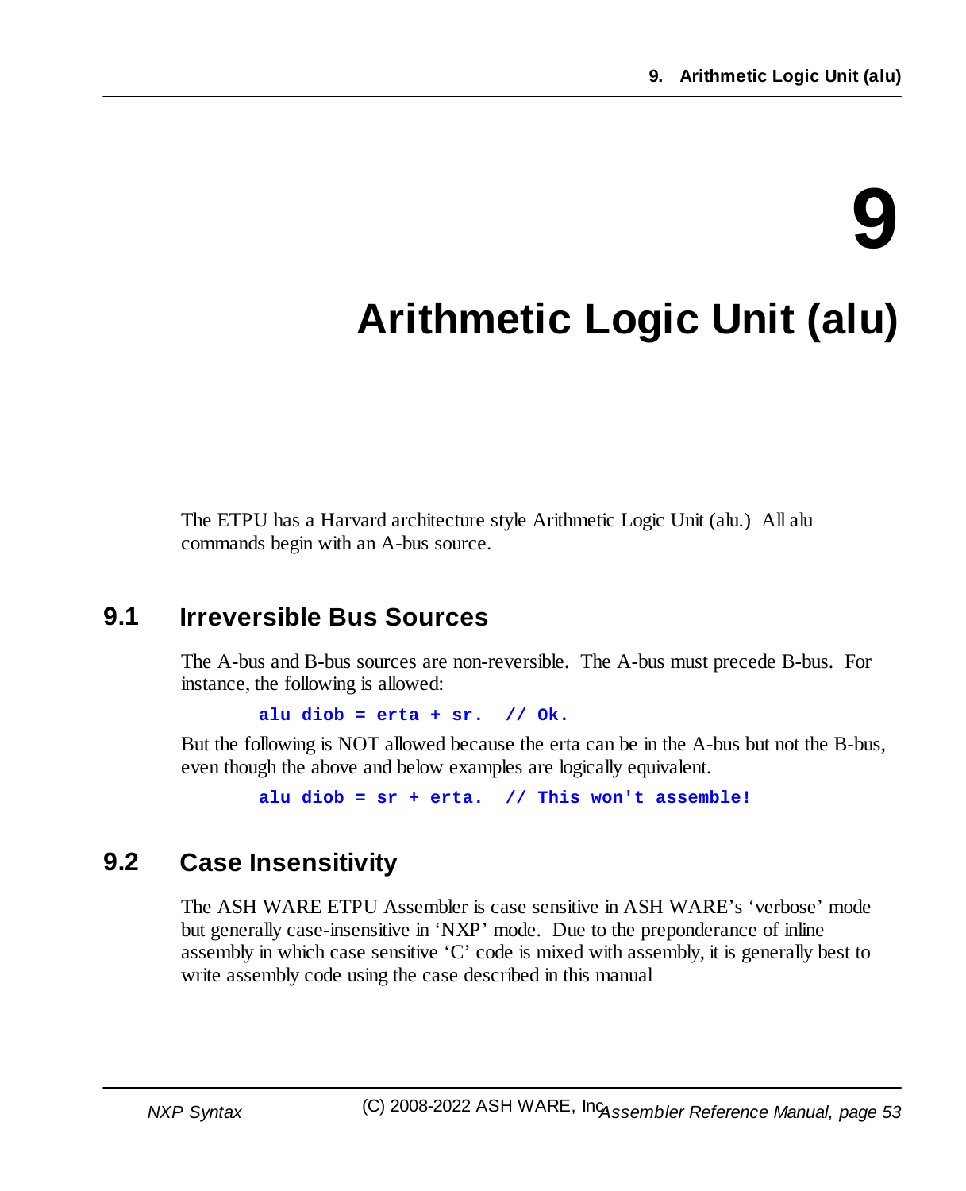# 9 Arithmetic Logic Unit (alu)

The ETPU has a Harvard architecture style Arithmetic Logic Unit (alu.) All alu commands begin with an A-bus source.

## 9.1 Irreversible Bus Sources

The A-bus and B-bus sources are non-reversible. The A-bus must precede B-bus. For instance, the following is allowed:

```
alu diob = erta + sr.  // Ok.
```

But the following is NOT allowed because the erta can be in the A-bus but not the B-bus, even though the above and below examples are logically equivalent.

```
alu diob = sr + erta.  // This won't assemble!
```

## 9.2 Case Insensitivity

The ASH WARE ETPU Assembler is case sensitive in ASH WARE's 'verbose' mode but generally case-insensitive in 'NXP' mode. Due to the preponderance of inline assembly in which case sensitive 'C' code is mixed with assembly, it is generally best to write assembly code using the case described in this manual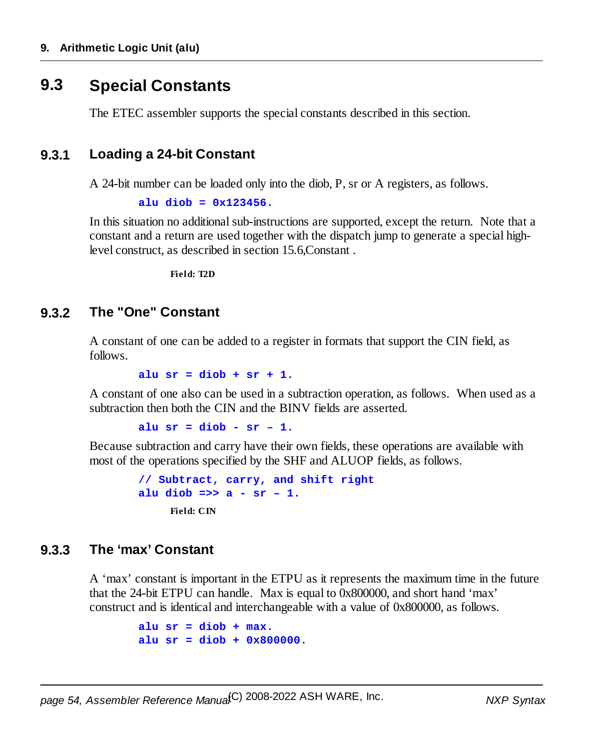## 9.3 Special Constants

The ETEC assembler supports the special constants described in this section.

### 9.3.1 Loading a 24-bit Constant

A 24-bit number can be loaded only into the diob, P, sr or A registers, as follows.

```
alu diob = 0x123456.
```

In this situation no additional sub-instructions are supported, except the return. Note that a constant and a return are used together with the dispatch jump to generate a special high-level construct, as described in section 15.6,Constant .

**Field: T2D**

### 9.3.2 The "One" Constant

A constant of one can be added to a register in formats that support the CIN field, as follows.

```
alu sr = diob + sr + 1.
```

A constant of one also can be used in a subtraction operation, as follows. When used as a subtraction then both the CIN and the BINV fields are asserted.

```
alu sr = diob - sr – 1.
```

Because subtraction and carry have their own fields, these operations are available with most of the operations specified by the SHF and ALUOP fields, as follows.

```
// Subtract, carry, and shift right
alu diob =>> a - sr – 1.
```

**Field: CIN**

### 9.3.3 The 'max' Constant

A 'max' constant is important in the ETPU as it represents the maximum time in the future that the 24-bit ETPU can handle. Max is equal to 0x800000, and short hand 'max' construct and is identical and interchangeable with a value of 0x800000, as follows.

```
alu sr = diob + max.
alu sr = diob + 0x800000.
```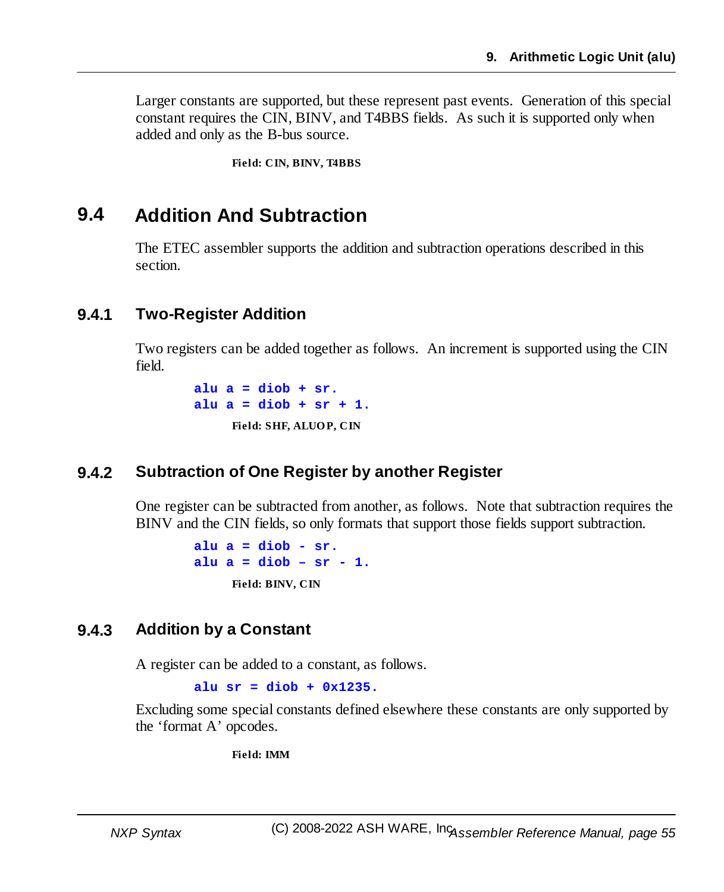Larger constants are supported, but these represent past events. Generation of this special constant requires the CIN, BINV, and T4BBS fields. As such it is supported only when added and only as the B-bus source.

**Field: CIN, BINV, T4BBS**

## 9.4 Addition And Subtraction

The ETEC assembler supports the addition and subtraction operations described in this section.

### 9.4.1 Two-Register Addition

Two registers can be added together as follows. An increment is supported using the CIN field.

```
alu a = diob + sr.
alu a = diob + sr + 1.
```

**Field: SHF, ALUOP, CIN**

### 9.4.2 Subtraction of One Register by another Register

One register can be subtracted from another, as follows. Note that subtraction requires the BINV and the CIN fields, so only formats that support those fields support subtraction.

```
alu a = diob - sr.
alu a = diob – sr - 1.
```

**Field: BINV, CIN**

### 9.4.3 Addition by a Constant

A register can be added to a constant, as follows.

```
alu sr = diob + 0x1235.
```

Excluding some special constants defined elsewhere these constants are only supported by the 'format A' opcodes.

**Field: IMM**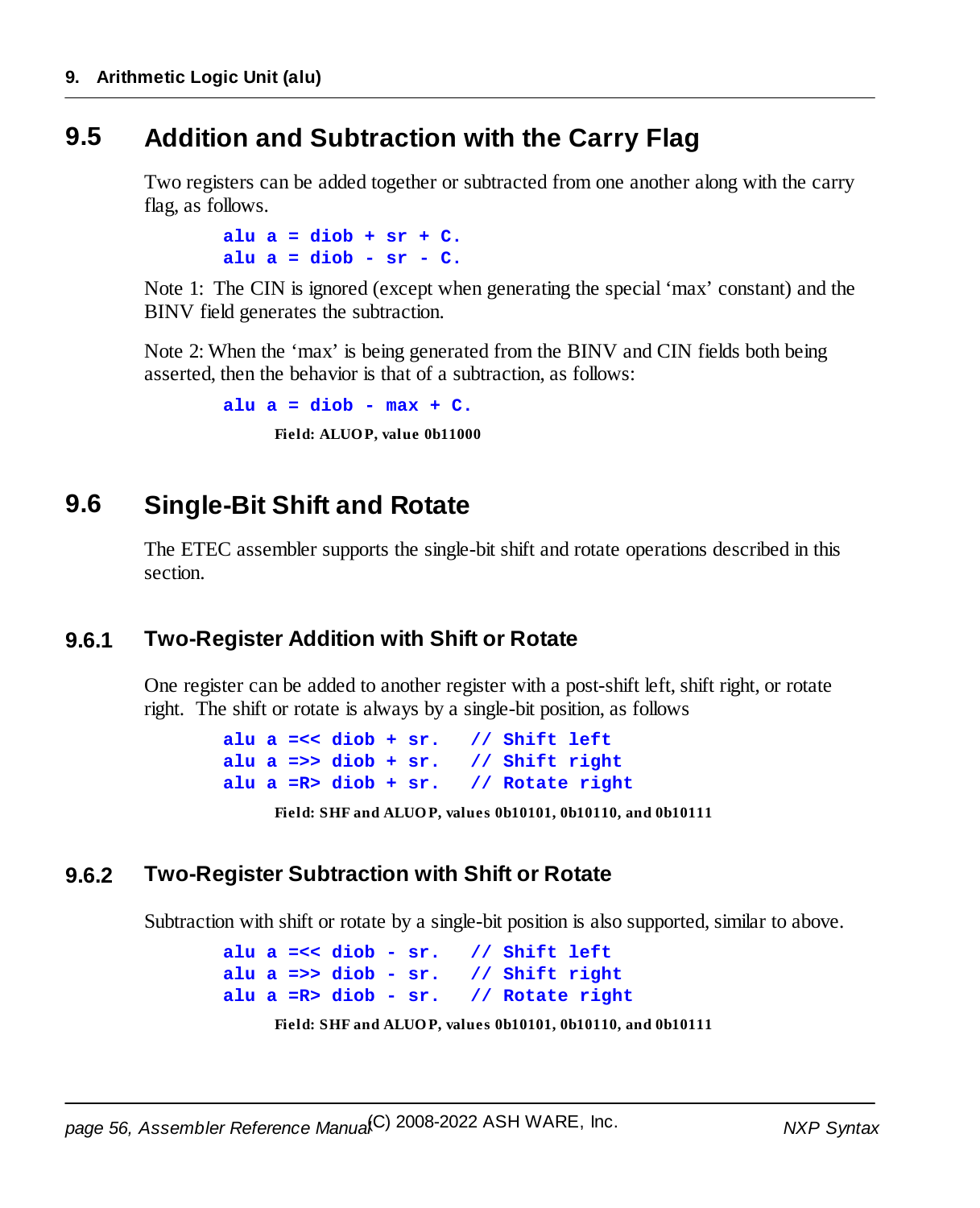## 9.5 Addition and Subtraction with the Carry Flag

Two registers can be added together or subtracted from one another along with the carry flag, as follows.

```
alu a = diob + sr + C.
alu a = diob - sr - C.
```

Note 1: The CIN is ignored (except when generating the special 'max' constant) and the BINV field generates the subtraction.

Note 2: When the 'max' is being generated from the BINV and CIN fields both being asserted, then the behavior is that of a subtraction, as follows:

```
alu a = diob - max + C.
```

**Field: ALUOP, value 0b11000**

## 9.6 Single-Bit Shift and Rotate

The ETEC assembler supports the single-bit shift and rotate operations described in this section.

### 9.6.1 Two-Register Addition with Shift or Rotate

One register can be added to another register with a post-shift left, shift right, or rotate right. The shift or rotate is always by a single-bit position, as follows

```
alu a =<< diob + sr.   // Shift left
alu a =>> diob + sr.   // Shift right
alu a =R> diob + sr.   // Rotate right
```

**Field: SHF and ALUOP, values 0b10101, 0b10110, and 0b10111**

### 9.6.2 Two-Register Subtraction with Shift or Rotate

Subtraction with shift or rotate by a single-bit position is also supported, similar to above.

```
alu a =<< diob - sr.   // Shift left
alu a =>> diob - sr.   // Shift right
alu a =R> diob - sr.   // Rotate right
```

**Field: SHF and ALUOP, values 0b10101, 0b10110, and 0b10111**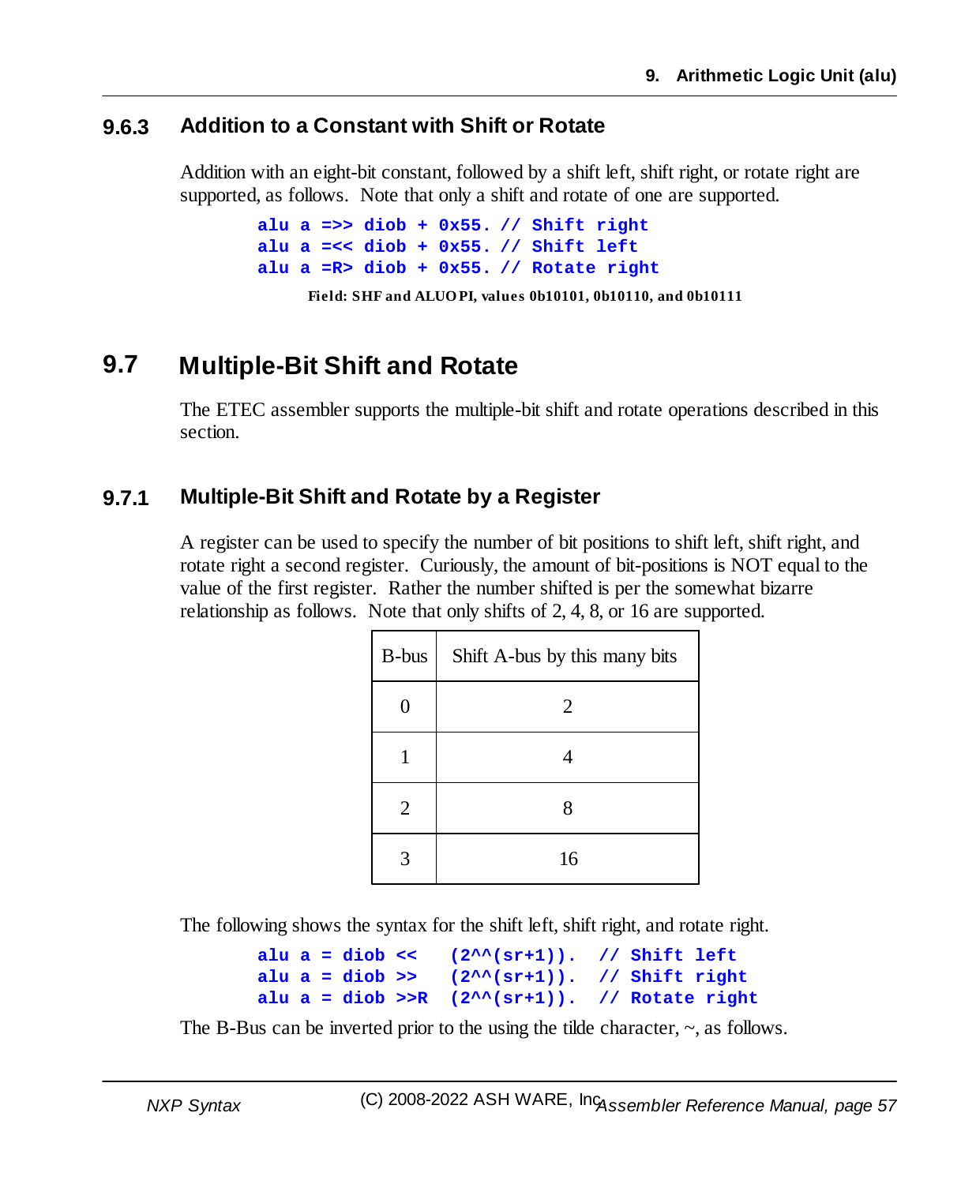### 9.6.3 Addition to a Constant with Shift or Rotate

Addition with an eight-bit constant, followed by a shift left, shift right, or rotate right are supported, as follows. Note that only a shift and rotate of one are supported.

```
alu a =>> diob + 0x55. // Shift right
alu a =<< diob + 0x55. // Shift left
alu a =R> diob + 0x55. // Rotate right
```

**Field: SHF and ALUOPI, values 0b10101, 0b10110, and 0b10111**

## 9.7 Multiple-Bit Shift and Rotate

The ETEC assembler supports the multiple-bit shift and rotate operations described in this section.

### 9.7.1 Multiple-Bit Shift and Rotate by a Register

A register can be used to specify the number of bit positions to shift left, shift right, and rotate right a second register. Curiously, the amount of bit-positions is NOT equal to the value of the first register. Rather the number shifted is per the somewhat bizarre relationship as follows. Note that only shifts of 2, 4, 8, or 16 are supported.

| B-bus | Shift A-bus by this many bits |
|---|---|
| 0 | 2 |
| 1 | 4 |
| 2 | 8 |
| 3 | 16 |

The following shows the syntax for the shift left, shift right, and rotate right.

```
alu a = diob <<  (2^^(sr+1)).  // Shift left
alu a = diob >>  (2^^(sr+1)).  // Shift right
alu a = diob >>R (2^^(sr+1)).  // Rotate right
```

The B-Bus can be inverted prior to the using the tilde character, ~, as follows.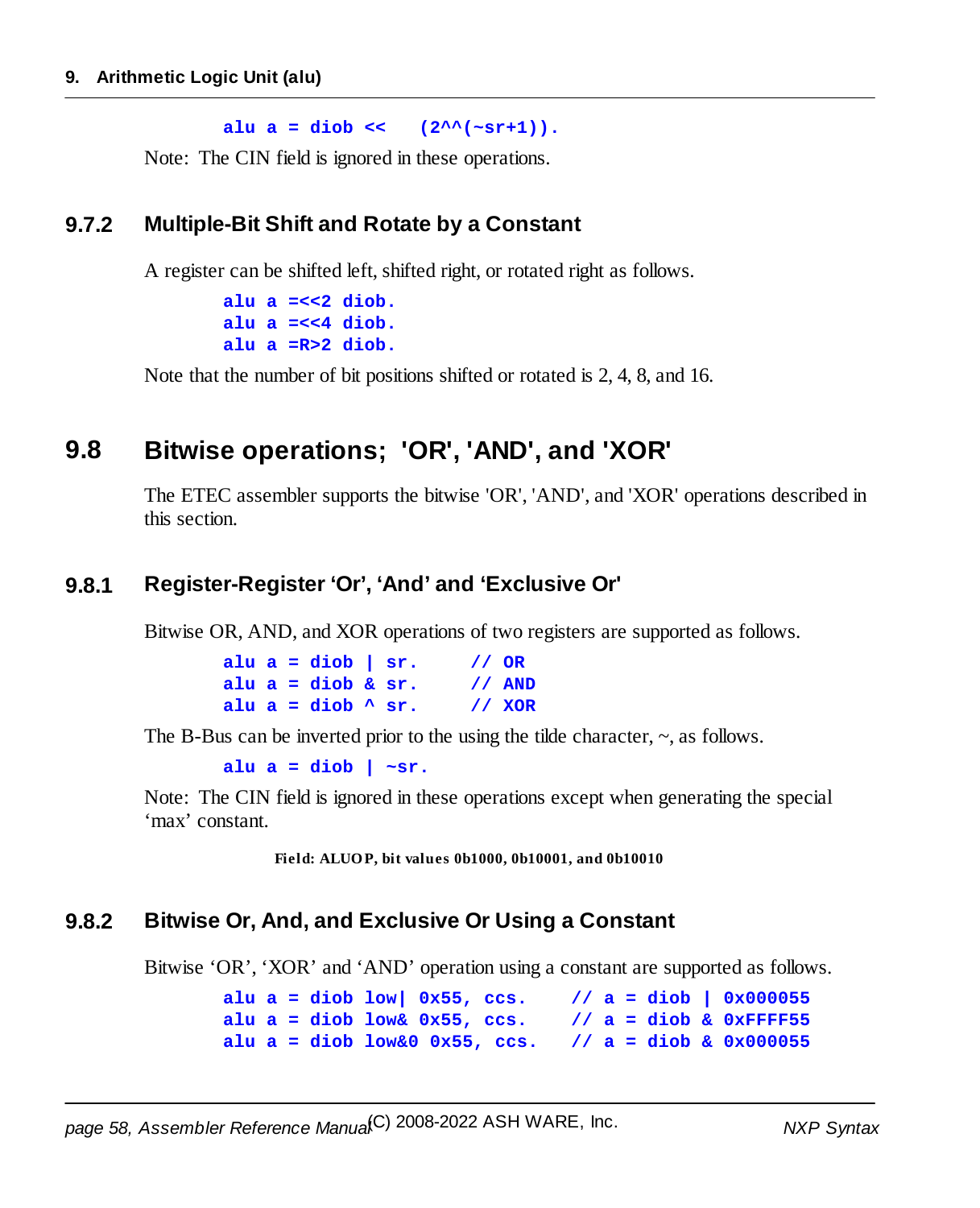```
alu a = diob <<   (2^^(~sr+1)).
```

Note: The CIN field is ignored in these operations.

### 9.7.2 Multiple-Bit Shift and Rotate by a Constant

A register can be shifted left, shifted right, or rotated right as follows.

```
alu a =<<2 diob.
alu a =<<4 diob.
alu a =R>2 diob.
```

Note that the number of bit positions shifted or rotated is 2, 4, 8, and 16.

## 9.8 Bitwise operations; 'OR', 'AND', and 'XOR'

The ETEC assembler supports the bitwise 'OR', 'AND', and 'XOR' operations described in this section.

### 9.8.1 Register-Register ‘Or’, ‘And’ and ‘Exclusive Or'

Bitwise OR, AND, and XOR operations of two registers are supported as follows.

```
alu a = diob | sr.     // OR
alu a = diob & sr.     // AND
alu a = diob ^ sr.     // XOR
```

The B-Bus can be inverted prior to the using the tilde character, ~, as follows.

```
alu a = diob | ~sr.
```

Note: The CIN field is ignored in these operations except when generating the special ‘max’ constant.

**Field: ALUOP, bit values 0b1000, 0b10001, and 0b10010**

### 9.8.2 Bitwise Or, And, and Exclusive Or Using a Constant

Bitwise ‘OR’, ‘XOR’ and ‘AND’ operation using a constant are supported as follows.

```
alu a = diob low| 0x55, ccs.    // a = diob | 0x000055
alu a = diob low& 0x55, ccs.    // a = diob & 0xFFFF55
alu a = diob low&0 0x55, ccs.   // a = diob & 0x000055
```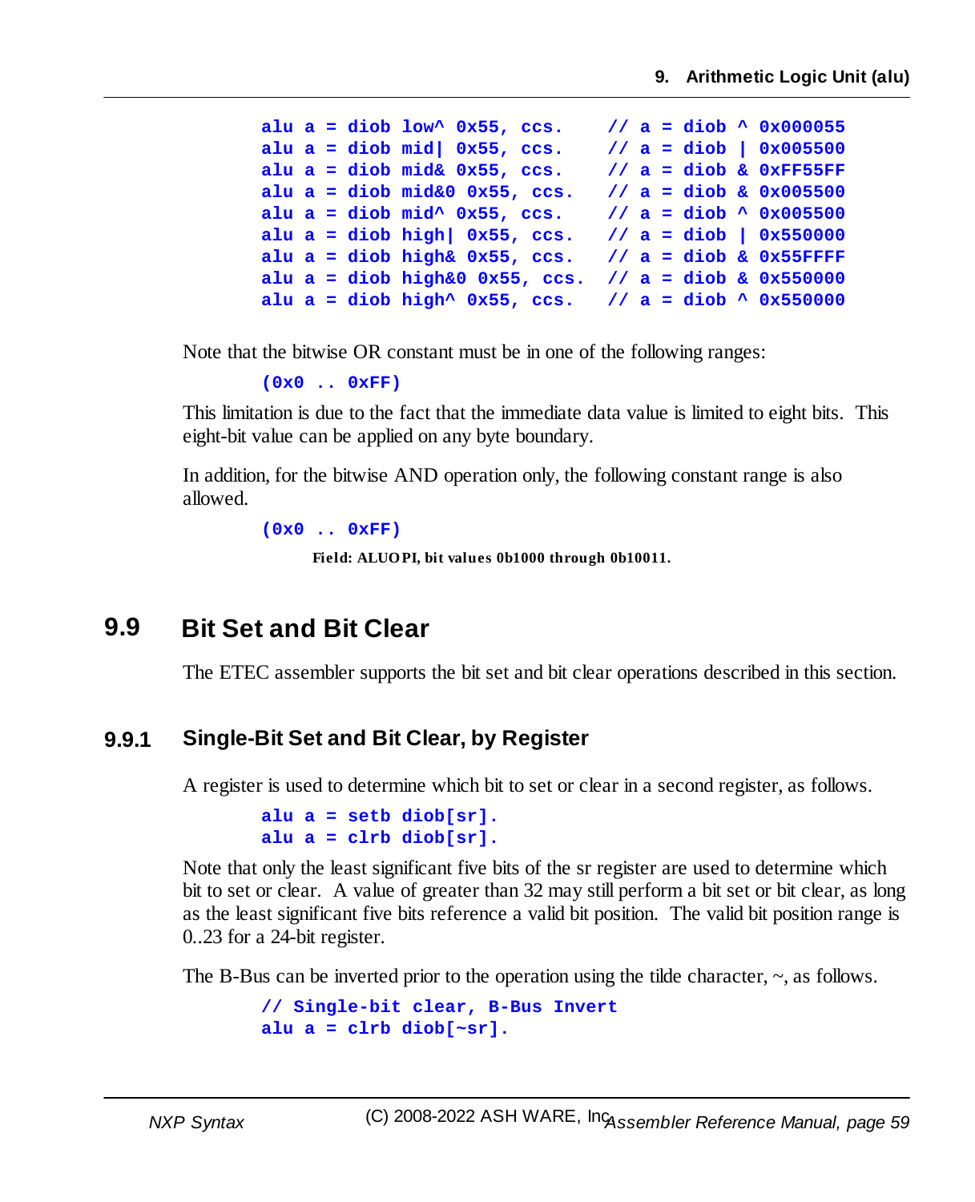```
alu a = diob low^ 0x55, ccs.    // a = diob ^ 0x000055
alu a = diob mid| 0x55, ccs.    // a = diob | 0x005500
alu a = diob mid& 0x55, ccs.    // a = diob & 0xFF55FF
alu a = diob mid&0 0x55, ccs.   // a = diob & 0x005500
alu a = diob mid^ 0x55, ccs.    // a = diob ^ 0x005500
alu a = diob high| 0x55, ccs.   // a = diob | 0x550000
alu a = diob high& 0x55, ccs.   // a = diob & 0x55FFFF
alu a = diob high&0 0x55, ccs.  // a = diob & 0x550000
alu a = diob high^ 0x55, ccs.   // a = diob ^ 0x550000
```

Note that the bitwise OR constant must be in one of the following ranges:

```
(0x0 .. 0xFF)
```

This limitation is due to the fact that the immediate data value is limited to eight bits. This eight-bit value can be applied on any byte boundary.

In addition, for the bitwise AND operation only, the following constant range is also allowed.

```
(0x0 .. 0xFF)
```

**Field: ALUOPI, bit values 0b1000 through 0b10011.**

## 9.9 Bit Set and Bit Clear

The ETEC assembler supports the bit set and bit clear operations described in this section.

### 9.9.1 Single-Bit Set and Bit Clear, by Register

A register is used to determine which bit to set or clear in a second register, as follows.

```
alu a = setb diob[sr].
alu a = clrb diob[sr].
```

Note that only the least significant five bits of the sr register are used to determine which bit to set or clear. A value of greater than 32 may still perform a bit set or bit clear, as long as the least significant five bits reference a valid bit position. The valid bit position range is 0..23 for a 24-bit register.

The B-Bus can be inverted prior to the operation using the tilde character, ~, as follows.

```
// Single-bit clear, B-Bus Invert
alu a = clrb diob[~sr].
```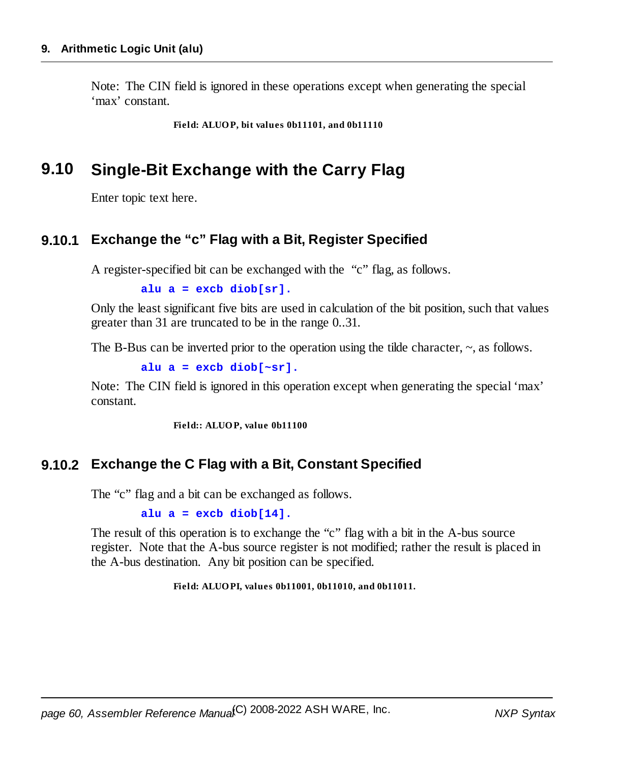Note: The CIN field is ignored in these operations except when generating the special 'max' constant.

**Field: ALUOP, bit values 0b11101, and 0b11110**

## 9.10 Single-Bit Exchange with the Carry Flag

Enter topic text here.

### 9.10.1 Exchange the "c" Flag with a Bit, Register Specified

A register-specified bit can be exchanged with the "c" flag, as follows.

```
alu a = excb diob[sr].
```

Only the least significant five bits are used in calculation of the bit position, such that values greater than 31 are truncated to be in the range 0..31.

The B-Bus can be inverted prior to the operation using the tilde character, ~, as follows.

```
alu a = excb diob[~sr].
```

Note: The CIN field is ignored in this operation except when generating the special 'max' constant.

**Field:: ALUOP, value 0b11100**

### 9.10.2 Exchange the C Flag with a Bit, Constant Specified

The "c" flag and a bit can be exchanged as follows.

```
alu a = excb diob[14].
```

The result of this operation is to exchange the "c" flag with a bit in the A-bus source register. Note that the A-bus source register is not modified; rather the result is placed in the A-bus destination. Any bit position can be specified.

**Field: ALUOPI, values 0b11001, 0b11010, and 0b11011.**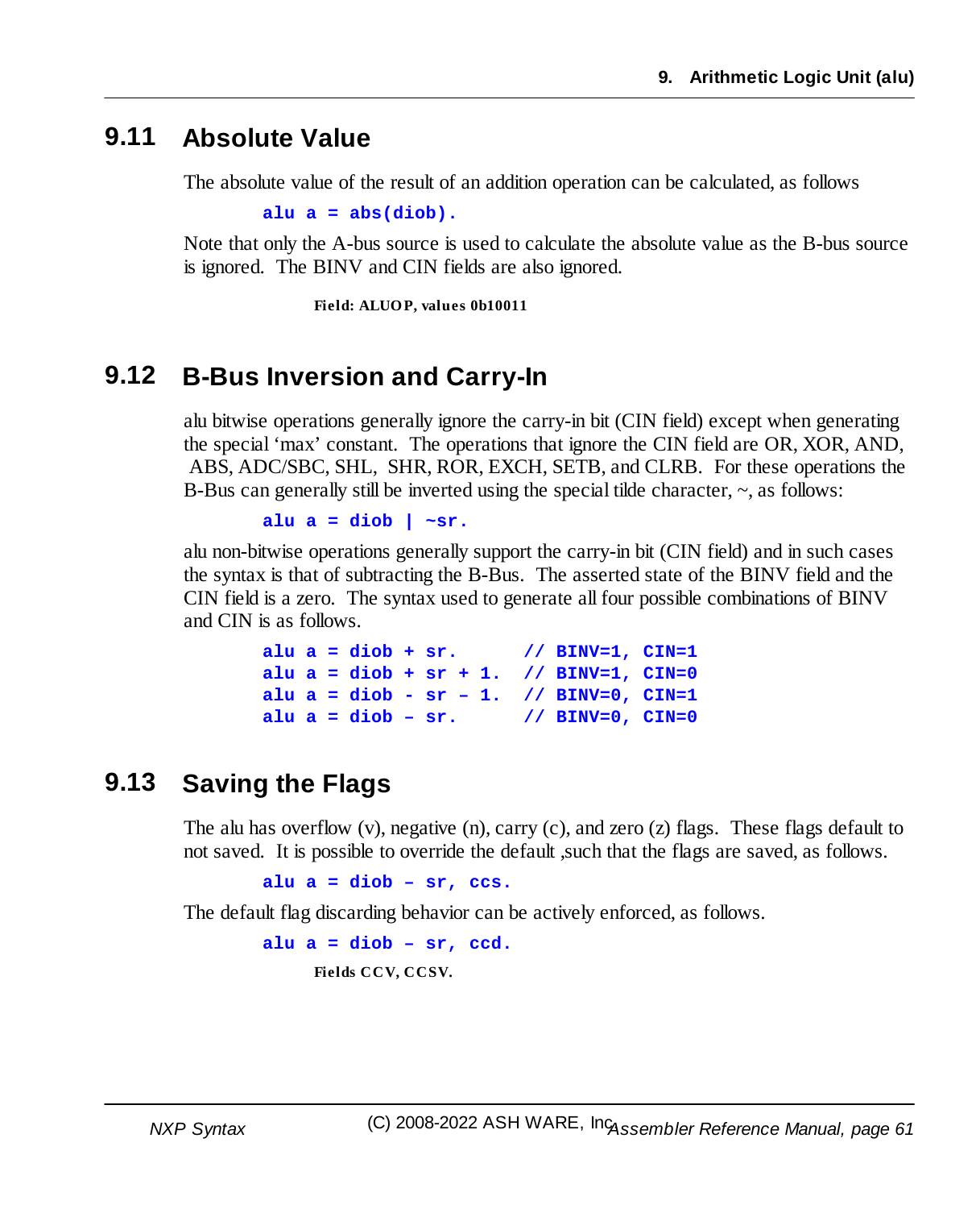## 9.11 Absolute Value

The absolute value of the result of an addition operation can be calculated, as follows

```
alu a = abs(diob).
```

Note that only the A-bus source is used to calculate the absolute value as the B-bus source is ignored. The BINV and CIN fields are also ignored.

**Field: ALUOP, values 0b10011**

## 9.12 B-Bus Inversion and Carry-In

alu bitwise operations generally ignore the carry-in bit (CIN field) except when generating the special 'max' constant. The operations that ignore the CIN field are OR, XOR, AND, ABS, ADC/SBC, SHL, SHR, ROR, EXCH, SETB, and CLRB. For these operations the B-Bus can generally still be inverted using the special tilde character, ~, as follows:

```
alu a = diob | ~sr.
```

alu non-bitwise operations generally support the carry-in bit (CIN field) and in such cases the syntax is that of subtracting the B-Bus. The asserted state of the BINV field and the CIN field is a zero. The syntax used to generate all four possible combinations of BINV and CIN is as follows.

```
alu a = diob + sr.      // BINV=1, CIN=1
alu a = diob + sr + 1.  // BINV=1, CIN=0
alu a = diob - sr – 1.  // BINV=0, CIN=1
alu a = diob – sr.      // BINV=0, CIN=0
```

## 9.13 Saving the Flags

The alu has overflow (v), negative (n), carry (c), and zero (z) flags. These flags default to not saved. It is possible to override the default ,such that the flags are saved, as follows.

```
alu a = diob – sr, ccs.
```

The default flag discarding behavior can be actively enforced, as follows.

```
alu a = diob – sr, ccd.
```

**Fields CCV, CCSV.**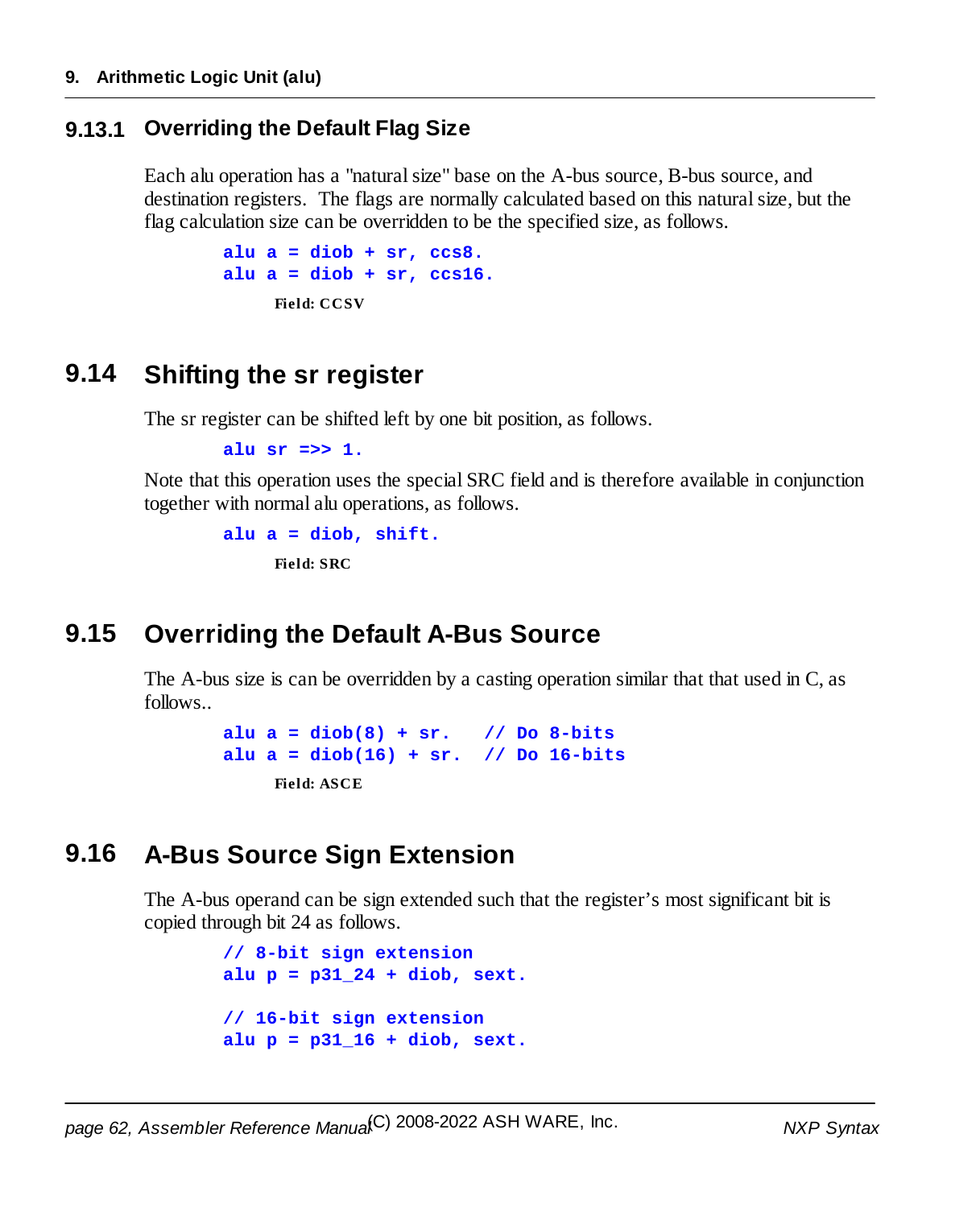### 9.13.1 Overriding the Default Flag Size

Each alu operation has a "natural size" base on the A-bus source, B-bus source, and destination registers. The flags are normally calculated based on this natural size, but the flag calculation size can be overridden to be the specified size, as follows.

```
alu a = diob + sr, ccs8.
alu a = diob + sr, ccs16.
```

**Field: CCSV**

## 9.14 Shifting the sr register

The sr register can be shifted left by one bit position, as follows.

```
alu sr =>> 1.
```

Note that this operation uses the special SRC field and is therefore available in conjunction together with normal alu operations, as follows.

```
alu a = diob, shift.
```

**Field: SRC**

## 9.15 Overriding the Default A-Bus Source

The A-bus size is can be overridden by a casting operation similar that that used in C, as follows..

```
alu a = diob(8) + sr.   // Do 8-bits
alu a = diob(16) + sr.  // Do 16-bits
```

**Field: ASCE**

## 9.16 A-Bus Source Sign Extension

The A-bus operand can be sign extended such that the register's most significant bit is copied through bit 24 as follows.

```
// 8-bit sign extension
alu p = p31_24 + diob, sext.

// 16-bit sign extension
alu p = p31_16 + diob, sext.
```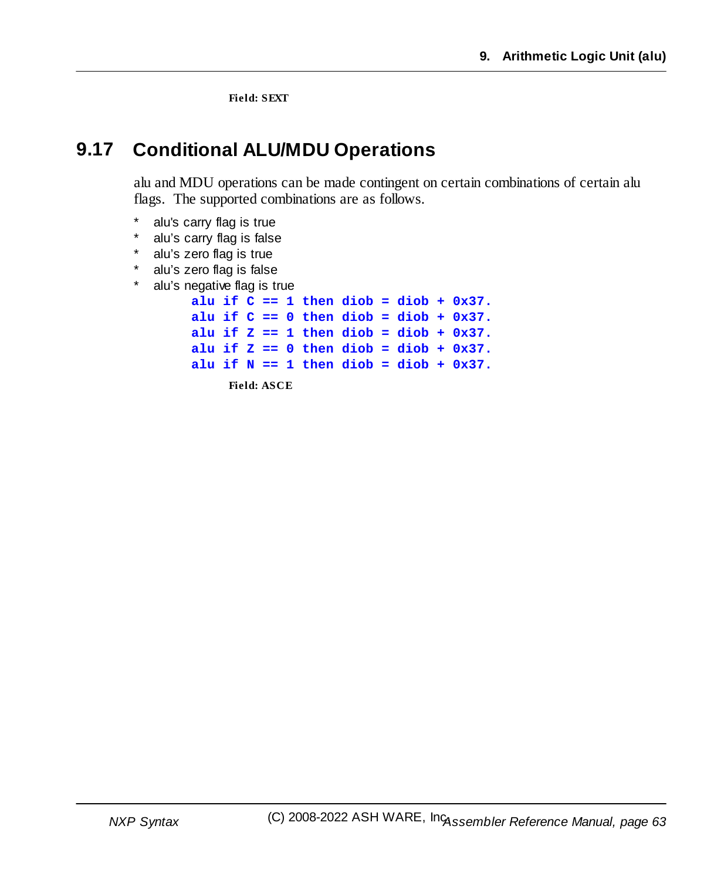**Field: SEXT**

## 9.17 Conditional ALU/MDU Operations

alu and MDU operations can be made contingent on certain combinations of certain alu flags. The supported combinations are as follows.

* alu's carry flag is true
* alu's carry flag is false
* alu's zero flag is true
* alu's zero flag is false
* alu's negative flag is true

```
alu if C == 1 then diob = diob + 0x37.
alu if C == 0 then diob = diob + 0x37.
alu if Z == 1 then diob = diob + 0x37.
alu if Z == 0 then diob = diob + 0x37.
alu if N == 1 then diob = diob + 0x37.
```

**Field: ASCE**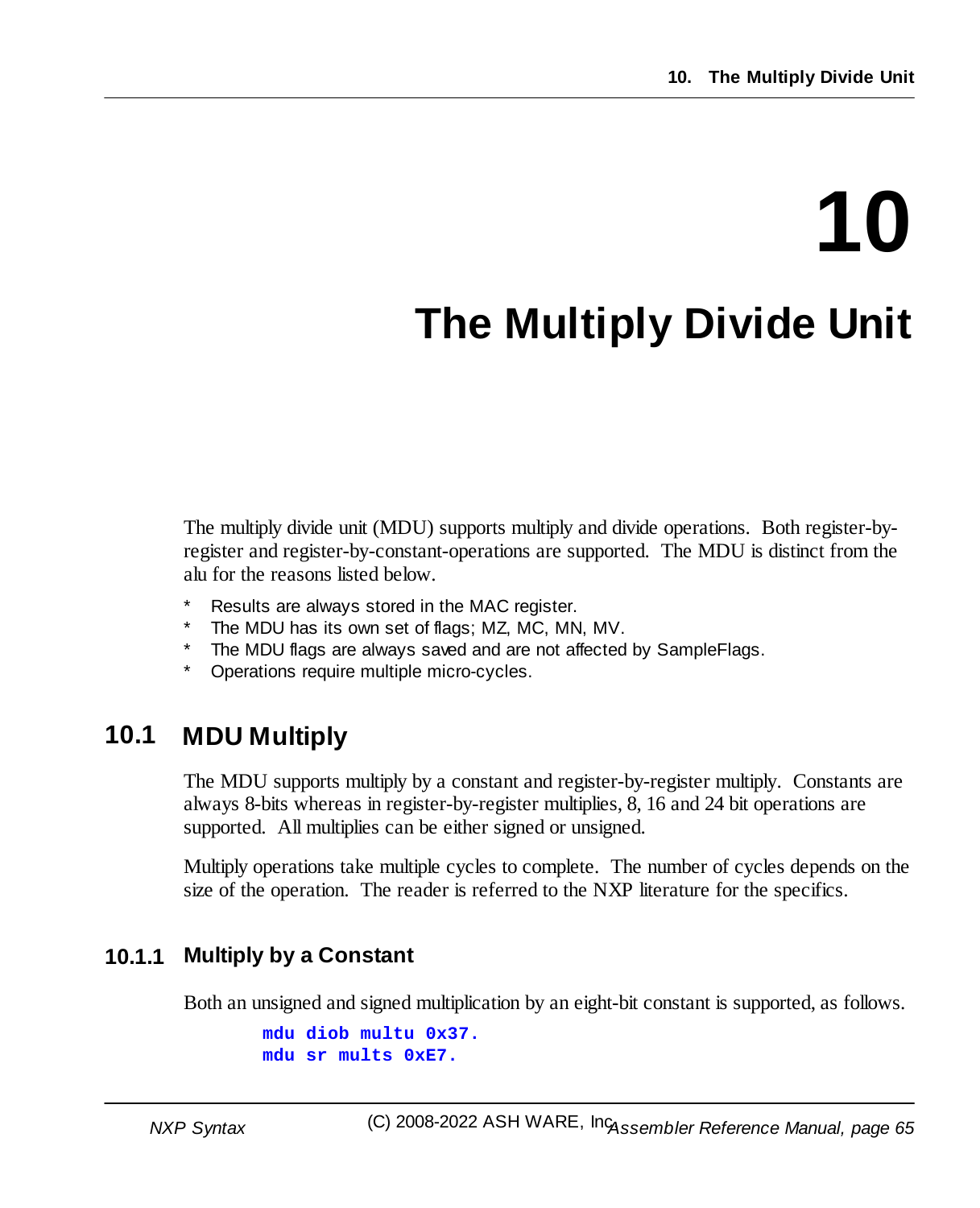# 10 The Multiply Divide Unit

The multiply divide unit (MDU) supports multiply and divide operations. Both register-by-register and register-by-constant-operations are supported. The MDU is distinct from the alu for the reasons listed below.

- Results are always stored in the MAC register.
- The MDU has its own set of flags; MZ, MC, MN, MV.
- The MDU flags are always saved and are not affected by SampleFlags.
- Operations require multiple micro-cycles.

## 10.1 MDU Multiply

The MDU supports multiply by a constant and register-by-register multiply. Constants are always 8-bits whereas in register-by-register multiplies, 8, 16 and 24 bit operations are supported. All multiplies can be either signed or unsigned.

Multiply operations take multiple cycles to complete. The number of cycles depends on the size of the operation. The reader is referred to the NXP literature for the specifics.

### 10.1.1 Multiply by a Constant

Both an unsigned and signed multiplication by an eight-bit constant is supported, as follows.

```
mdu diob multu 0x37.
mdu sr mults 0xE7.
```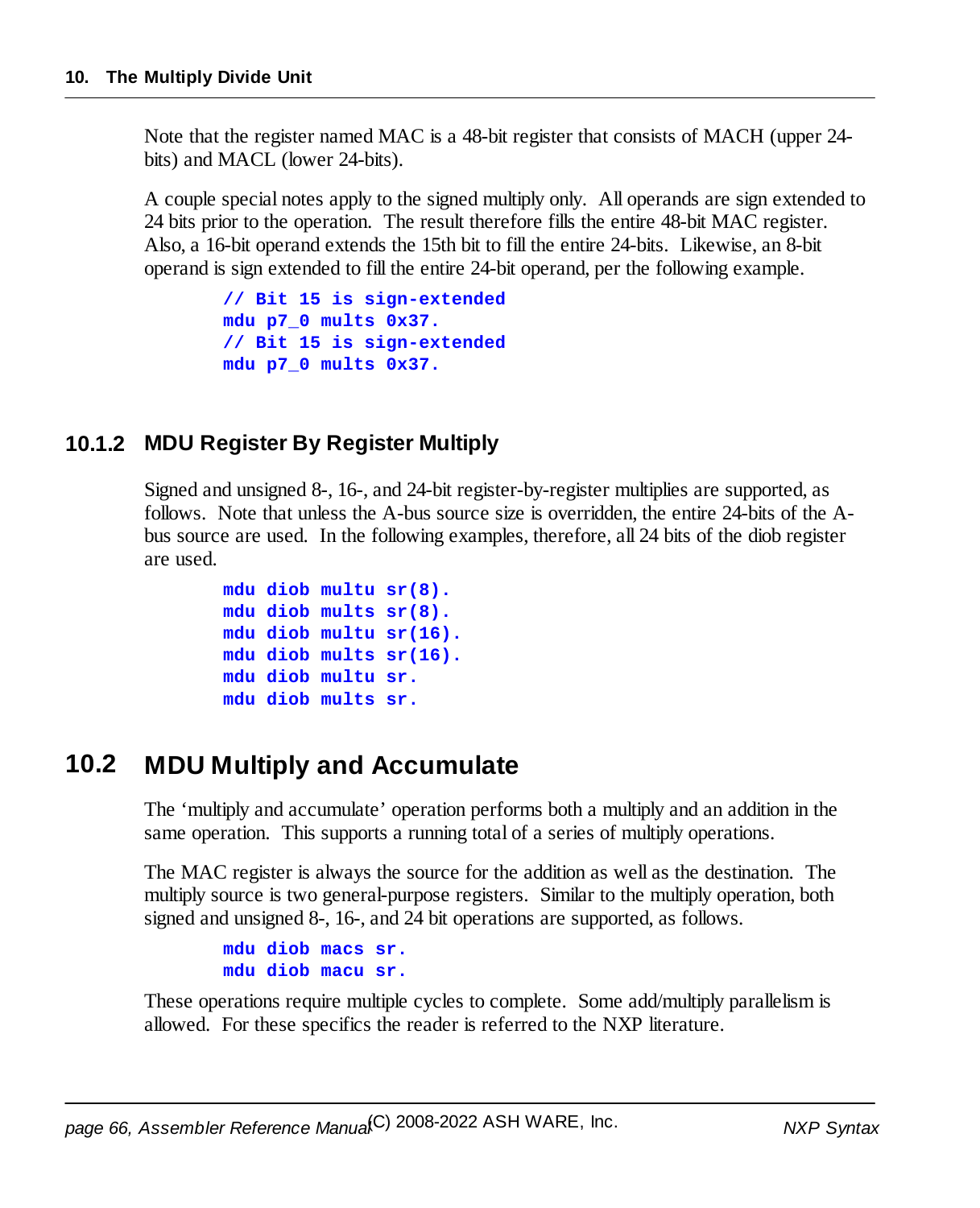Note that the register named MAC is a 48-bit register that consists of MACH (upper 24-bits) and MACL (lower 24-bits).

A couple special notes apply to the signed multiply only. All operands are sign extended to 24 bits prior to the operation. The result therefore fills the entire 48-bit MAC register. Also, a 16-bit operand extends the 15th bit to fill the entire 24-bits. Likewise, an 8-bit operand is sign extended to fill the entire 24-bit operand, per the following example.

```
// Bit 15 is sign-extended
mdu p7_0 mults 0x37.
// Bit 15 is sign-extended
mdu p7_0 mults 0x37.
```

### 10.1.2 MDU Register By Register Multiply

Signed and unsigned 8-, 16-, and 24-bit register-by-register multiplies are supported, as follows. Note that unless the A-bus source size is overridden, the entire 24-bits of the A-bus source are used. In the following examples, therefore, all 24 bits of the diob register are used.

```
mdu diob multu sr(8).
mdu diob mults sr(8).
mdu diob multu sr(16).
mdu diob mults sr(16).
mdu diob multu sr.
mdu diob mults sr.
```

## 10.2 MDU Multiply and Accumulate

The 'multiply and accumulate' operation performs both a multiply and an addition in the same operation. This supports a running total of a series of multiply operations.

The MAC register is always the source for the addition as well as the destination. The multiply source is two general-purpose registers. Similar to the multiply operation, both signed and unsigned 8-, 16-, and 24 bit operations are supported, as follows.

```
mdu diob macs sr.
mdu diob macu sr.
```

These operations require multiple cycles to complete. Some add/multiply parallelism is allowed. For these specifics the reader is referred to the NXP literature.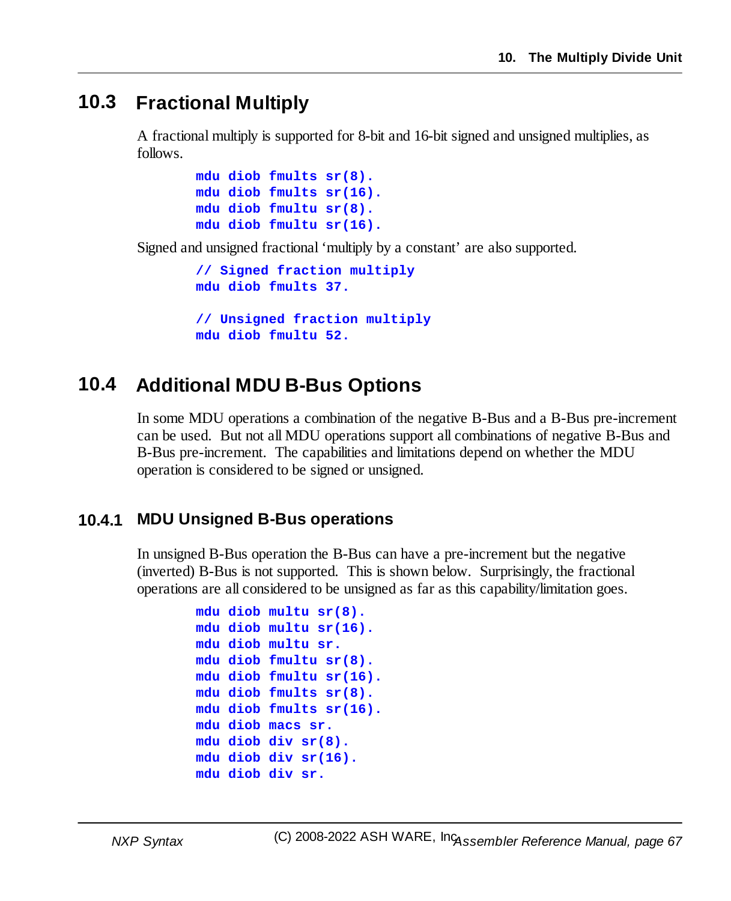## 10.3 Fractional Multiply

A fractional multiply is supported for 8-bit and 16-bit signed and unsigned multiplies, as follows.

```
mdu diob fmults sr(8).
mdu diob fmults sr(16).
mdu diob fmultu sr(8).
mdu diob fmultu sr(16).
```

Signed and unsigned fractional 'multiply by a constant' are also supported.

```
// Signed fraction multiply
mdu diob fmults 37.

// Unsigned fraction multiply
mdu diob fmultu 52.
```

## 10.4 Additional MDU B-Bus Options

In some MDU operations a combination of the negative B-Bus and a B-Bus pre-increment can be used. But not all MDU operations support all combinations of negative B-Bus and B-Bus pre-increment. The capabilities and limitations depend on whether the MDU operation is considered to be signed or unsigned.

### 10.4.1 MDU Unsigned B-Bus operations

In unsigned B-Bus operation the B-Bus can have a pre-increment but the negative (inverted) B-Bus is not supported. This is shown below. Surprisingly, the fractional operations are all considered to be unsigned as far as this capability/limitation goes.

```
mdu diob multu sr(8).
mdu diob multu sr(16).
mdu diob multu sr.
mdu diob fmultu sr(8).
mdu diob fmultu sr(16).
mdu diob fmults sr(8).
mdu diob fmults sr(16).
mdu diob macs sr.
mdu diob div sr(8).
mdu diob div sr(16).
mdu diob div sr.
```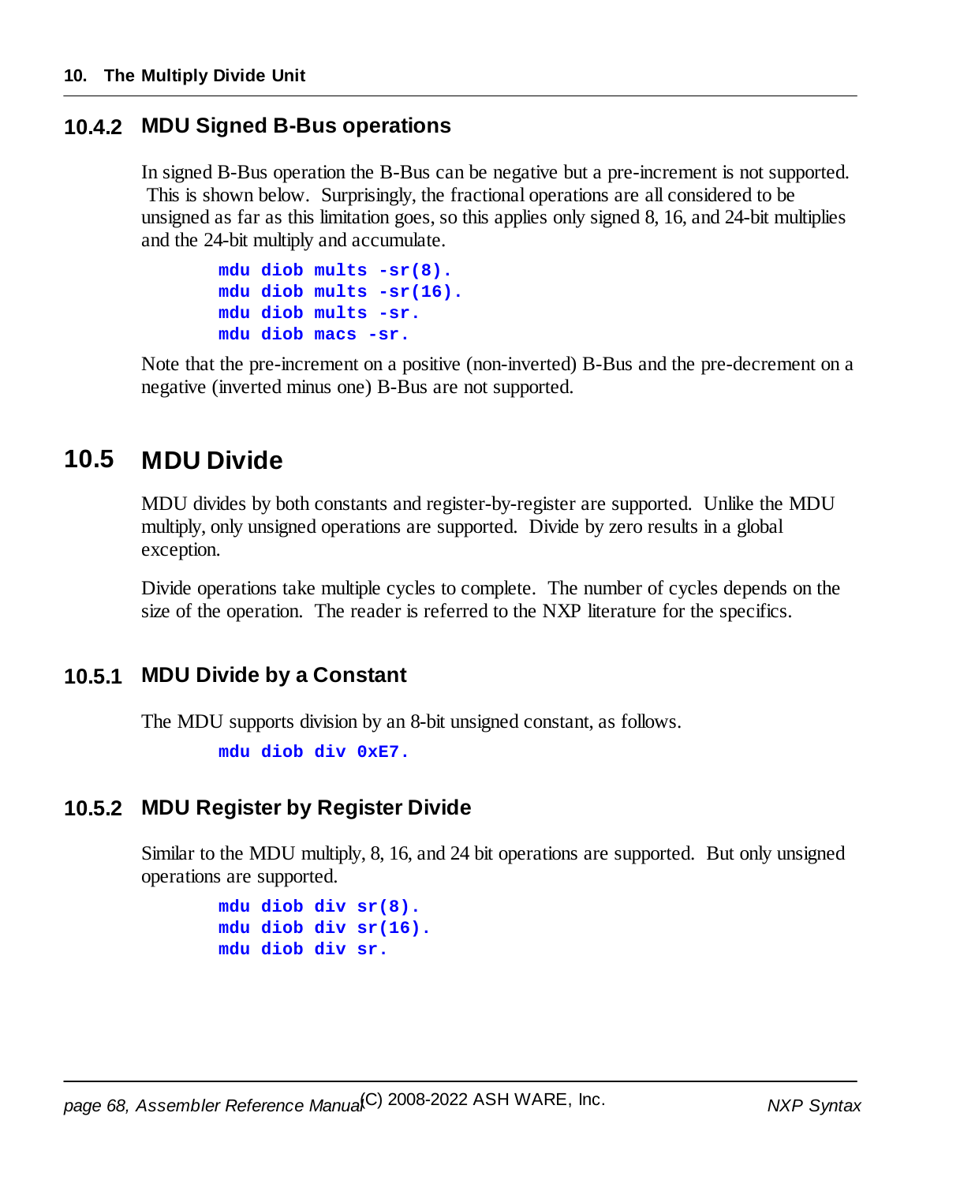### 10.4.2 MDU Signed B-Bus operations

In signed B-Bus operation the B-Bus can be negative but a pre-increment is not supported. This is shown below. Surprisingly, the fractional operations are all considered to be unsigned as far as this limitation goes, so this applies only signed 8, 16, and 24-bit multiplies and the 24-bit multiply and accumulate.

```
mdu diob mults -sr(8).
mdu diob mults -sr(16).
mdu diob mults -sr.
mdu diob macs -sr.
```

Note that the pre-increment on a positive (non-inverted) B-Bus and the pre-decrement on a negative (inverted minus one) B-Bus are not supported.

## 10.5 MDU Divide

MDU divides by both constants and register-by-register are supported. Unlike the MDU multiply, only unsigned operations are supported. Divide by zero results in a global exception.

Divide operations take multiple cycles to complete. The number of cycles depends on the size of the operation. The reader is referred to the NXP literature for the specifics.

### 10.5.1 MDU Divide by a Constant

The MDU supports division by an 8-bit unsigned constant, as follows.

```
mdu diob div 0xE7.
```

### 10.5.2 MDU Register by Register Divide

Similar to the MDU multiply, 8, 16, and 24 bit operations are supported. But only unsigned operations are supported.

```
mdu diob div sr(8).
mdu diob div sr(16).
mdu diob div sr.
```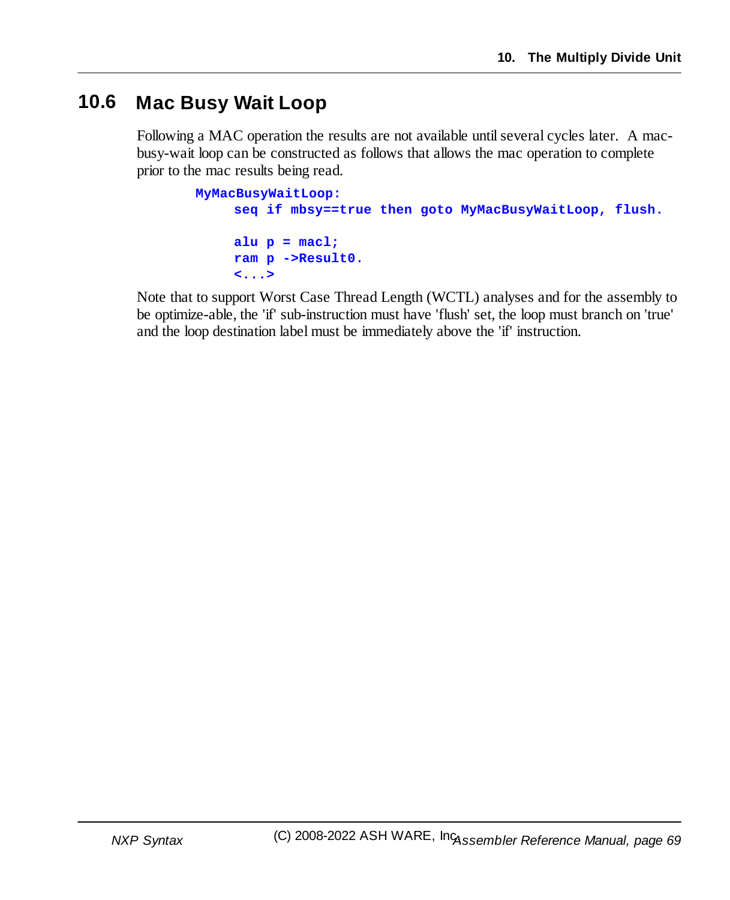## 10.6 Mac Busy Wait Loop

Following a MAC operation the results are not available until several cycles later. A mac-busy-wait loop can be constructed as follows that allows the mac operation to complete prior to the mac results being read.

```
MyMacBusyWaitLoop:
     seq if mbsy==true then goto MyMacBusyWaitLoop, flush.

     alu p = macl;
     ram p ->Result0.
     <...>
```

Note that to support Worst Case Thread Length (WCTL) analyses and for the assembly to be optimize-able, the 'if' sub-instruction must have 'flush' set, the loop must branch on 'true' and the loop destination label must be immediately above the 'if' instruction.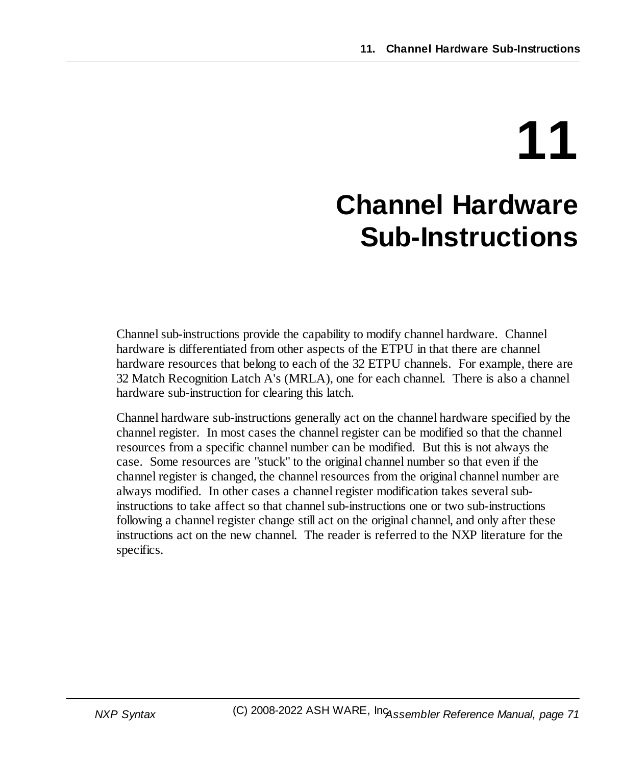# 11 Channel Hardware Sub-Instructions

Channel sub-instructions provide the capability to modify channel hardware. Channel hardware is differentiated from other aspects of the ETPU in that there are channel hardware resources that belong to each of the 32 ETPU channels. For example, there are 32 Match Recognition Latch A's (MRLA), one for each channel. There is also a channel hardware sub-instruction for clearing this latch.

Channel hardware sub-instructions generally act on the channel hardware specified by the channel register. In most cases the channel register can be modified so that the channel resources from a specific channel number can be modified. But this is not always the case. Some resources are "stuck" to the original channel number so that even if the channel register is changed, the channel resources from the original channel number are always modified. In other cases a channel register modification takes several sub-instructions to take affect so that channel sub-instructions one or two sub-instructions following a channel register change still act on the original channel, and only after these instructions act on the new channel. The reader is referred to the NXP literature for the specifics.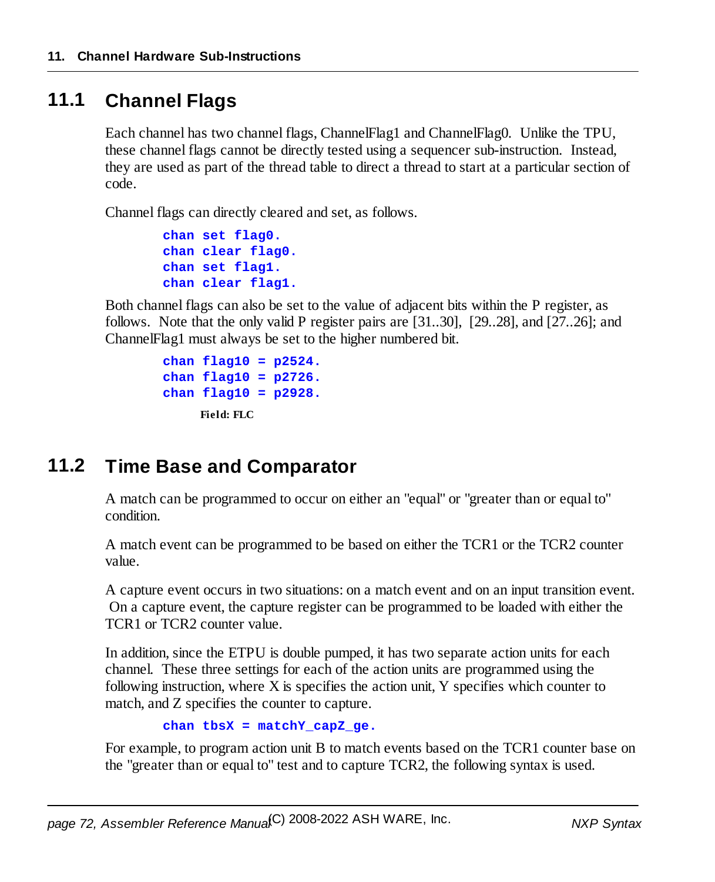## 11.1 Channel Flags

Each channel has two channel flags, ChannelFlag1 and ChannelFlag0. Unlike the TPU, these channel flags cannot be directly tested using a sequencer sub-instruction. Instead, they are used as part of the thread table to direct a thread to start at a particular section of code.

Channel flags can directly cleared and set, as follows.

```
chan set flag0.
chan clear flag0.
chan set flag1.
chan clear flag1.
```

Both channel flags can also be set to the value of adjacent bits within the P register, as follows. Note that the only valid P register pairs are [31..30], [29..28], and [27..26]; and ChannelFlag1 must always be set to the higher numbered bit.

```
chan flag10 = p2524.
chan flag10 = p2726.
chan flag10 = p2928.
```

**Field: FLC**

## 11.2 Time Base and Comparator

A match can be programmed to occur on either an "equal" or "greater than or equal to" condition.

A match event can be programmed to be based on either the TCR1 or the TCR2 counter value.

A capture event occurs in two situations: on a match event and on an input transition event. On a capture event, the capture register can be programmed to be loaded with either the TCR1 or TCR2 counter value.

In addition, since the ETPU is double pumped, it has two separate action units for each channel. These three settings for each of the action units are programmed using the following instruction, where X is specifies the action unit, Y specifies which counter to match, and Z specifies the counter to capture.

```
chan tbsX = matchY_capZ_ge.
```

For example, to program action unit B to match events based on the TCR1 counter base on the "greater than or equal to" test and to capture TCR2, the following syntax is used.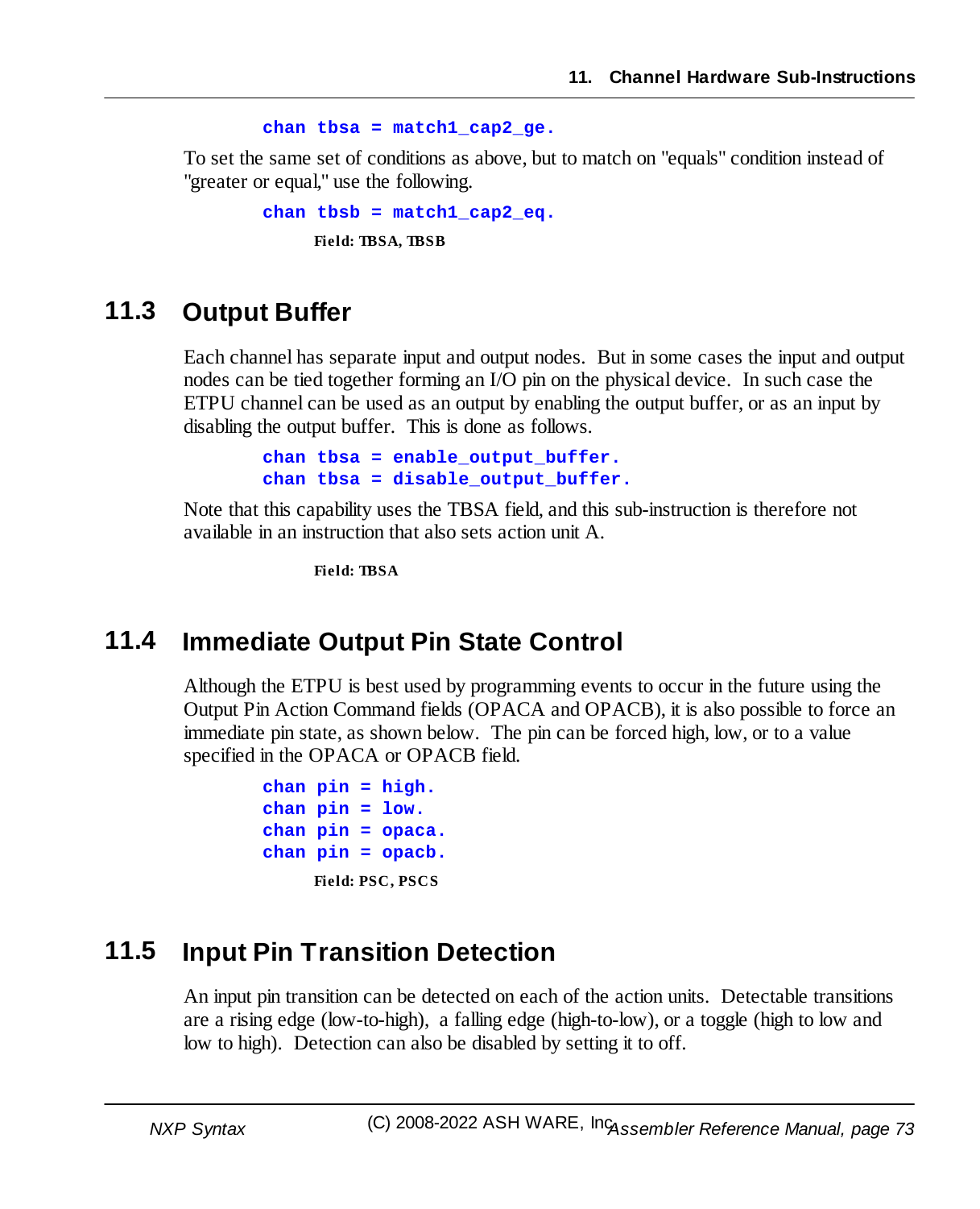```
chan tbsa = match1_cap2_ge.
```

To set the same set of conditions as above, but to match on "equals" condition instead of "greater or equal," use the following.

```
chan tbsb = match1_cap2_eq.
```

**Field: TBSA, TBSB**

## 11.3 Output Buffer

Each channel has separate input and output nodes. But in some cases the input and output nodes can be tied together forming an I/O pin on the physical device. In such case the ETPU channel can be used as an output by enabling the output buffer, or as an input by disabling the output buffer. This is done as follows.

```
chan tbsa = enable_output_buffer.
chan tbsa = disable_output_buffer.
```

Note that this capability uses the TBSA field, and this sub-instruction is therefore not available in an instruction that also sets action unit A.

**Field: TBSA**

## 11.4 Immediate Output Pin State Control

Although the ETPU is best used by programming events to occur in the future using the Output Pin Action Command fields (OPACA and OPACB), it is also possible to force an immediate pin state, as shown below. The pin can be forced high, low, or to a value specified in the OPACA or OPACB field.

```
chan pin = high.
chan pin = low.
chan pin = opaca.
chan pin = opacb.
```

**Field: PSC, PSCS**

## 11.5 Input Pin Transition Detection

An input pin transition can be detected on each of the action units. Detectable transitions are a rising edge (low-to-high), a falling edge (high-to-low), or a toggle (high to low and low to high). Detection can also be disabled by setting it to off.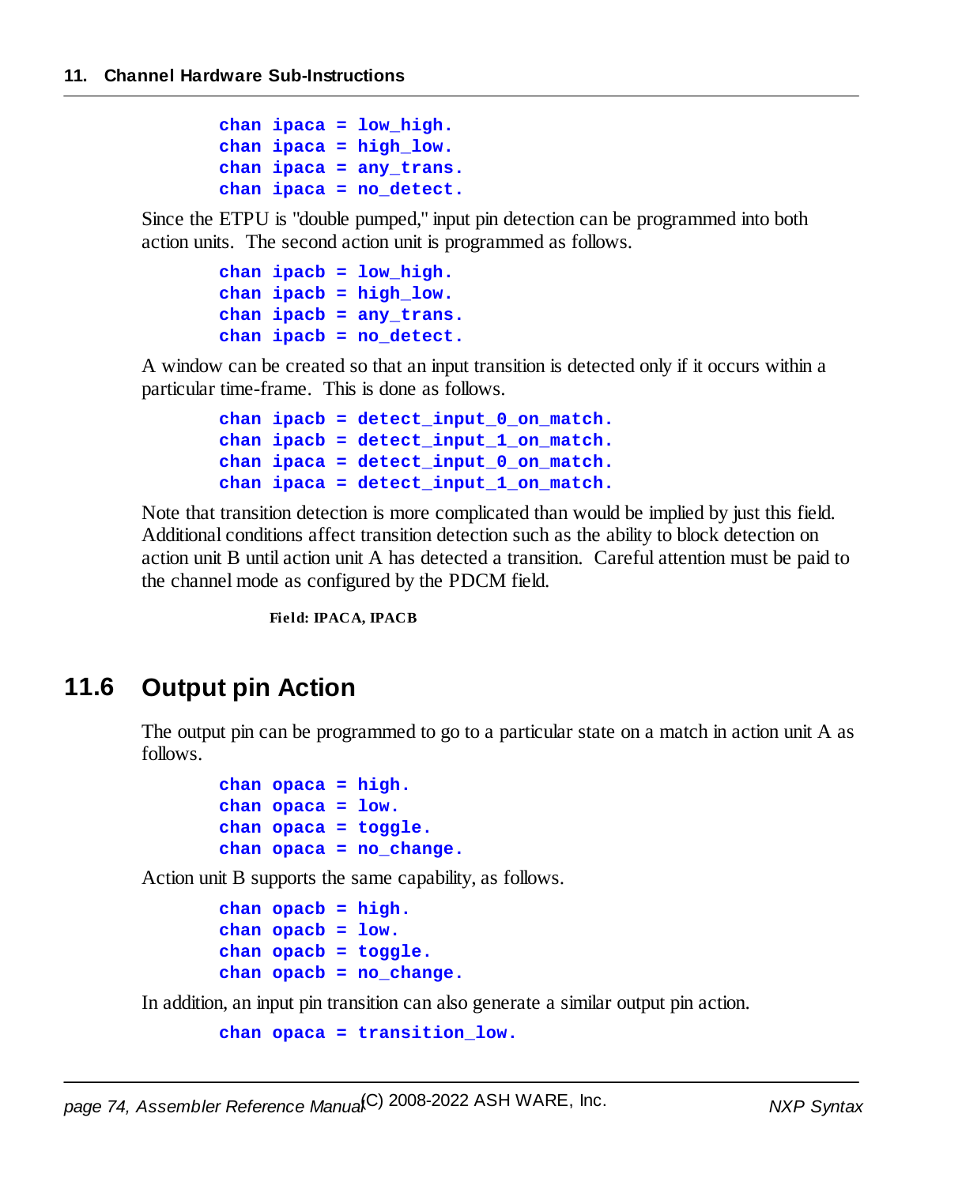```
chan ipaca = low_high.
chan ipaca = high_low.
chan ipaca = any_trans.
chan ipaca = no_detect.
```

Since the ETPU is "double pumped," input pin detection can be programmed into both action units. The second action unit is programmed as follows.

```
chan ipacb = low_high.
chan ipacb = high_low.
chan ipacb = any_trans.
chan ipacb = no_detect.
```

A window can be created so that an input transition is detected only if it occurs within a particular time-frame. This is done as follows.

```
chan ipacb = detect_input_0_on_match.
chan ipacb = detect_input_1_on_match.
chan ipaca = detect_input_0_on_match.
chan ipaca = detect_input_1_on_match.
```

Note that transition detection is more complicated than would be implied by just this field. Additional conditions affect transition detection such as the ability to block detection on action unit B until action unit A has detected a transition. Careful attention must be paid to the channel mode as configured by the PDCM field.

**Field: IPACA, IPACB**

## 11.6 Output pin Action

The output pin can be programmed to go to a particular state on a match in action unit A as follows.

```
chan opaca = high.
chan opaca = low.
chan opaca = toggle.
chan opaca = no_change.
```

Action unit B supports the same capability, as follows.

```
chan opacb = high.
chan opacb = low.
chan opacb = toggle.
chan opacb = no_change.
```

In addition, an input pin transition can also generate a similar output pin action.

```
chan opaca = transition_low.
```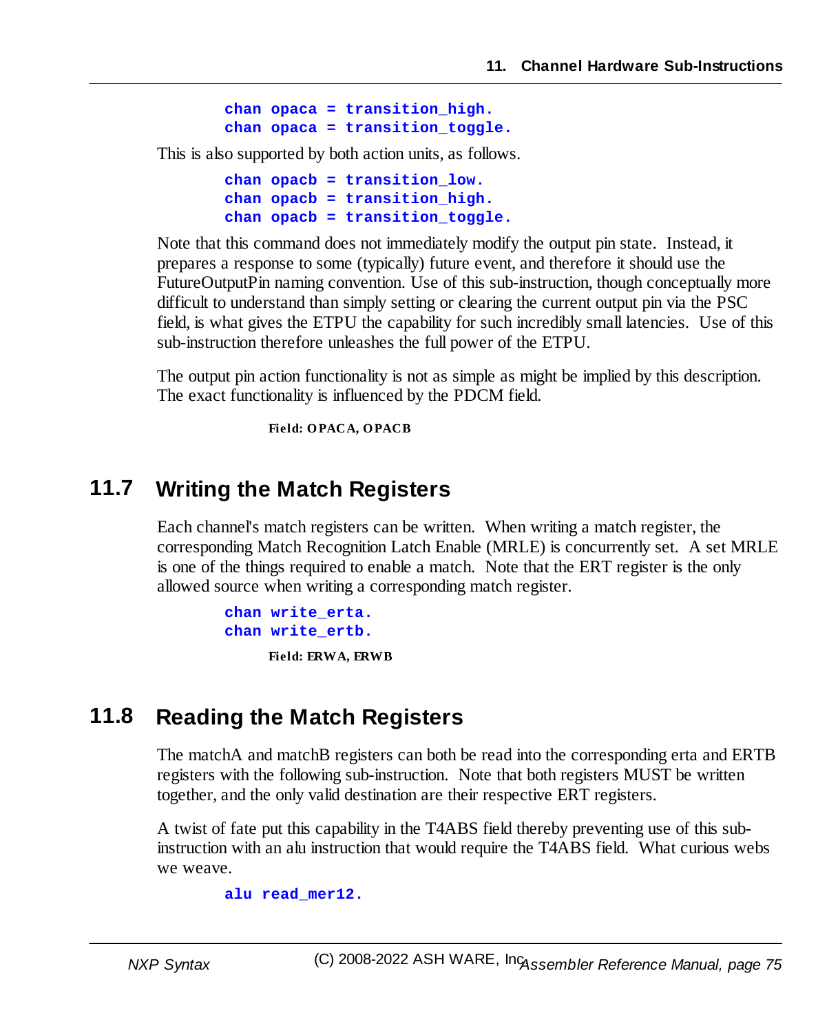```
chan opaca = transition_high.
chan opaca = transition_toggle.
```

This is also supported by both action units, as follows.

```
chan opacb = transition_low.
chan opacb = transition_high.
chan opacb = transition_toggle.
```

Note that this command does not immediately modify the output pin state. Instead, it prepares a response to some (typically) future event, and therefore it should use the FutureOutputPin naming convention. Use of this sub-instruction, though conceptually more difficult to understand than simply setting or clearing the current output pin via the PSC field, is what gives the ETPU the capability for such incredibly small latencies. Use of this sub-instruction therefore unleashes the full power of the ETPU.

The output pin action functionality is not as simple as might be implied by this description. The exact functionality is influenced by the PDCM field.

**Field: OPACA, OPACB**

## 11.7 Writing the Match Registers

Each channel's match registers can be written. When writing a match register, the corresponding Match Recognition Latch Enable (MRLE) is concurrently set. A set MRLE is one of the things required to enable a match. Note that the ERT register is the only allowed source when writing a corresponding match register.

```
chan write_erta.
chan write_ertb.
```

**Field: ERWA, ERWB**

## 11.8 Reading the Match Registers

The matchA and matchB registers can both be read into the corresponding erta and ERTB registers with the following sub-instruction. Note that both registers MUST be written together, and the only valid destination are their respective ERT registers.

A twist of fate put this capability in the T4ABS field thereby preventing use of this sub-instruction with an alu instruction that would require the T4ABS field. What curious webs we weave.

```
alu read_mer12.
```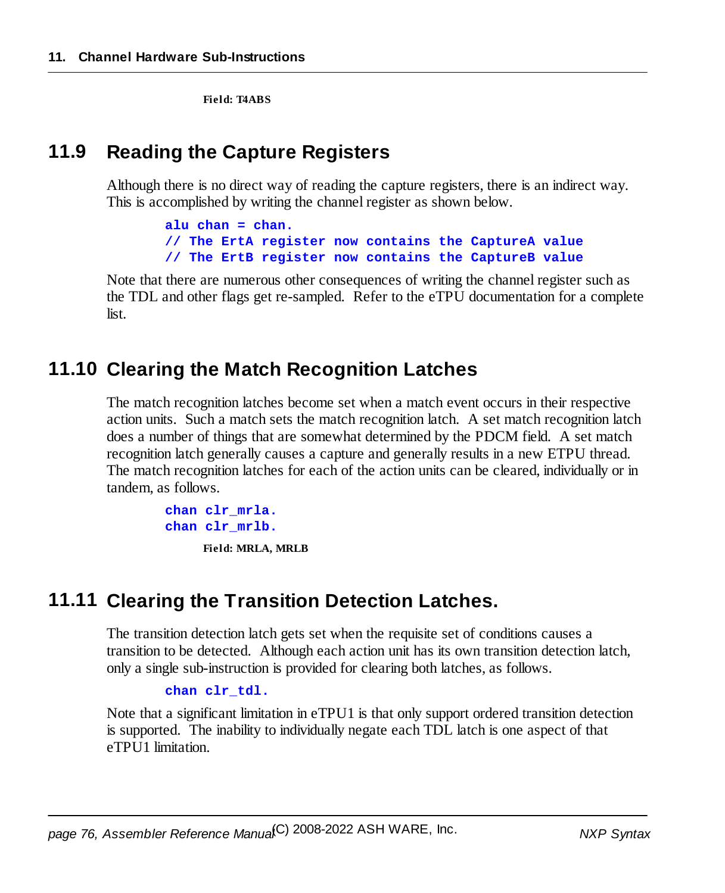**Field: T4ABS**

## 11.9 Reading the Capture Registers

Although there is no direct way of reading the capture registers, there is an indirect way. This is accomplished by writing the channel register as shown below.

```
alu chan = chan.
// The ErtA register now contains the CaptureA value
// The ErtB register now contains the CaptureB value
```

Note that there are numerous other consequences of writing the channel register such as the TDL and other flags get re-sampled. Refer to the eTPU documentation for a complete list.

## 11.10 Clearing the Match Recognition Latches

The match recognition latches become set when a match event occurs in their respective action units. Such a match sets the match recognition latch. A set match recognition latch does a number of things that are somewhat determined by the PDCM field. A set match recognition latch generally causes a capture and generally results in a new ETPU thread. The match recognition latches for each of the action units can be cleared, individually or in tandem, as follows.

```
chan clr_mrla.
chan clr_mrlb.
```

**Field: MRLA, MRLB**

## 11.11 Clearing the Transition Detection Latches.

The transition detection latch gets set when the requisite set of conditions causes a transition to be detected. Although each action unit has its own transition detection latch, only a single sub-instruction is provided for clearing both latches, as follows.

```
chan clr_tdl.
```

Note that a significant limitation in eTPU1 is that only support ordered transition detection is supported. The inability to individually negate each TDL latch is one aspect of that eTPU1 limitation.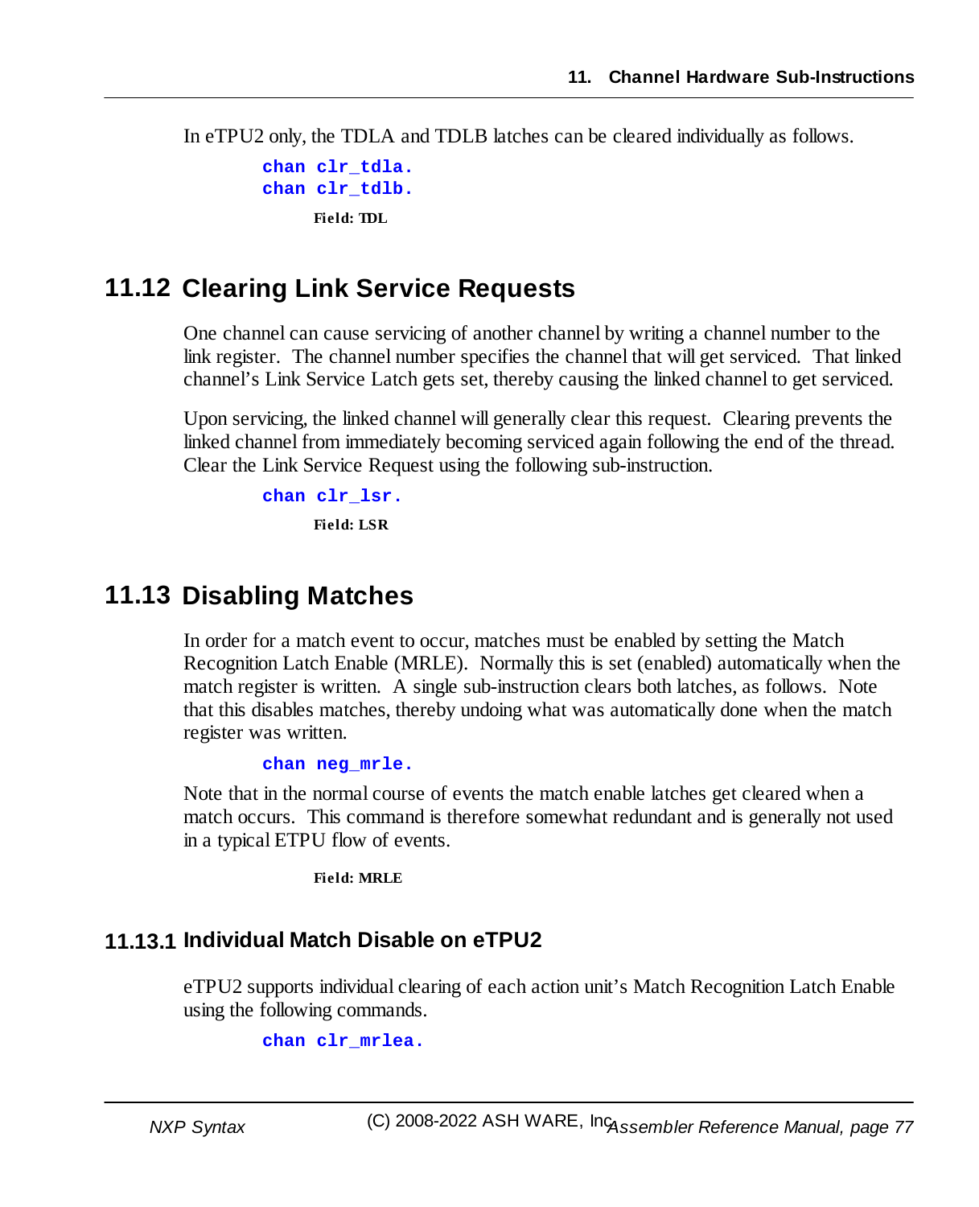In eTPU2 only, the TDLA and TDLB latches can be cleared individually as follows.

```
chan clr_tdla.
chan clr_tdlb.
```

**Field: TDL**

## 11.12 Clearing Link Service Requests

One channel can cause servicing of another channel by writing a channel number to the link register. The channel number specifies the channel that will get serviced. That linked channel's Link Service Latch gets set, thereby causing the linked channel to get serviced.

Upon servicing, the linked channel will generally clear this request. Clearing prevents the linked channel from immediately becoming serviced again following the end of the thread. Clear the Link Service Request using the following sub-instruction.

```
chan clr_lsr.
```

**Field: LSR**

## 11.13 Disabling Matches

In order for a match event to occur, matches must be enabled by setting the Match Recognition Latch Enable (MRLE). Normally this is set (enabled) automatically when the match register is written. A single sub-instruction clears both latches, as follows. Note that this disables matches, thereby undoing what was automatically done when the match register was written.

```
chan neg_mrle.
```

Note that in the normal course of events the match enable latches get cleared when a match occurs. This command is therefore somewhat redundant and is generally not used in a typical ETPU flow of events.

**Field: MRLE**

### 11.13.1 Individual Match Disable on eTPU2

eTPU2 supports individual clearing of each action unit's Match Recognition Latch Enable using the following commands.

```
chan clr_mrlea.
```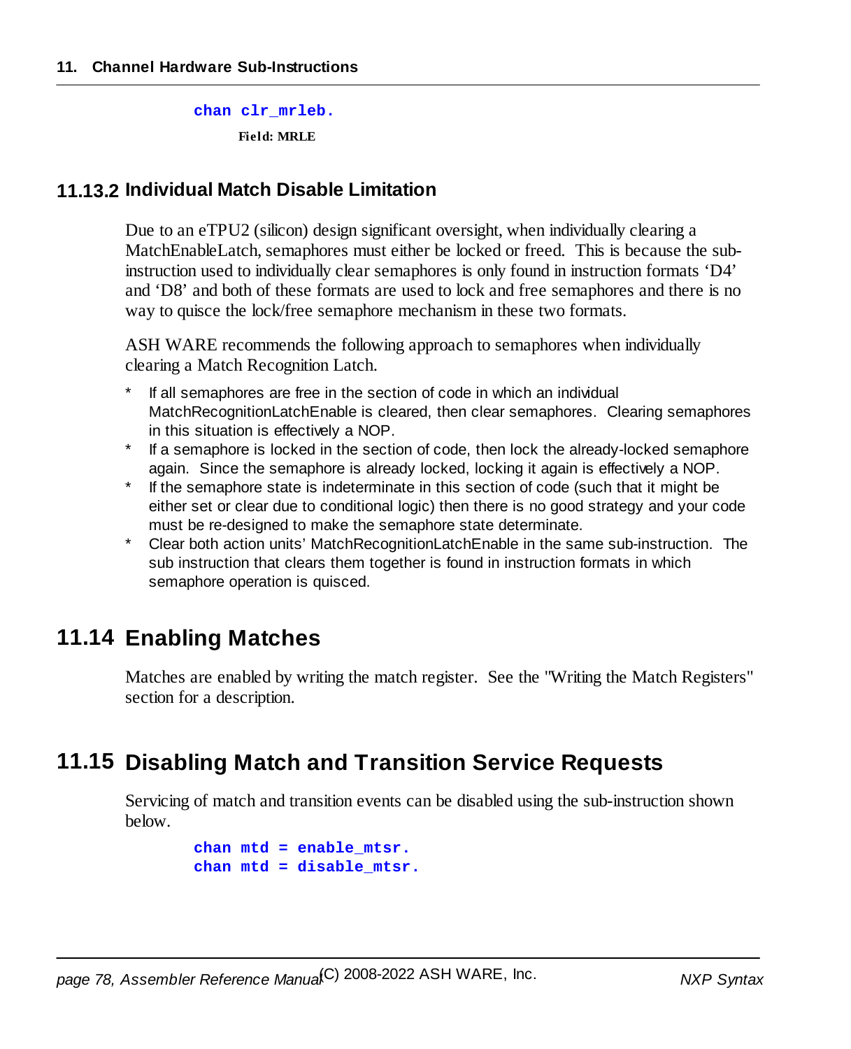```
chan clr_mrleb.
```

**Field: MRLE**

### 11.13.2 Individual Match Disable Limitation

Due to an eTPU2 (silicon) design significant oversight, when individually clearing a MatchEnableLatch, semaphores must either be locked or freed. This is because the sub-instruction used to individually clear semaphores is only found in instruction formats 'D4' and 'D8' and both of these formats are used to lock and free semaphores and there is no way to quisce the lock/free semaphore mechanism in these two formats.

ASH WARE recommends the following approach to semaphores when individually clearing a Match Recognition Latch.

* If all semaphores are free in the section of code in which an individual MatchRecognitionLatchEnable is cleared, then clear semaphores. Clearing semaphores in this situation is effectively a NOP.
* If a semaphore is locked in the section of code, then lock the already-locked semaphore again. Since the semaphore is already locked, locking it again is effectively a NOP.
* If the semaphore state is indeterminate in this section of code (such that it might be either set or clear due to conditional logic) then there is no good strategy and your code must be re-designed to make the semaphore state determinate.
* Clear both action units' MatchRecognitionLatchEnable in the same sub-instruction. The sub instruction that clears them together is found in instruction formats in which semaphore operation is quisced.

## 11.14 Enabling Matches

Matches are enabled by writing the match register. See the "Writing the Match Registers" section for a description.

## 11.15 Disabling Match and Transition Service Requests

Servicing of match and transition events can be disabled using the sub-instruction shown below.

```
chan mtd = enable_mtsr.
chan mtd = disable_mtsr.
```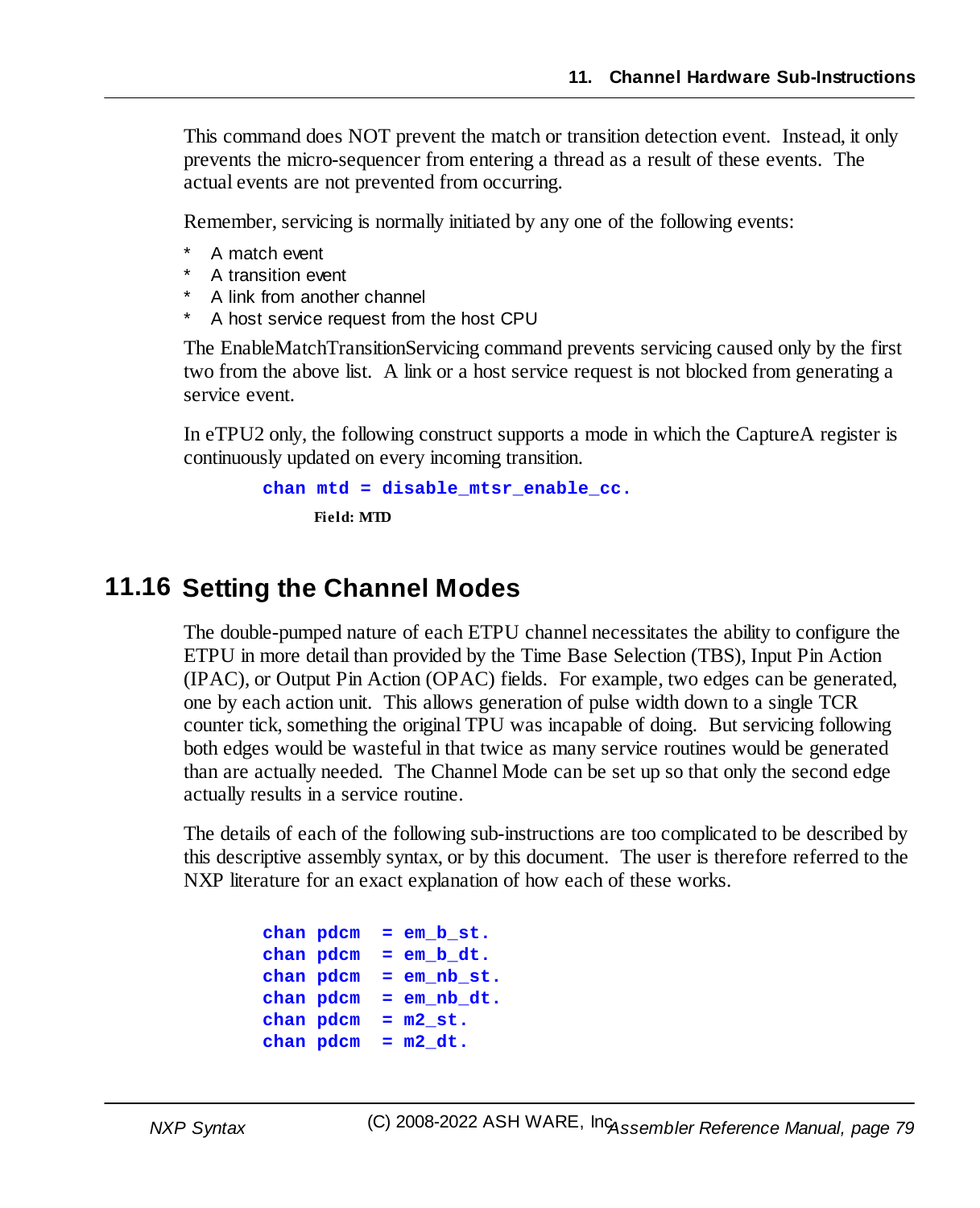This command does NOT prevent the match or transition detection event. Instead, it only prevents the micro-sequencer from entering a thread as a result of these events. The actual events are not prevented from occurring.

Remember, servicing is normally initiated by any one of the following events:

* A match event
* A transition event
* A link from another channel
* A host service request from the host CPU

The EnableMatchTransitionServicing command prevents servicing caused only by the first two from the above list. A link or a host service request is not blocked from generating a service event.

In eTPU2 only, the following construct supports a mode in which the CaptureA register is continuously updated on every incoming transition.

```
chan mtd = disable_mtsr_enable_cc.
```

**Field: MTD**

## 11.16 Setting the Channel Modes

The double-pumped nature of each ETPU channel necessitates the ability to configure the ETPU in more detail than provided by the Time Base Selection (TBS), Input Pin Action (IPAC), or Output Pin Action (OPAC) fields. For example, two edges can be generated, one by each action unit. This allows generation of pulse width down to a single TCR counter tick, something the original TPU was incapable of doing. But servicing following both edges would be wasteful in that twice as many service routines would be generated than are actually needed. The Channel Mode can be set up so that only the second edge actually results in a service routine.

The details of each of the following sub-instructions are too complicated to be described by this descriptive assembly syntax, or by this document. The user is therefore referred to the NXP literature for an exact explanation of how each of these works.

```
chan pdcm  = em_b_st.
chan pdcm  = em_b_dt.
chan pdcm  = em_nb_st.
chan pdcm  = em_nb_dt.
chan pdcm  = m2_st.
chan pdcm  = m2_dt.
```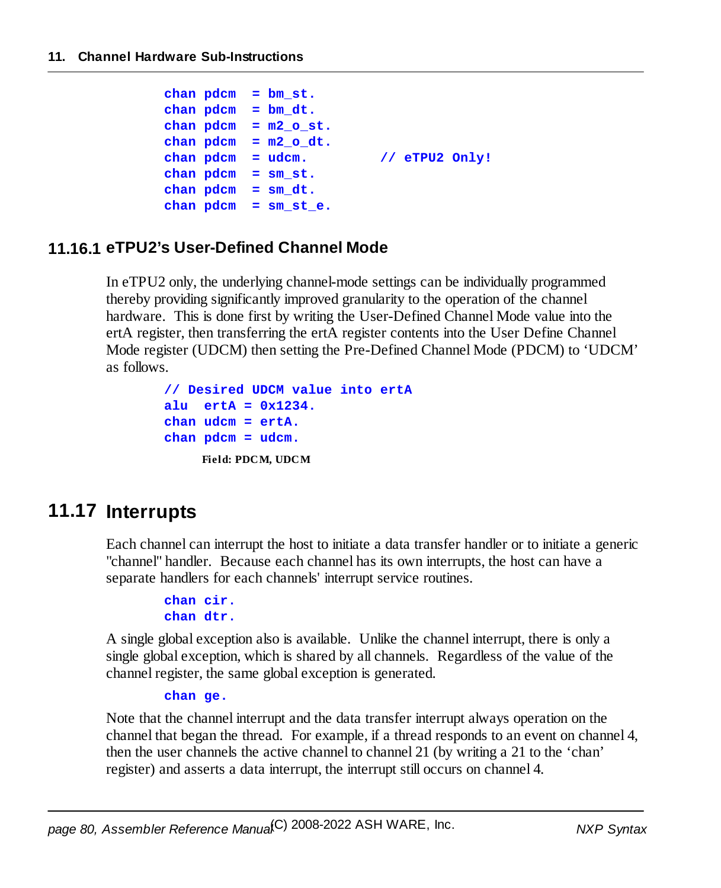```
chan pdcm  = bm_st.
chan pdcm  = bm_dt.
chan pdcm  = m2_o_st.
chan pdcm  = m2_o_dt.
chan pdcm  = udcm.         // eTPU2 Only!
chan pdcm  = sm_st.
chan pdcm  = sm_dt.
chan pdcm  = sm_st_e.
```

### 11.16.1 eTPU2's User-Defined Channel Mode

In eTPU2 only, the underlying channel-mode settings can be individually programmed thereby providing significantly improved granularity to the operation of the channel hardware. This is done first by writing the User-Defined Channel Mode value into the ertA register, then transferring the ertA register contents into the User Define Channel Mode register (UDCM) then setting the Pre-Defined Channel Mode (PDCM) to 'UDCM' as follows.

```
// Desired UDCM value into ertA
alu  ertA = 0x1234.
chan udcm = ertA.
chan pdcm = udcm.
```

**Field: PDCM, UDCM**

## 11.17 Interrupts

Each channel can interrupt the host to initiate a data transfer handler or to initiate a generic "channel" handler. Because each channel has its own interrupts, the host can have a separate handlers for each channels' interrupt service routines.

```
chan cir.
chan dtr.
```

A single global exception also is available. Unlike the channel interrupt, there is only a single global exception, which is shared by all channels. Regardless of the value of the channel register, the same global exception is generated.

```
chan ge.
```

Note that the channel interrupt and the data transfer interrupt always operation on the channel that began the thread. For example, if a thread responds to an event on channel 4, then the user channels the active channel to channel 21 (by writing a 21 to the 'chan' register) and asserts a data interrupt, the interrupt still occurs on channel 4.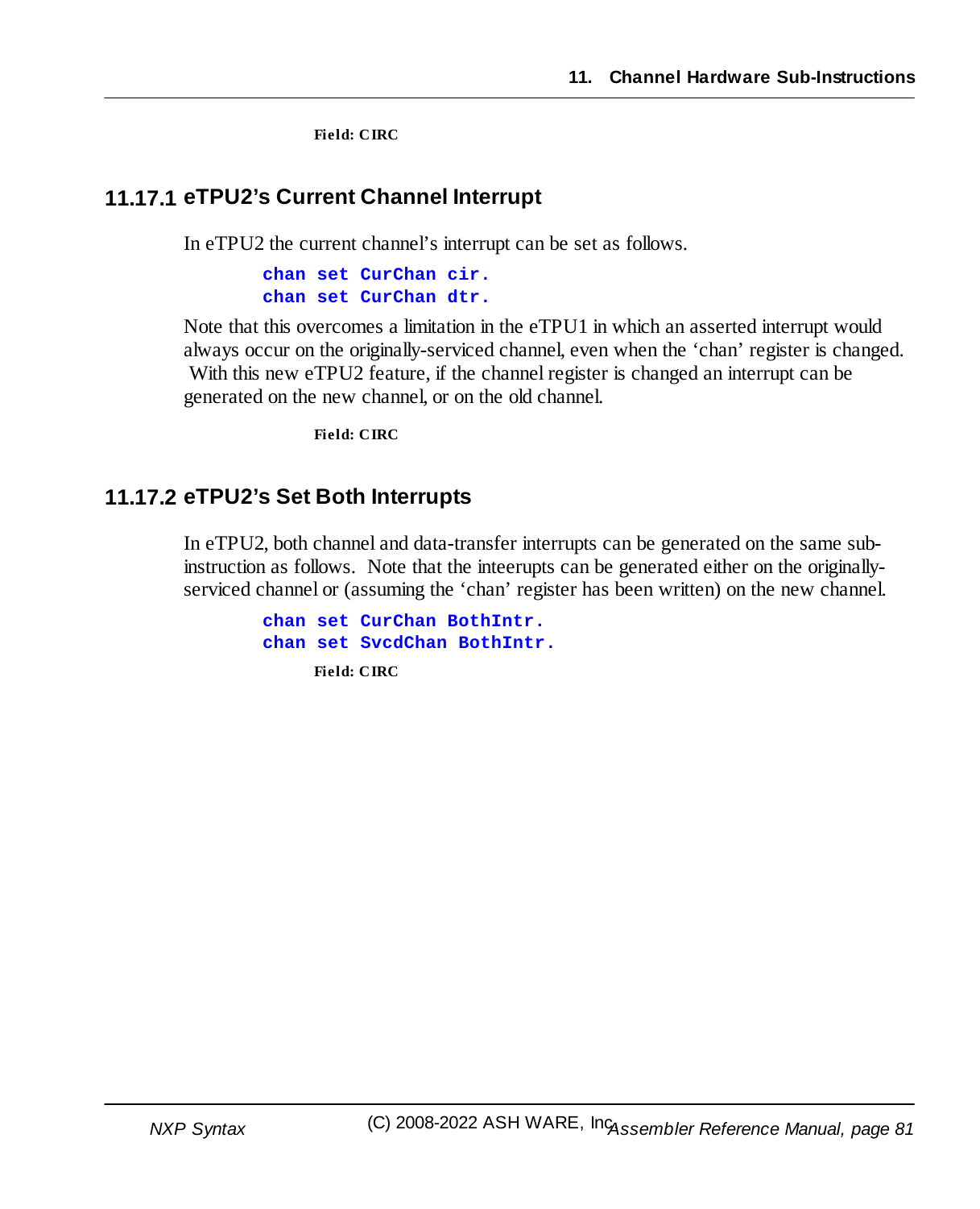**Field: CIRC**

### 11.17.1 eTPU2's Current Channel Interrupt

In eTPU2 the current channel's interrupt can be set as follows.

```
chan set CurChan cir.
chan set CurChan dtr.
```

Note that this overcomes a limitation in the eTPU1 in which an asserted interrupt would always occur on the originally-serviced channel, even when the 'chan' register is changed. With this new eTPU2 feature, if the channel register is changed an interrupt can be generated on the new channel, or on the old channel.

**Field: CIRC**

### 11.17.2 eTPU2's Set Both Interrupts

In eTPU2, both channel and data-transfer interrupts can be generated on the same sub-instruction as follows. Note that the inteerupts can be generated either on the originally-serviced channel or (assuming the 'chan' register has been written) on the new channel.

```
chan set CurChan BothIntr.
chan set SvcdChan BothIntr.
```

**Field: CIRC**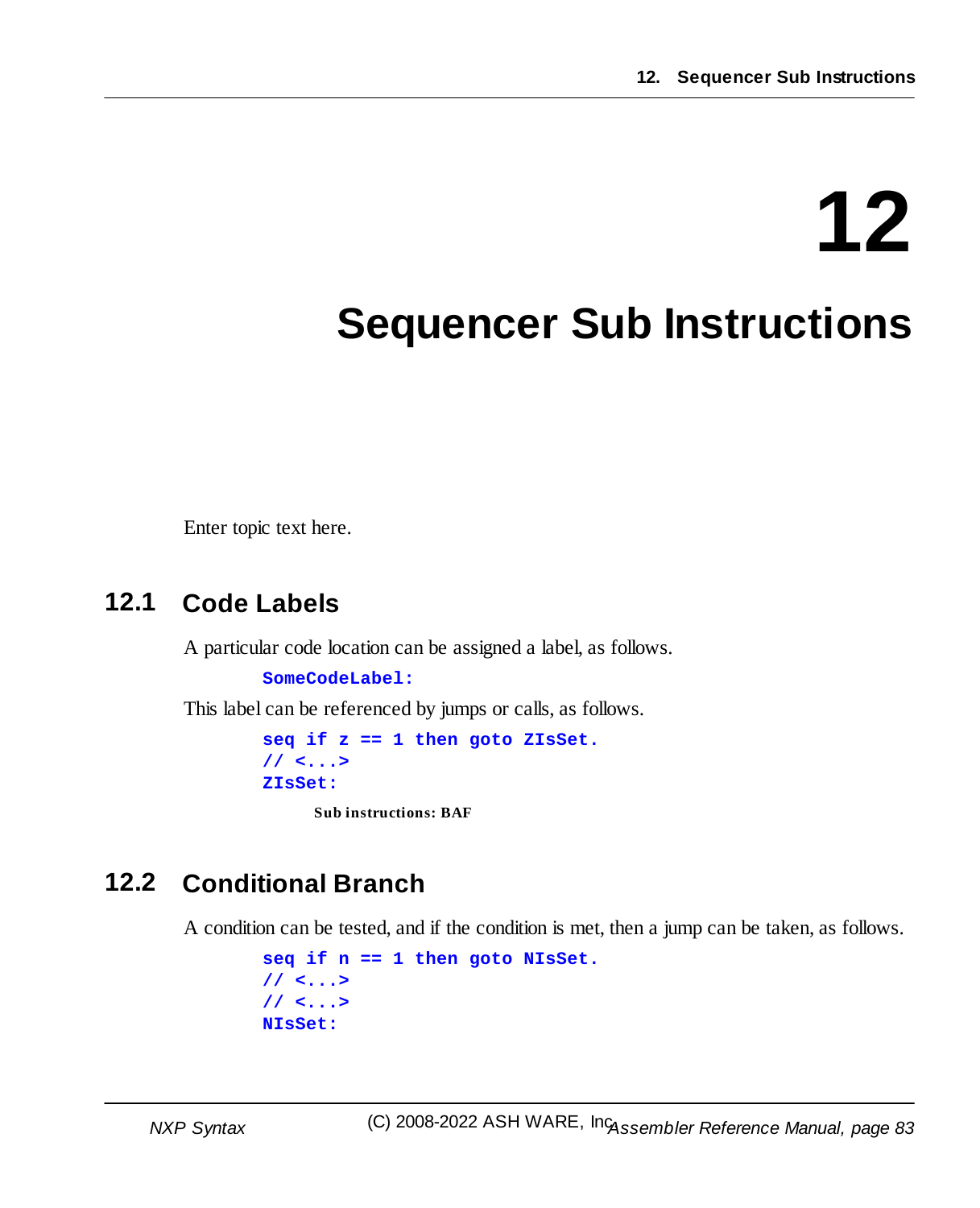# 12 Sequencer Sub Instructions

Enter topic text here.

## 12.1 Code Labels

A particular code location can be assigned a label, as follows.

```
SomeCodeLabel:
```

This label can be referenced by jumps or calls, as follows.

```
seq if z == 1 then goto ZIsSet.
// <...>
ZIsSet:
```

**Sub instructions: BAF**

## 12.2 Conditional Branch

A condition can be tested, and if the condition is met, then a jump can be taken, as follows.

```
seq if n == 1 then goto NIsSet.
// <...>
// <...>
NIsSet:
```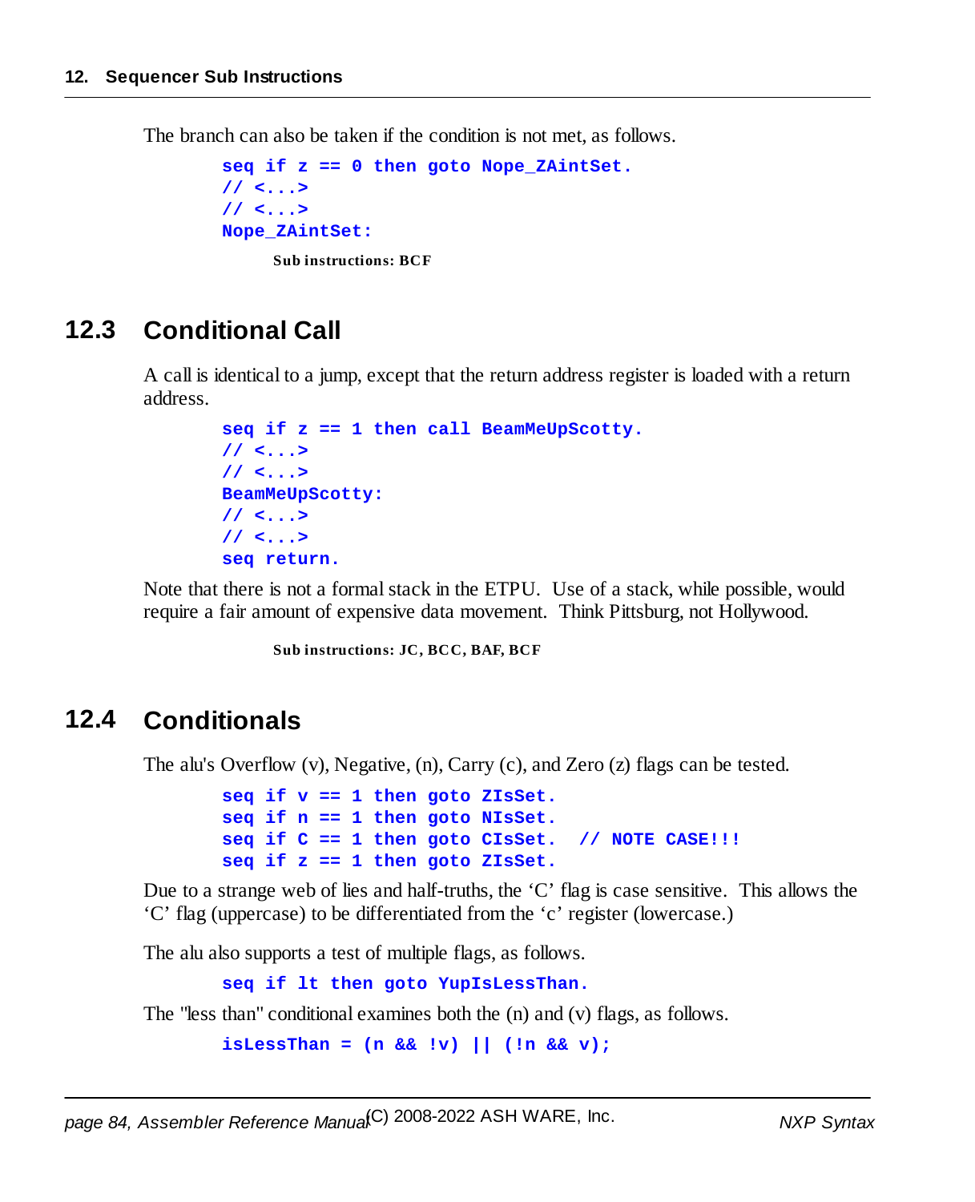The branch can also be taken if the condition is not met, as follows.

```
seq if z == 0 then goto Nope_ZAintSet.
// <...>
// <...>
Nope_ZAintSet:
```

**Sub instructions: BCF**

## 12.3 Conditional Call

A call is identical to a jump, except that the return address register is loaded with a return address.

```
seq if z == 1 then call BeamMeUpScotty.
// <...>
// <...>
BeamMeUpScotty:
// <...>
// <...>
seq return.
```

Note that there is not a formal stack in the ETPU. Use of a stack, while possible, would require a fair amount of expensive data movement. Think Pittsburg, not Hollywood.

**Sub instructions: JC, BCC, BAF, BCF**

## 12.4 Conditionals

The alu's Overflow (v), Negative, (n), Carry (c), and Zero (z) flags can be tested.

```
seq if v == 1 then goto ZIsSet.
seq if n == 1 then goto NIsSet.
seq if C == 1 then goto CIsSet.  // NOTE CASE!!!
seq if z == 1 then goto ZIsSet.
```

Due to a strange web of lies and half-truths, the 'C' flag is case sensitive. This allows the 'C' flag (uppercase) to be differentiated from the 'c' register (lowercase.)

The alu also supports a test of multiple flags, as follows.

```
seq if lt then goto YupIsLessThan.
```

The "less than" conditional examines both the (n) and (v) flags, as follows.

```
isLessThan = (n && !v) || (!n && v);
```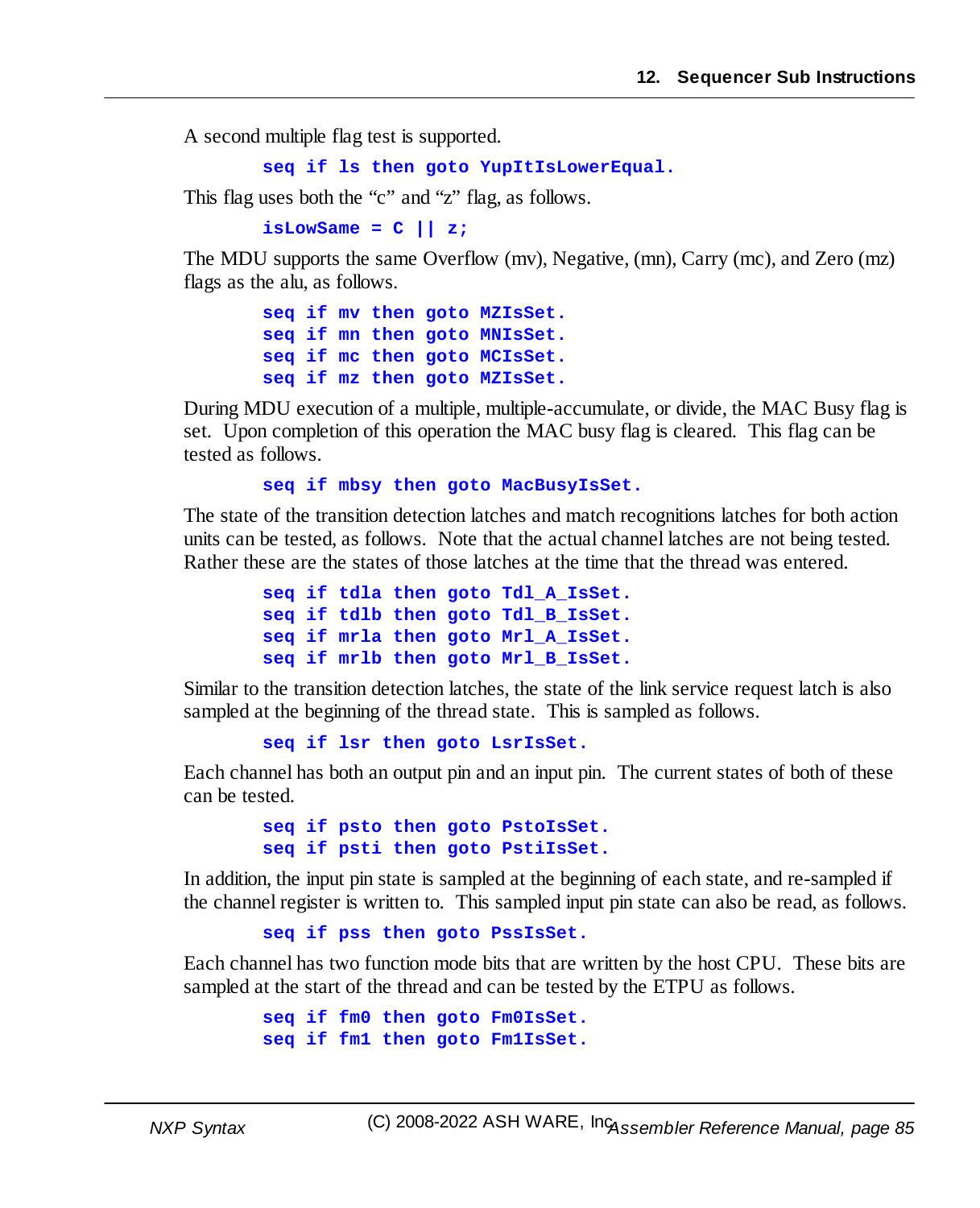A second multiple flag test is supported.

```
seq if ls then goto YupItIsLowerEqual.
```

This flag uses both the “c” and “z” flag, as follows.

```
isLowSame = C || z;
```

The MDU supports the same Overflow (mv), Negative, (mn), Carry (mc), and Zero (mz) flags as the alu, as follows.

```
seq if mv then goto MZIsSet.
seq if mn then goto MNIsSet.
seq if mc then goto MCIsSet.
seq if mz then goto MZIsSet.
```

During MDU execution of a multiple, multiple-accumulate, or divide, the MAC Busy flag is set. Upon completion of this operation the MAC busy flag is cleared. This flag can be tested as follows.

```
seq if mbsy then goto MacBusyIsSet.
```

The state of the transition detection latches and match recognitions latches for both action units can be tested, as follows. Note that the actual channel latches are not being tested. Rather these are the states of those latches at the time that the thread was entered.

```
seq if tdla then goto Tdl_A_IsSet.
seq if tdlb then goto Tdl_B_IsSet.
seq if mrla then goto Mrl_A_IsSet.
seq if mrlb then goto Mrl_B_IsSet.
```

Similar to the transition detection latches, the state of the link service request latch is also sampled at the beginning of the thread state. This is sampled as follows.

```
seq if lsr then goto LsrIsSet.
```

Each channel has both an output pin and an input pin. The current states of both of these can be tested.

```
seq if psto then goto PstoIsSet.
seq if psti then goto PstiIsSet.
```

In addition, the input pin state is sampled at the beginning of each state, and re-sampled if the channel register is written to. This sampled input pin state can also be read, as follows.

```
seq if pss then goto PssIsSet.
```

Each channel has two function mode bits that are written by the host CPU. These bits are sampled at the start of the thread and can be tested by the ETPU as follows.

```
seq if fm0 then goto Fm0IsSet.
seq if fm1 then goto Fm1IsSet.
```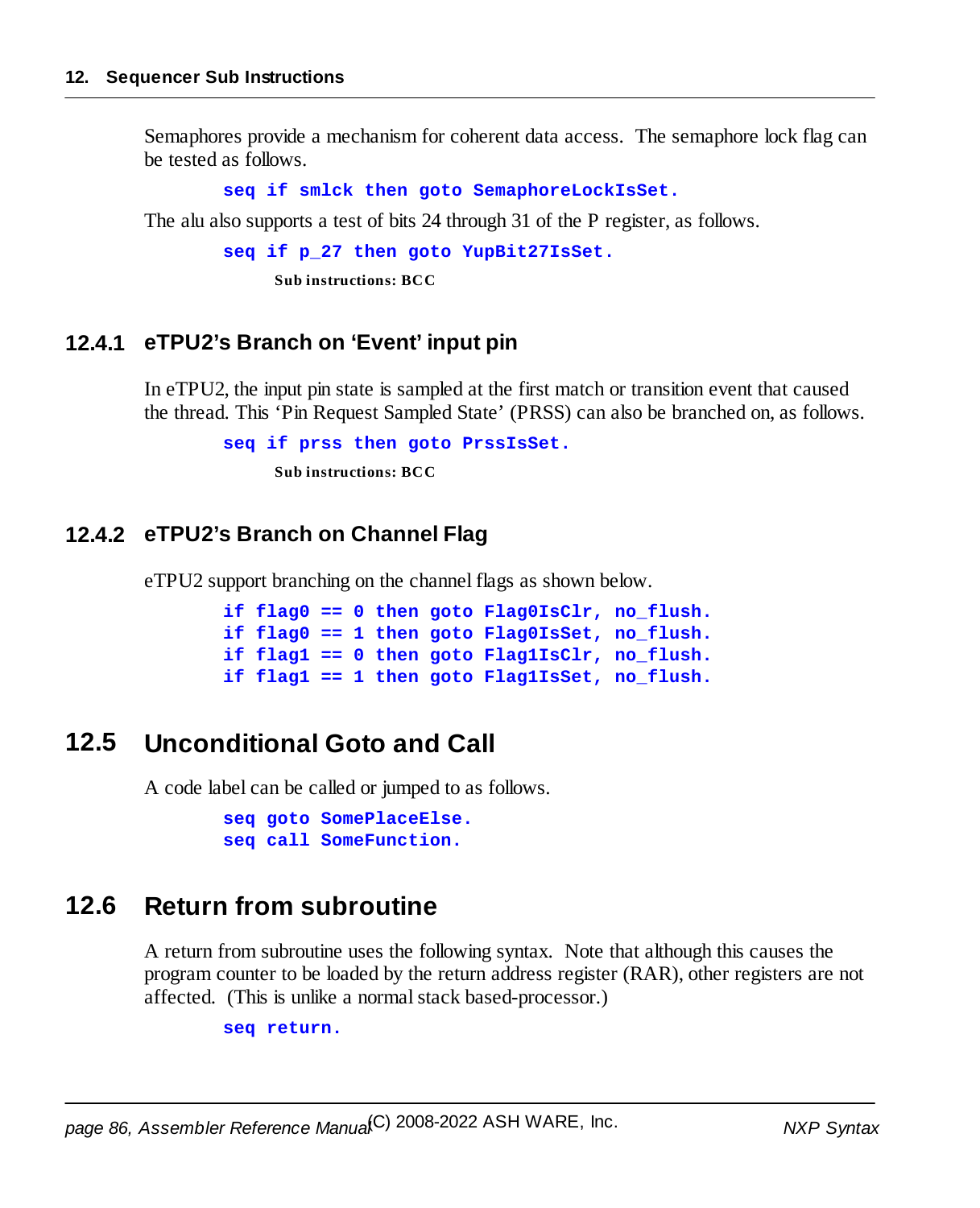Semaphores provide a mechanism for coherent data access. The semaphore lock flag can be tested as follows.

```
seq if smlck then goto SemaphoreLockIsSet.
```

The alu also supports a test of bits 24 through 31 of the P register, as follows.

```
seq if p_27 then goto YupBit27IsSet.
```

**Sub instructions: BCC**

### 12.4.1 eTPU2's Branch on 'Event' input pin

In eTPU2, the input pin state is sampled at the first match or transition event that caused the thread. This 'Pin Request Sampled State' (PRSS) can also be branched on, as follows.

```
seq if prss then goto PrssIsSet.
```

**Sub instructions: BCC**

### 12.4.2 eTPU2's Branch on Channel Flag

eTPU2 support branching on the channel flags as shown below.

```
if flag0 == 0 then goto Flag0IsClr, no_flush.
if flag0 == 1 then goto Flag0IsSet, no_flush.
if flag1 == 0 then goto Flag1IsClr, no_flush.
if flag1 == 1 then goto Flag1IsSet, no_flush.
```

## 12.5 Unconditional Goto and Call

A code label can be called or jumped to as follows.

```
seq goto SomePlaceElse.
seq call SomeFunction.
```

## 12.6 Return from subroutine

A return from subroutine uses the following syntax. Note that although this causes the program counter to be loaded by the return address register (RAR), other registers are not affected. (This is unlike a normal stack based-processor.)

```
seq return.
```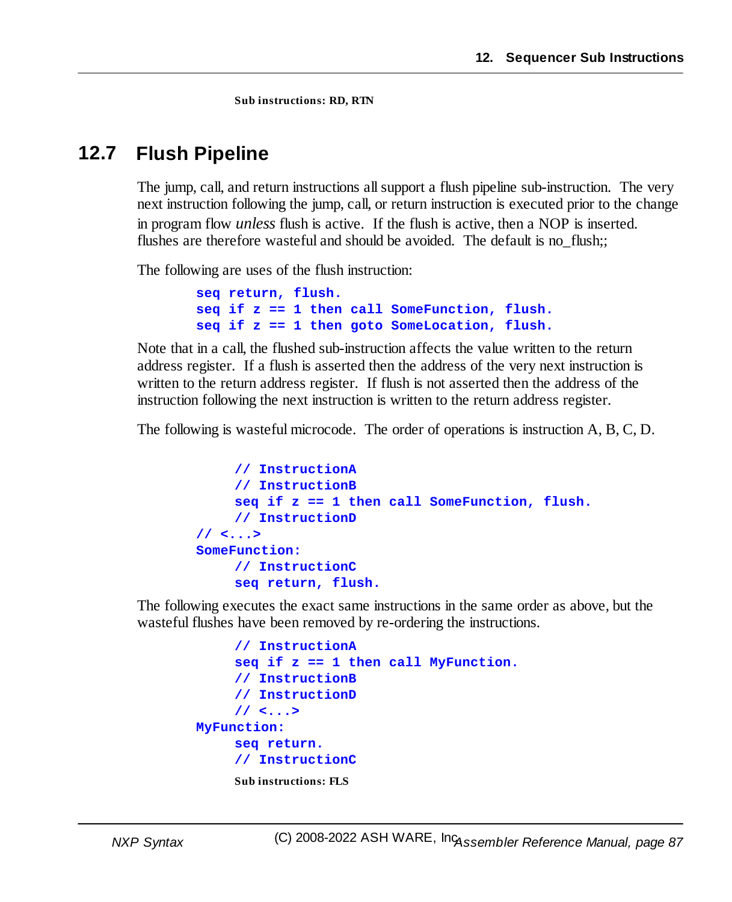**Sub instructions: RD, RTN**

## 12.7 Flush Pipeline

The jump, call, and return instructions all support a flush pipeline sub-instruction. The very next instruction following the jump, call, or return instruction is executed prior to the change in program flow *unless* flush is active. If the flush is active, then a NOP is inserted. flushes are therefore wasteful and should be avoided. The default is no_flush;;

The following are uses of the flush instruction:

```
seq return, flush.
seq if z == 1 then call SomeFunction, flush.
seq if z == 1 then goto SomeLocation, flush.
```

Note that in a call, the flushed sub-instruction affects the value written to the return address register. If a flush is asserted then the address of the very next instruction is written to the return address register. If flush is not asserted then the address of the instruction following the next instruction is written to the return address register.

The following is wasteful microcode. The order of operations is instruction A, B, C, D.

```
    // InstructionA
    // InstructionB
    seq if z == 1 then call SomeFunction, flush.
    // InstructionD
// <...>
SomeFunction:
    // InstructionC
    seq return, flush.
```

The following executes the exact same instructions in the same order as above, but the wasteful flushes have been removed by re-ordering the instructions.

```
    // InstructionA
    seq if z == 1 then call MyFunction.
    // InstructionB
    // InstructionD
    // <...>
MyFunction:
    seq return.
    // InstructionC
```

**Sub instructions: FLS**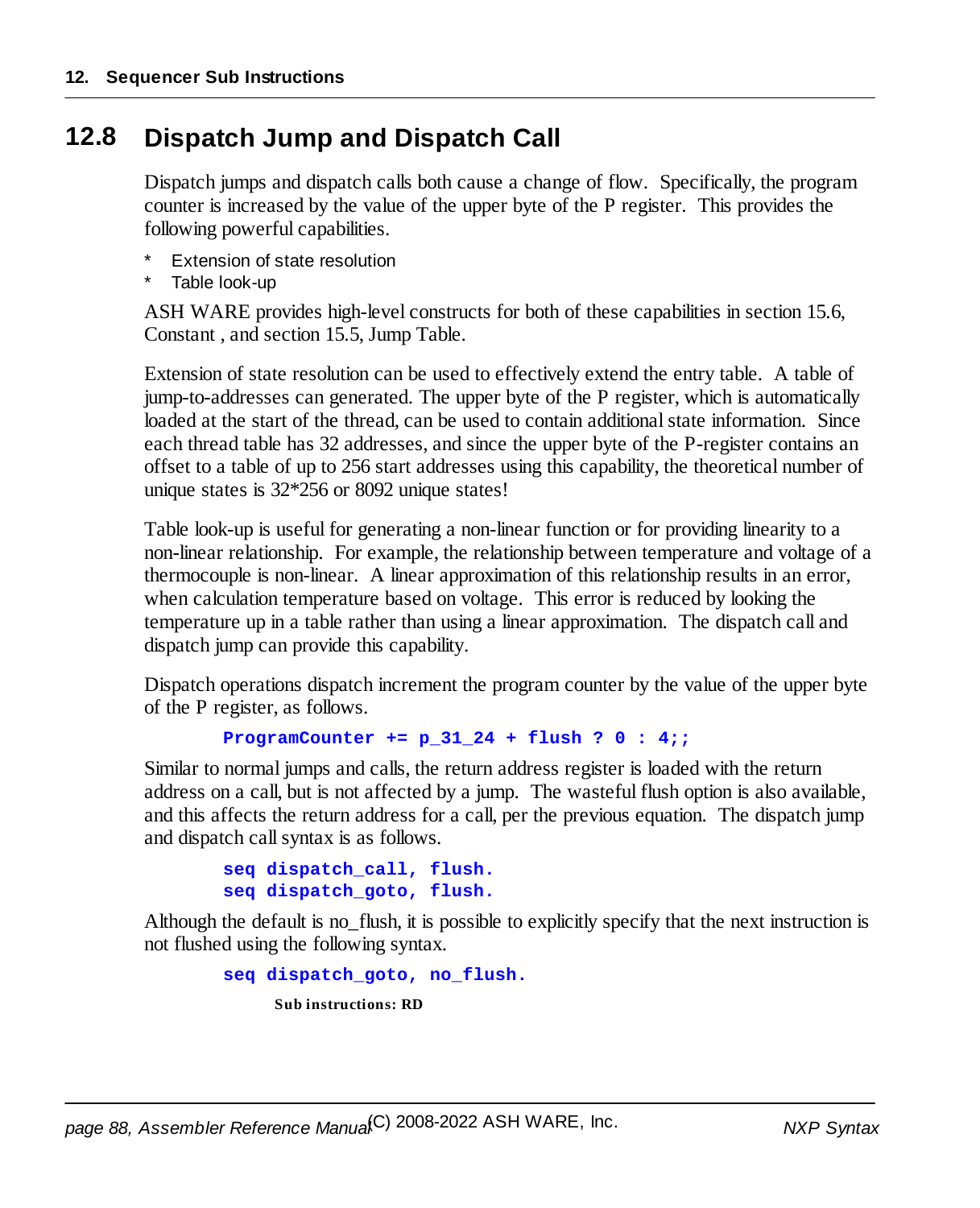## 12.8 Dispatch Jump and Dispatch Call

Dispatch jumps and dispatch calls both cause a change of flow. Specifically, the program counter is increased by the value of the upper byte of the P register. This provides the following powerful capabilities.

* Extension of state resolution
* Table look-up

ASH WARE provides high-level constructs for both of these capabilities in section 15.6, Constant , and section 15.5, Jump Table.

Extension of state resolution can be used to effectively extend the entry table. A table of jump-to-addresses can generated. The upper byte of the P register, which is automatically loaded at the start of the thread, can be used to contain additional state information. Since each thread table has 32 addresses, and since the upper byte of the P-register contains an offset to a table of up to 256 start addresses using this capability, the theoretical number of unique states is 32*256 or 8092 unique states!

Table look-up is useful for generating a non-linear function or for providing linearity to a non-linear relationship. For example, the relationship between temperature and voltage of a thermocouple is non-linear. A linear approximation of this relationship results in an error, when calculation temperature based on voltage. This error is reduced by looking the temperature up in a table rather than using a linear approximation. The dispatch call and dispatch jump can provide this capability.

Dispatch operations dispatch increment the program counter by the value of the upper byte of the P register, as follows.

```
ProgramCounter += p_31_24 + flush ? 0 : 4;;
```

Similar to normal jumps and calls, the return address register is loaded with the return address on a call, but is not affected by a jump. The wasteful flush option is also available, and this affects the return address for a call, per the previous equation. The dispatch jump and dispatch call syntax is as follows.

```
seq dispatch_call, flush.
seq dispatch_goto, flush.
```

Although the default is no_flush, it is possible to explicitly specify that the next instruction is not flushed using the following syntax.

```
seq dispatch_goto, no_flush.
```

**Sub instructions: RD**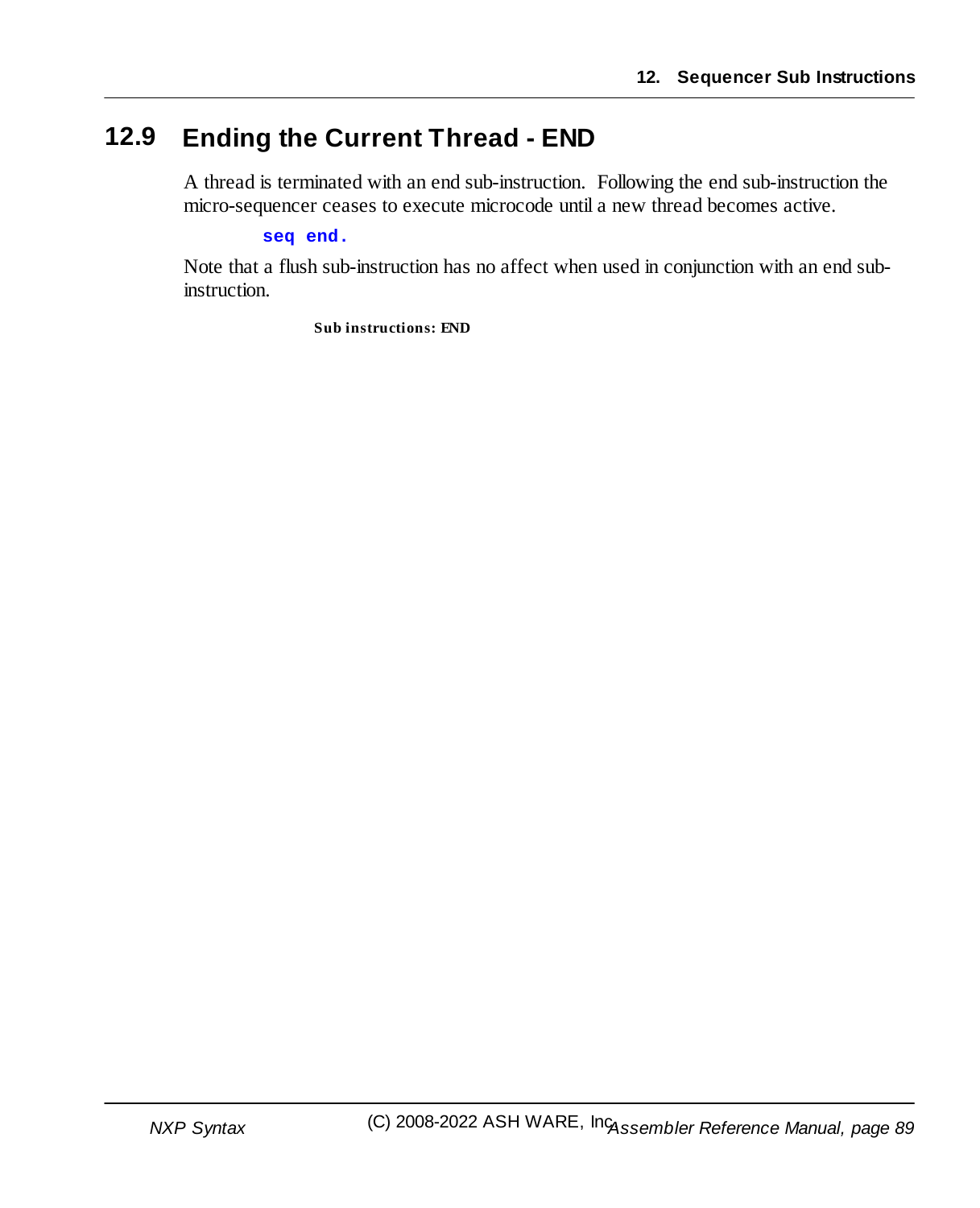## 12.9 Ending the Current Thread - END

A thread is terminated with an end sub-instruction. Following the end sub-instruction the micro-sequencer ceases to execute microcode until a new thread becomes active.

```
seq end.
```

Note that a flush sub-instruction has no affect when used in conjunction with an end sub-instruction.

**Sub instructions: END**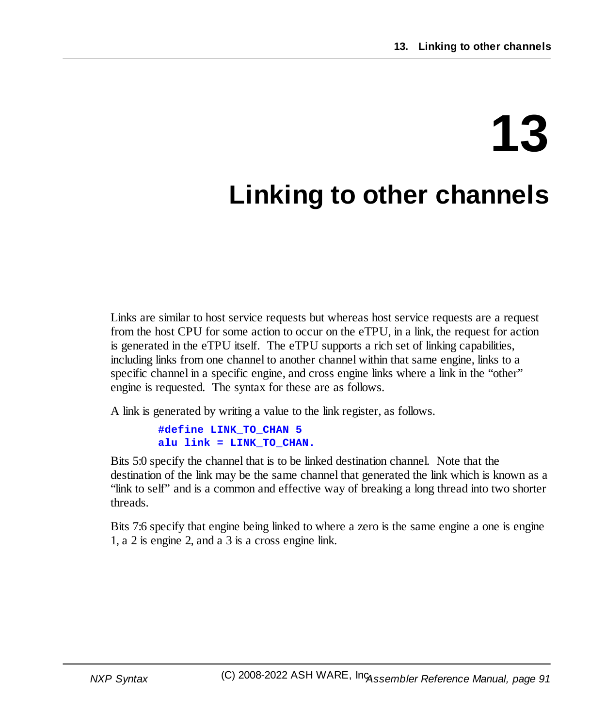# 13 Linking to other channels

Links are similar to host service requests but whereas host service requests are a request from the host CPU for some action to occur on the eTPU, in a link, the request for action is generated in the eTPU itself. The eTPU supports a rich set of linking capabilities, including links from one channel to another channel within that same engine, links to a specific channel in a specific engine, and cross engine links where a link in the "other" engine is requested. The syntax for these are as follows.

A link is generated by writing a value to the link register, as follows.

```
#define LINK_TO_CHAN 5
alu link = LINK_TO_CHAN.
```

Bits 5:0 specify the channel that is to be linked destination channel. Note that the destination of the link may be the same channel that generated the link which is known as a "link to self" and is a common and effective way of breaking a long thread into two shorter threads.

Bits 7:6 specify that engine being linked to where a zero is the same engine a one is engine 1, a 2 is engine 2, and a 3 is a cross engine link.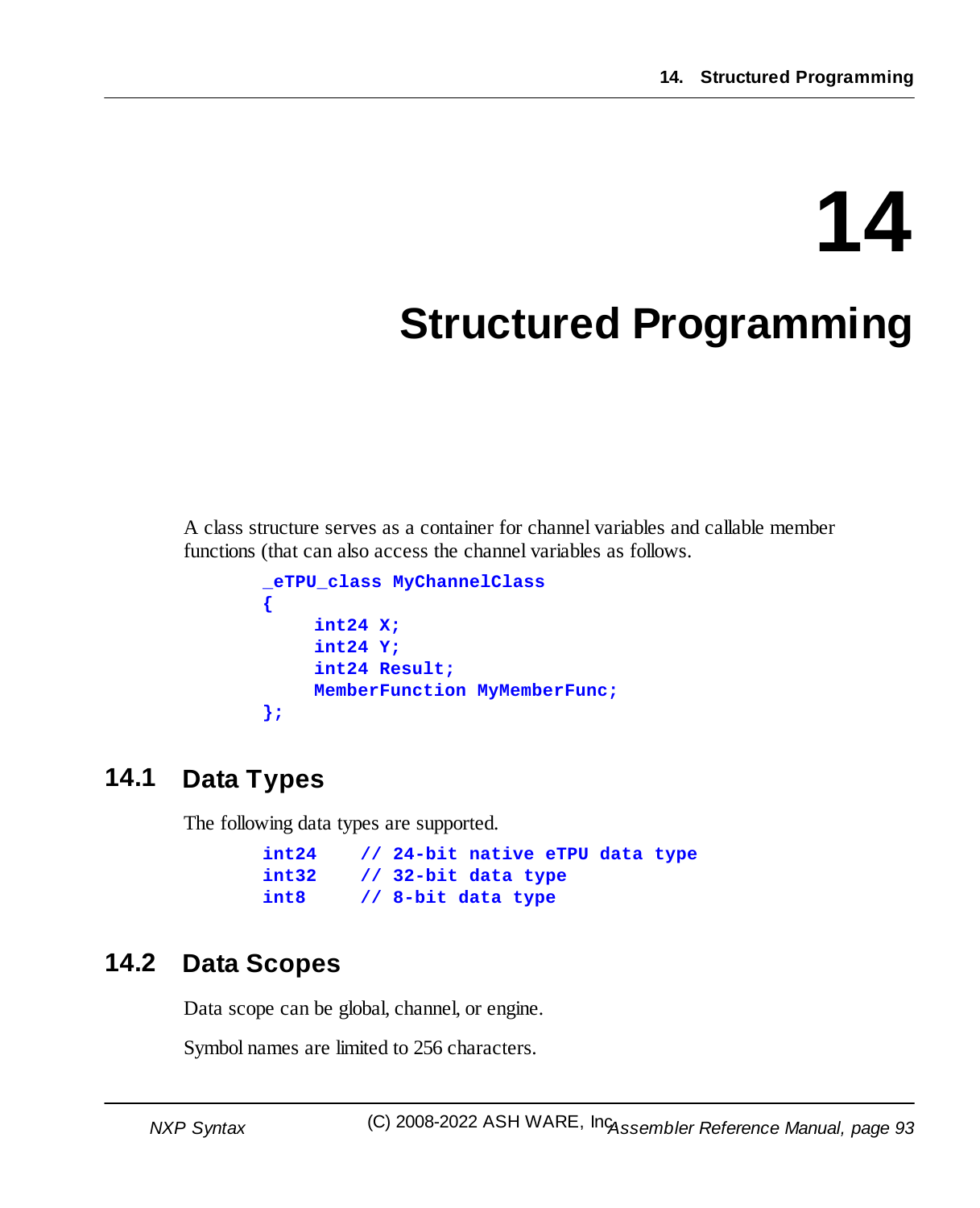# 14 Structured Programming

A class structure serves as a container for channel variables and callable member functions (that can also access the channel variables as follows.

```
_eTPU_class MyChannelClass
{
     int24 X;
     int24 Y;
     int24 Result;
     MemberFunction MyMemberFunc;
};
```

## 14.1 Data Types

The following data types are supported.

```
int24    // 24-bit native eTPU data type
int32    // 32-bit data type
int8     // 8-bit data type
```

## 14.2 Data Scopes

Data scope can be global, channel, or engine.

Symbol names are limited to 256 characters.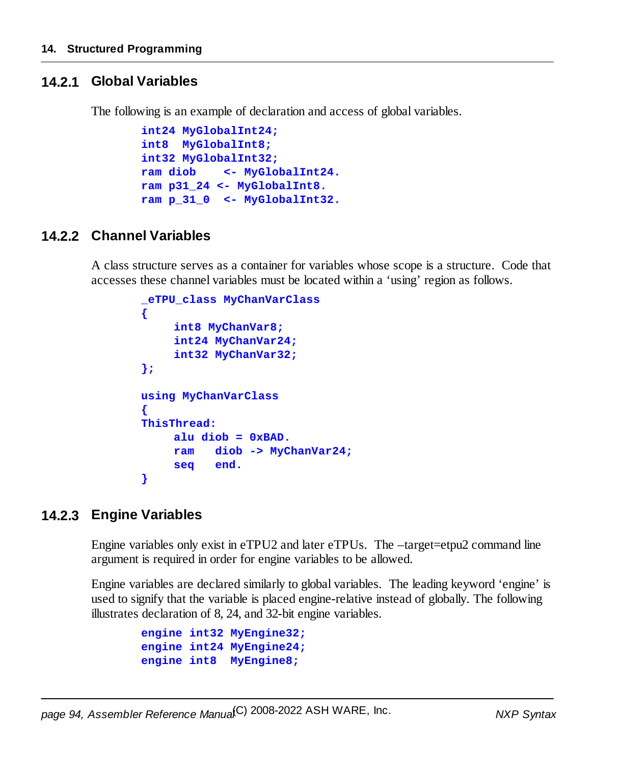### 14.2.1 Global Variables

The following is an example of declaration and access of global variables.

```
int24 MyGlobalInt24;
int8  MyGlobalInt8;
int32 MyGlobalInt32;
ram diob    <- MyGlobalInt24.
ram p31_24 <- MyGlobalInt8.
ram p_31_0  <- MyGlobalInt32.
```

### 14.2.2 Channel Variables

A class structure serves as a container for variables whose scope is a structure. Code that accesses these channel variables must be located within a 'using' region as follows.

```
_eTPU_class MyChanVarClass
{
     int8 MyChanVar8;
     int24 MyChanVar24;
     int32 MyChanVar32;
};

using MyChanVarClass
{
ThisThread:
     alu diob = 0xBAD.
     ram   diob -> MyChanVar24;
     seq   end.
}
```

### 14.2.3 Engine Variables

Engine variables only exist in eTPU2 and later eTPUs. The –target=etpu2 command line argument is required in order for engine variables to be allowed.

Engine variables are declared similarly to global variables. The leading keyword 'engine' is used to signify that the variable is placed engine-relative instead of globally. The following illustrates declaration of 8, 24, and 32-bit engine variables.

```
engine int32 MyEngine32;
engine int24 MyEngine24;
engine int8  MyEngine8;
```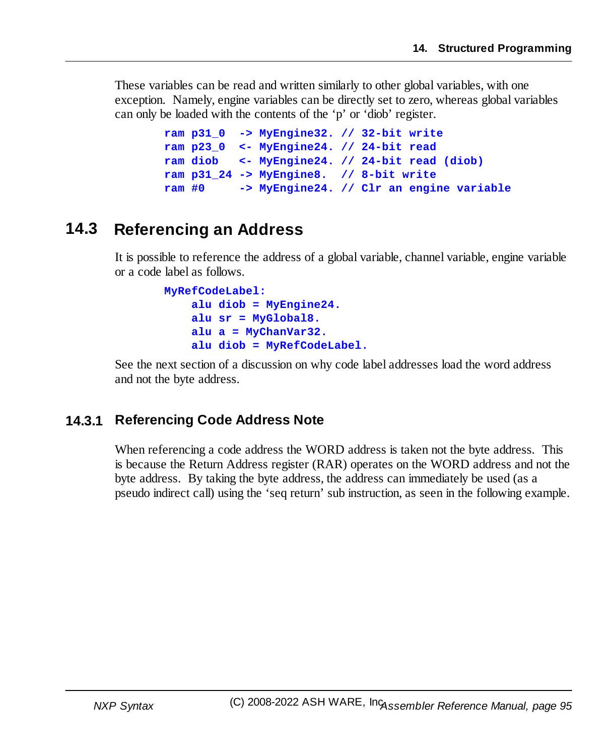These variables can be read and written similarly to other global variables, with one exception. Namely, engine variables can be directly set to zero, whereas global variables can only be loaded with the contents of the 'p' or 'diob' register.

```
ram p31_0  -> MyEngine32. // 32-bit write
ram p23_0  <- MyEngine24. // 24-bit read
ram diob   <- MyEngine24. // 24-bit read (diob)
ram p31_24 -> MyEngine8.  // 8-bit write
ram #0     -> MyEngine24. // Clr an engine variable
```

## 14.3 Referencing an Address

It is possible to reference the address of a global variable, channel variable, engine variable or a code label as follows.

```
MyRefCodeLabel:
    alu diob = MyEngine24.
    alu sr = MyGlobal8.
    alu a = MyChanVar32.
    alu diob = MyRefCodeLabel.
```

See the next section of a discussion on why code label addresses load the word address and not the byte address.

### 14.3.1 Referencing Code Address Note

When referencing a code address the WORD address is taken not the byte address. This is because the Return Address register (RAR) operates on the WORD address and not the byte address. By taking the byte address, the address can immediately be used (as a pseudo indirect call) using the 'seq return' sub instruction, as seen in the following example.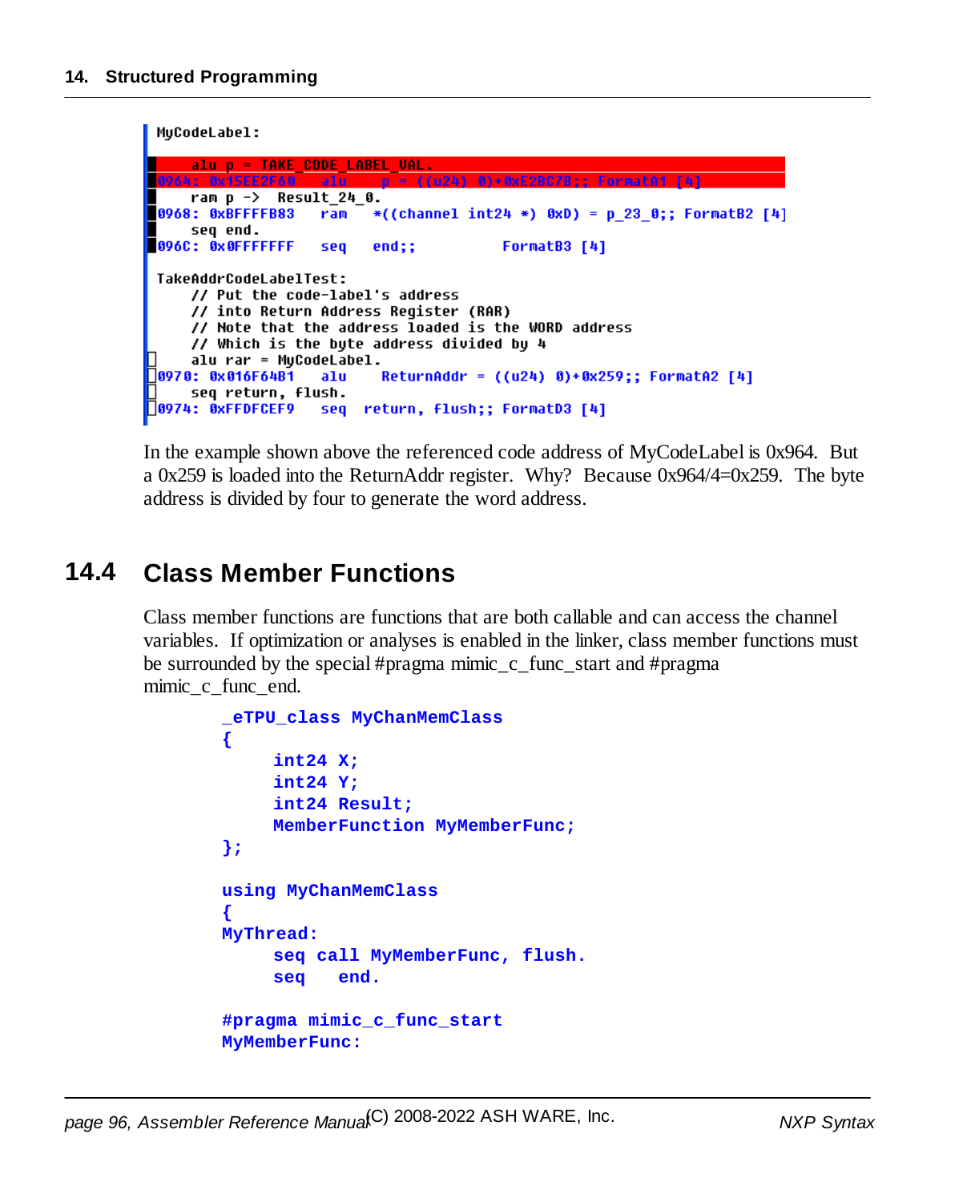```
MyCodeLabel:

     alu p = TAKE_CODE_LABEL_VAL.
0964: 0x15EE2F60   alu    p = ((u24) 0)+0xE2BC7B;; FormatA1 [4]
     ram p -> Result_24_0.
0968: 0xBFFFFB83   ram   *((channel int24 *) 0xD) = p_23_0;; FormatB2 [4]
     seq end.
096C: 0x0FFFFFFF   seq   end;;          FormatB3 [4]

TakeAddrCodeLabelTest:
     // Put the code-label's address
     // into Return Address Register (RAR)
     // Note that the address loaded is the WORD address
     // Which is the byte address divided by 4
     alu rar = MyCodeLabel.
0970: 0x016F64B1   alu    ReturnAddr = ((u24) 0)+0x259;; FormatA2 [4]
     seq return, flush.
0974: 0xFFDFCEF9   seq  return, flush;; FormatD3 [4]
```

In the example shown above the referenced code address of MyCodeLabel is 0x964. But a 0x259 is loaded into the ReturnAddr register. Why? Because 0x964/4=0x259. The byte address is divided by four to generate the word address.

## 14.4 Class Member Functions

Class member functions are functions that are both callable and can access the channel variables. If optimization or analyses is enabled in the linker, class member functions must be surrounded by the special #pragma mimic_c_func_start and #pragma mimic_c_func_end.

```
_eTPU_class MyChanMemClass
{
     int24 X;
     int24 Y;
     int24 Result;
     MemberFunction MyMemberFunc;
};

using MyChanMemClass
{
MyThread:
     seq call MyMemberFunc, flush.
     seq   end.

#pragma mimic_c_func_start
MyMemberFunc:
```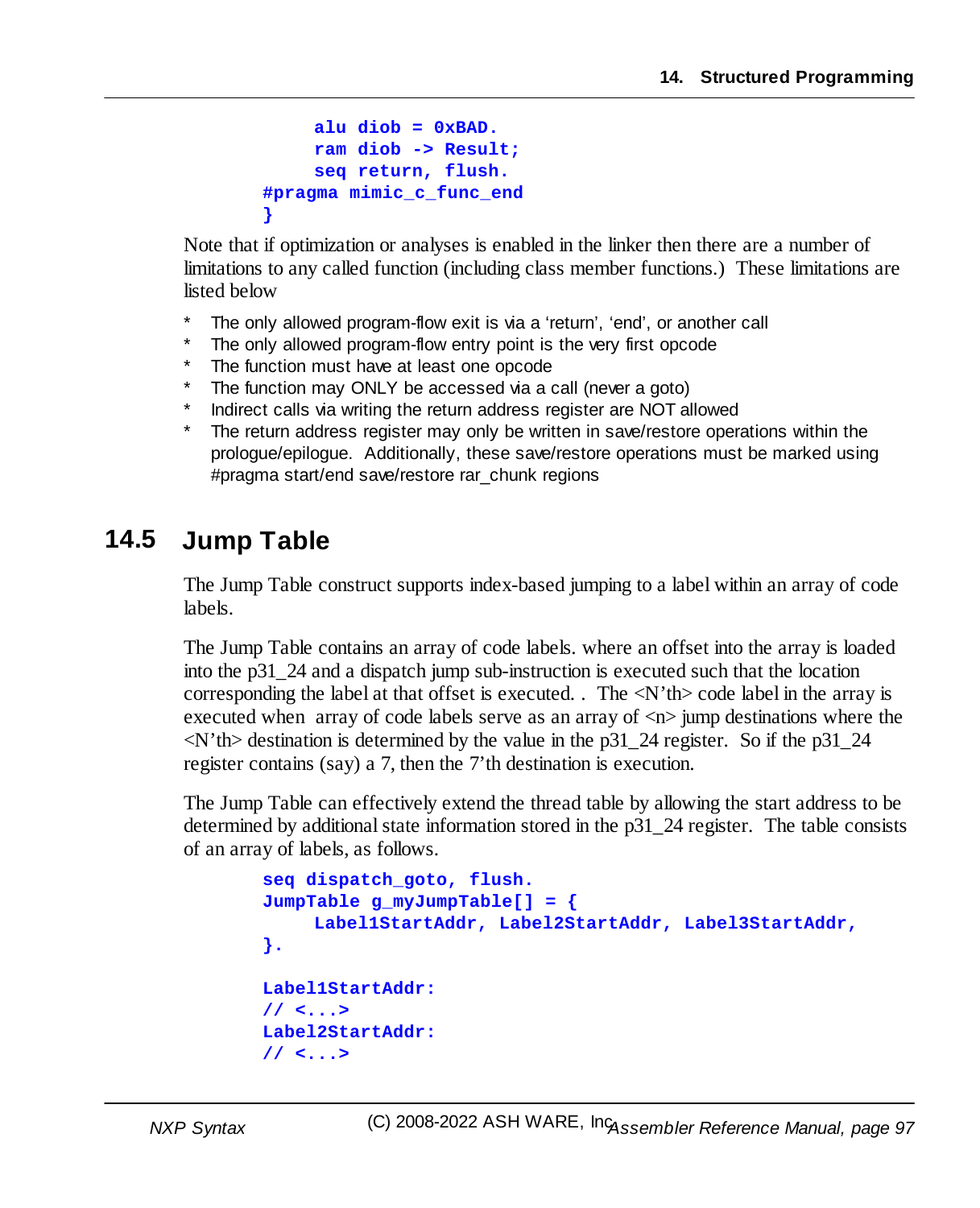```
        alu diob = 0xBAD.
        ram diob -> Result;
        seq return, flush.
#pragma mimic_c_func_end
}
```

Note that if optimization or analyses is enabled in the linker then there are a number of limitations to any called function (including class member functions.) These limitations are listed below

* The only allowed program-flow exit is via a 'return', 'end', or another call
* The only allowed program-flow entry point is the very first opcode
* The function must have at least one opcode
* The function may ONLY be accessed via a call (never a goto)
* Indirect calls via writing the return address register are NOT allowed
* The return address register may only be written in save/restore operations within the prologue/epilogue. Additionally, these save/restore operations must be marked using #pragma start/end save/restore rar_chunk regions

## 14.5 Jump Table

The Jump Table construct supports index-based jumping to a label within an array of code labels.

The Jump Table contains an array of code labels. where an offset into the array is loaded into the p31_24 and a dispatch jump sub-instruction is executed such that the location corresponding the label at that offset is executed. . The <N'th> code label in the array is executed when array of code labels serve as an array of <n> jump destinations where the <N'th> destination is determined by the value in the p31_24 register. So if the p31_24 register contains (say) a 7, then the 7'th destination is execution.

The Jump Table can effectively extend the thread table by allowing the start address to be determined by additional state information stored in the p31_24 register. The table consists of an array of labels, as follows.

```
seq dispatch_goto, flush.
JumpTable g_myJumpTable[] = {
    Label1StartAddr, Label2StartAddr, Label3StartAddr,
}.

Label1StartAddr:
// <...>
Label2StartAddr:
// <...>
```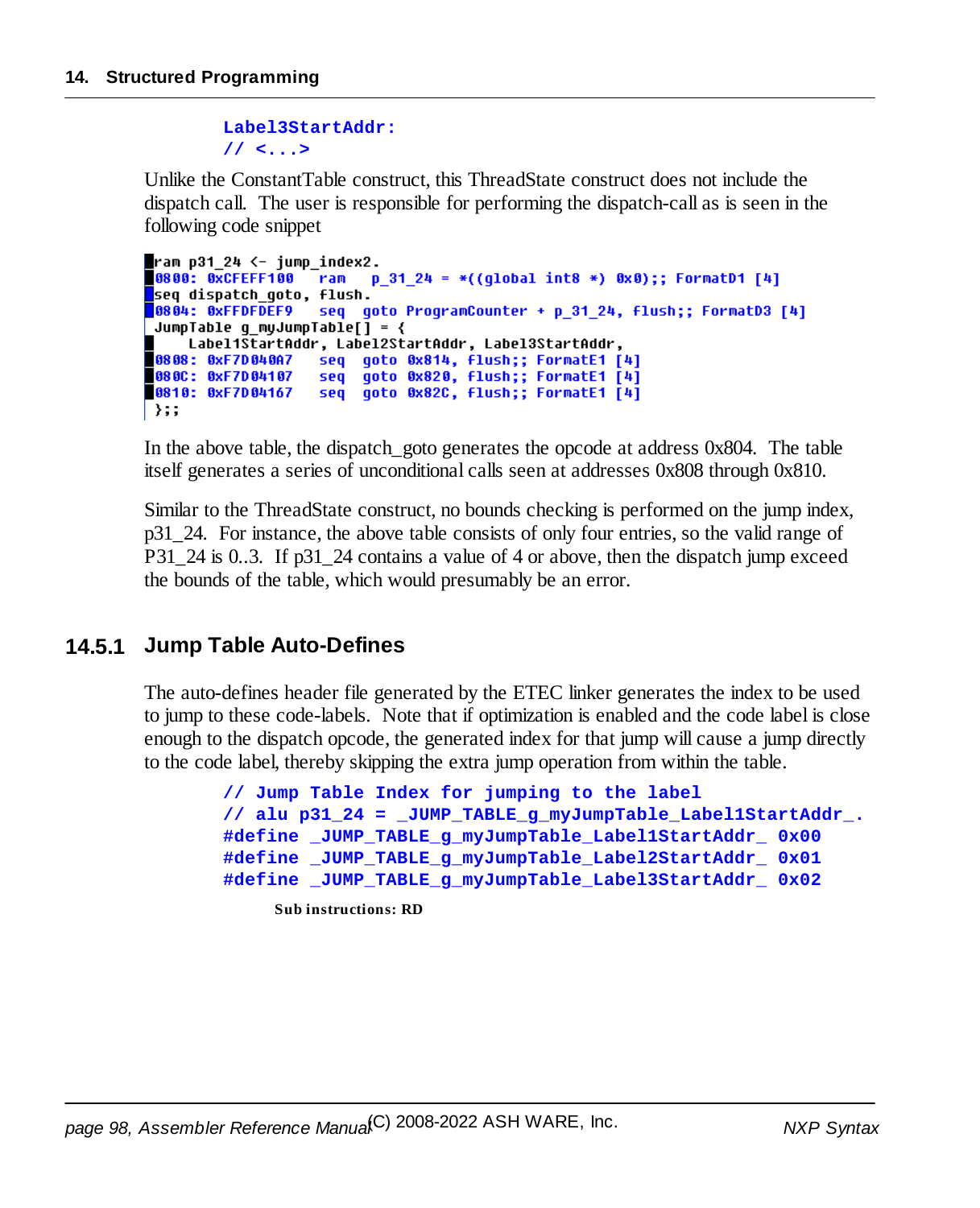```
Label3StartAddr:
// <...>
```

Unlike the ConstantTable construct, this ThreadState construct does not include the dispatch call. The user is responsible for performing the dispatch-call as is seen in the following code snippet

```
ram p31_24 <- jump_index2.
0800: 0xCFEFF100   ram   p_31_24 = *((global int8 *) 0x0);; FormatD1 [4]
seq dispatch_goto, flush.
0804: 0xFFDFDEF9   seq  goto ProgramCounter + p_31_24, flush;; FormatD3 [4]
JumpTable g_myJumpTable[] = {
    Label1StartAddr, Label2StartAddr, Label3StartAddr,
0808: 0xF7D040A7   seq  goto 0x814, flush;; FormatE1 [4]
080C: 0xF7D04107   seq  goto 0x820, flush;; FormatE1 [4]
0810: 0xF7D04167   seq  goto 0x82C, flush;; FormatE1 [4]
};;
```

In the above table, the dispatch_goto generates the opcode at address 0x804. The table itself generates a series of unconditional calls seen at addresses 0x808 through 0x810.

Similar to the ThreadState construct, no bounds checking is performed on the jump index, p31_24. For instance, the above table consists of only four entries, so the valid range of P31_24 is 0..3. If p31_24 contains a value of 4 or above, then the dispatch jump exceed the bounds of the table, which would presumably be an error.

### 14.5.1 Jump Table Auto-Defines

The auto-defines header file generated by the ETEC linker generates the index to be used to jump to these code-labels. Note that if optimization is enabled and the code label is close enough to the dispatch opcode, the generated index for that jump will cause a jump directly to the code label, thereby skipping the extra jump operation from within the table.

```
// Jump Table Index for jumping to the label
// alu p31_24 = _JUMP_TABLE_g_myJumpTable_Label1StartAddr_.
#define _JUMP_TABLE_g_myJumpTable_Label1StartAddr_ 0x00
#define _JUMP_TABLE_g_myJumpTable_Label2StartAddr_ 0x01
#define _JUMP_TABLE_g_myJumpTable_Label3StartAddr_ 0x02
```

**Sub instructions: RD**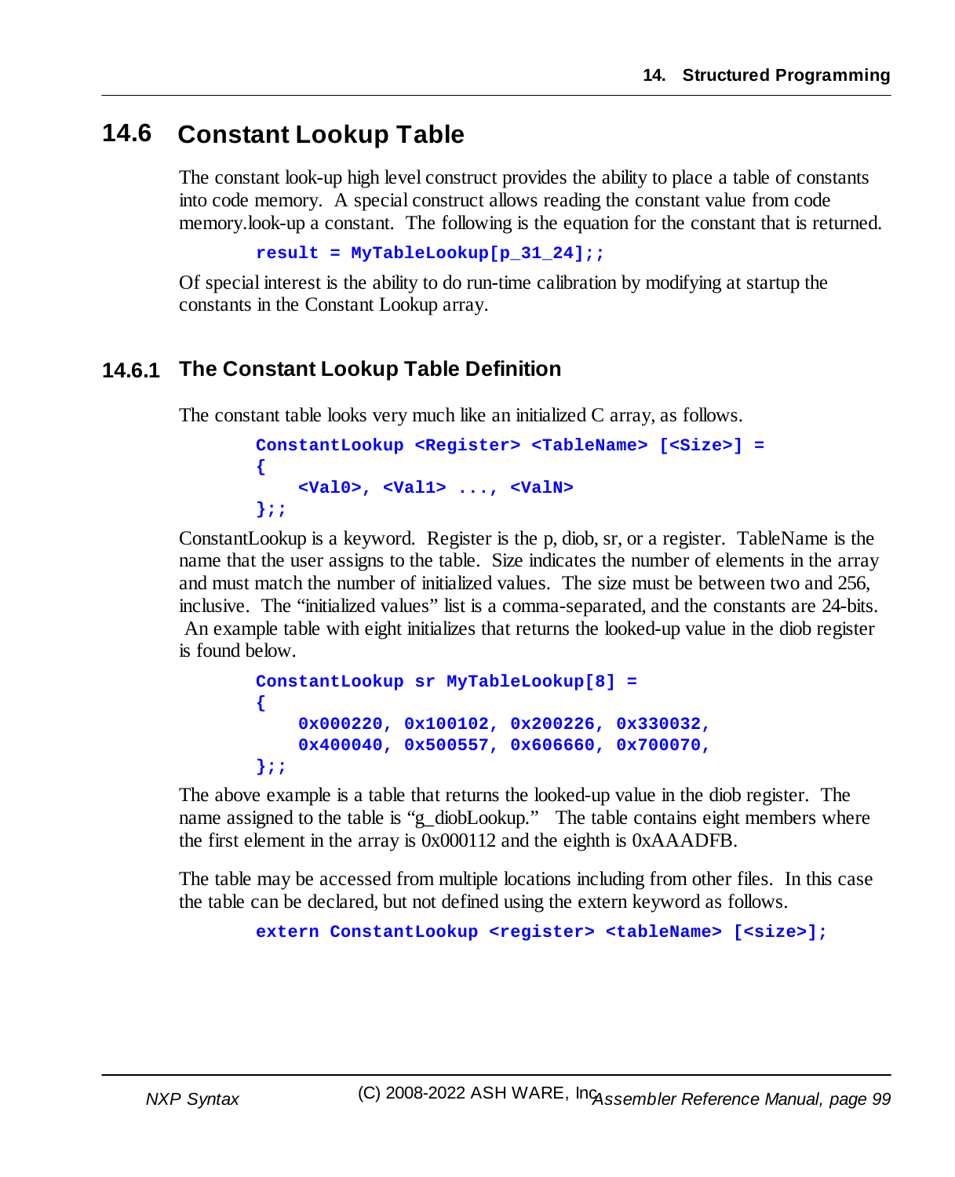## 14.6 Constant Lookup Table

The constant look-up high level construct provides the ability to place a table of constants into code memory. A special construct allows reading the constant value from code memory.look-up a constant. The following is the equation for the constant that is returned.

```
result = MyTableLookup[p_31_24];;
```

Of special interest is the ability to do run-time calibration by modifying at startup the constants in the Constant Lookup array.

### 14.6.1 The Constant Lookup Table Definition

The constant table looks very much like an initialized C array, as follows.

```
ConstantLookup <Register> <TableName> [<Size>] =
{
    <Val0>, <Val1> ..., <ValN>
};;
```

ConstantLookup is a keyword. Register is the p, diob, sr, or a register. TableName is the name that the user assigns to the table. Size indicates the number of elements in the array and must match the number of initialized values. The size must be between two and 256, inclusive. The "initialized values" list is a comma-separated, and the constants are 24-bits. An example table with eight initializes that returns the looked-up value in the diob register is found below.

```
ConstantLookup sr MyTableLookup[8] =
{
    0x000220, 0x100102, 0x200226, 0x330032,
    0x400040, 0x500557, 0x606660, 0x700070,
};;
```

The above example is a table that returns the looked-up value in the diob register. The name assigned to the table is "g_diobLookup." The table contains eight members where the first element in the array is 0x000112 and the eighth is 0xAAADFB.

The table may be accessed from multiple locations including from other files. In this case the table can be declared, but not defined using the extern keyword as follows.

```
extern ConstantLookup <register> <tableName> [<size>];
```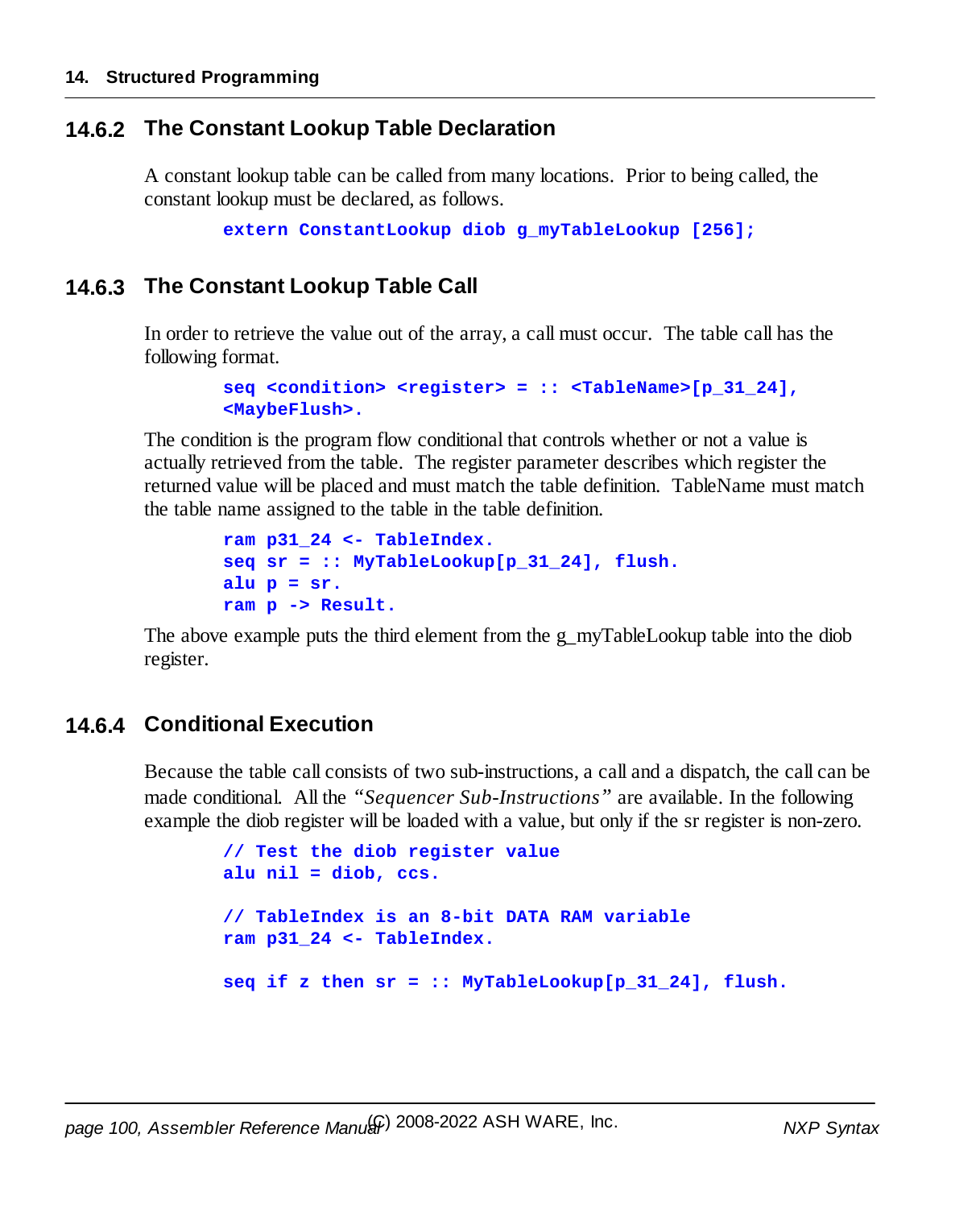### 14.6.2 The Constant Lookup Table Declaration

A constant lookup table can be called from many locations. Prior to being called, the constant lookup must be declared, as follows.

```
extern ConstantLookup diob g_myTableLookup [256];
```

### 14.6.3 The Constant Lookup Table Call

In order to retrieve the value out of the array, a call must occur. The table call has the following format.

```
seq <condition> <register> = :: <TableName>[p_31_24],
<MaybeFlush>.
```

The condition is the program flow conditional that controls whether or not a value is actually retrieved from the table. The register parameter describes which register the returned value will be placed and must match the table definition. TableName must match the table name assigned to the table in the table definition.

```
ram p31_24 <- TableIndex.
seq sr = :: MyTableLookup[p_31_24], flush.
alu p = sr.
ram p -> Result.
```

The above example puts the third element from the g_myTableLookup table into the diob register.

### 14.6.4 Conditional Execution

Because the table call consists of two sub-instructions, a call and a dispatch, the call can be made conditional. All the *"Sequencer Sub-Instructions"* are available. In the following example the diob register will be loaded with a value, but only if the sr register is non-zero.

```
// Test the diob register value
alu nil = diob, ccs.

// TableIndex is an 8-bit DATA RAM variable
ram p31_24 <- TableIndex.

seq if z then sr = :: MyTableLookup[p_31_24], flush.
```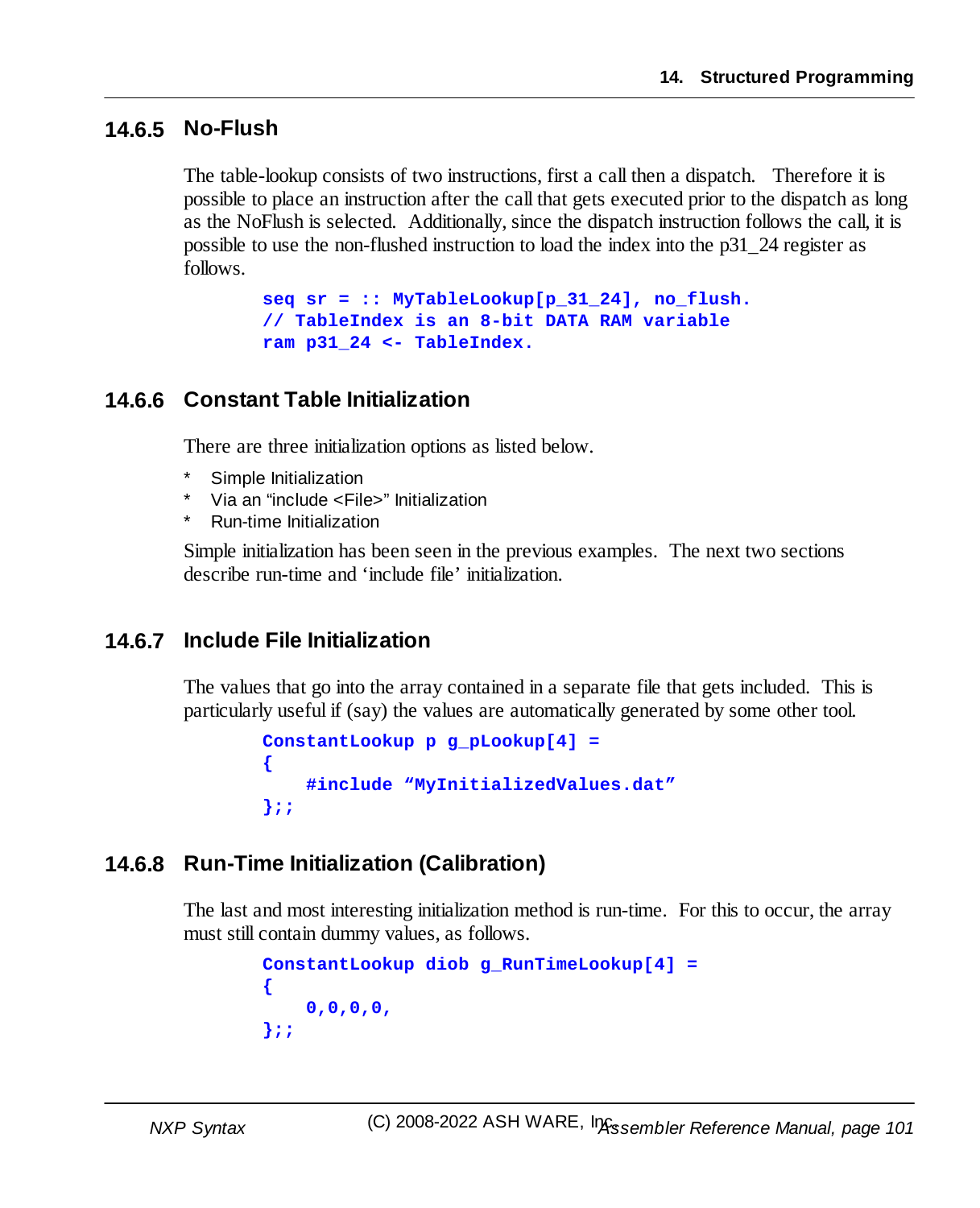### 14.6.5 No-Flush

The table-lookup consists of two instructions, first a call then a dispatch. Therefore it is possible to place an instruction after the call that gets executed prior to the dispatch as long as the NoFlush is selected. Additionally, since the dispatch instruction follows the call, it is possible to use the non-flushed instruction to load the index into the p31_24 register as follows.

```
seq sr = :: MyTableLookup[p_31_24], no_flush.
// TableIndex is an 8-bit DATA RAM variable
ram p31_24 <- TableIndex.
```

### 14.6.6 Constant Table Initialization

There are three initialization options as listed below.

* Simple Initialization
* Via an "include <File>" Initialization
* Run-time Initialization

Simple initialization has been seen in the previous examples. The next two sections describe run-time and 'include file' initialization.

### 14.6.7 Include File Initialization

The values that go into the array contained in a separate file that gets included. This is particularly useful if (say) the values are automatically generated by some other tool.

```
ConstantLookup p g_pLookup[4] =
{
    #include "MyInitializedValues.dat"
};;
```

### 14.6.8 Run-Time Initialization (Calibration)

The last and most interesting initialization method is run-time. For this to occur, the array must still contain dummy values, as follows.

```
ConstantLookup diob g_RunTimeLookup[4] =
{
    0,0,0,0,
};;
```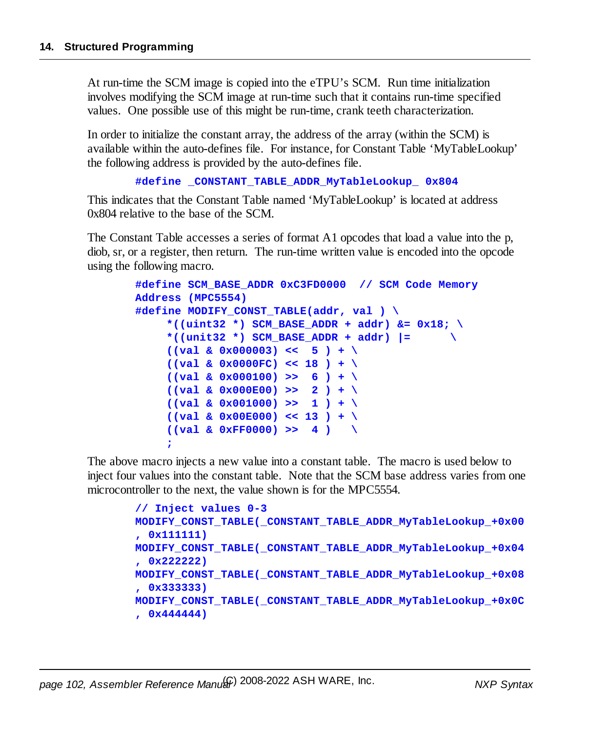At run-time the SCM image is copied into the eTPU's SCM. Run time initialization involves modifying the SCM image at run-time such that it contains run-time specified values. One possible use of this might be run-time, crank teeth characterization.

In order to initialize the constant array, the address of the array (within the SCM) is available within the auto-defines file. For instance, for Constant Table 'MyTableLookup' the following address is provided by the auto-defines file.

```
#define _CONSTANT_TABLE_ADDR_MyTableLookup_ 0x804
```

This indicates that the Constant Table named 'MyTableLookup' is located at address 0x804 relative to the base of the SCM.

The Constant Table accesses a series of format A1 opcodes that load a value into the p, diob, sr, or a register, then return. The run-time written value is encoded into the opcode using the following macro.

```
#define SCM_BASE_ADDR 0xC3FD0000  // SCM Code Memory
Address (MPC5554)
#define MODIFY_CONST_TABLE(addr, val ) \
     *((uint32 *) SCM_BASE_ADDR + addr) &= 0x18; \
     *((unit32 *) SCM_BASE_ADDR + addr) |=      \
     ((val & 0x000003) <<  5 ) + \
     ((val & 0x0000FC) << 18 ) + \
     ((val & 0x000100) >>  6 ) + \
     ((val & 0x000E00) >>  2 ) + \
     ((val & 0x001000) >>  1 ) + \
     ((val & 0x00E000) << 13 ) + \
     ((val & 0xFF0000) >>  4 )   \
     ;
```

The above macro injects a new value into a constant table. The macro is used below to inject four values into the constant table. Note that the SCM base address varies from one microcontroller to the next, the value shown is for the MPC5554.

```
// Inject values 0-3
MODIFY_CONST_TABLE(_CONSTANT_TABLE_ADDR_MyTableLookup_+0x00
, 0x111111)
MODIFY_CONST_TABLE(_CONSTANT_TABLE_ADDR_MyTableLookup_+0x04
, 0x222222)
MODIFY_CONST_TABLE(_CONSTANT_TABLE_ADDR_MyTableLookup_+0x08
, 0x333333)
MODIFY_CONST_TABLE(_CONSTANT_TABLE_ADDR_MyTableLookup_+0x0C
, 0x444444)
```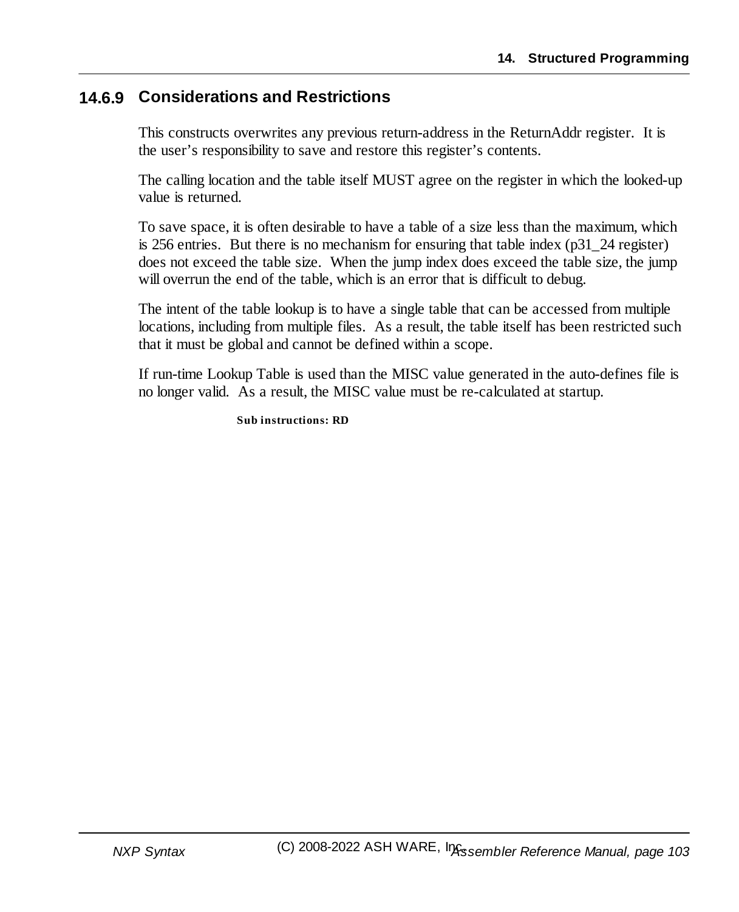### 14.6.9 Considerations and Restrictions

This constructs overwrites any previous return-address in the ReturnAddr register. It is the user's responsibility to save and restore this register's contents.

The calling location and the table itself MUST agree on the register in which the looked-up value is returned.

To save space, it is often desirable to have a table of a size less than the maximum, which is 256 entries. But there is no mechanism for ensuring that table index (p31_24 register) does not exceed the table size. When the jump index does exceed the table size, the jump will overrun the end of the table, which is an error that is difficult to debug.

The intent of the table lookup is to have a single table that can be accessed from multiple locations, including from multiple files. As a result, the table itself has been restricted such that it must be global and cannot be defined within a scope.

If run-time Lookup Table is used than the MISC value generated in the auto-defines file is no longer valid. As a result, the MISC value must be re-calculated at startup.

**Sub instructions: RD**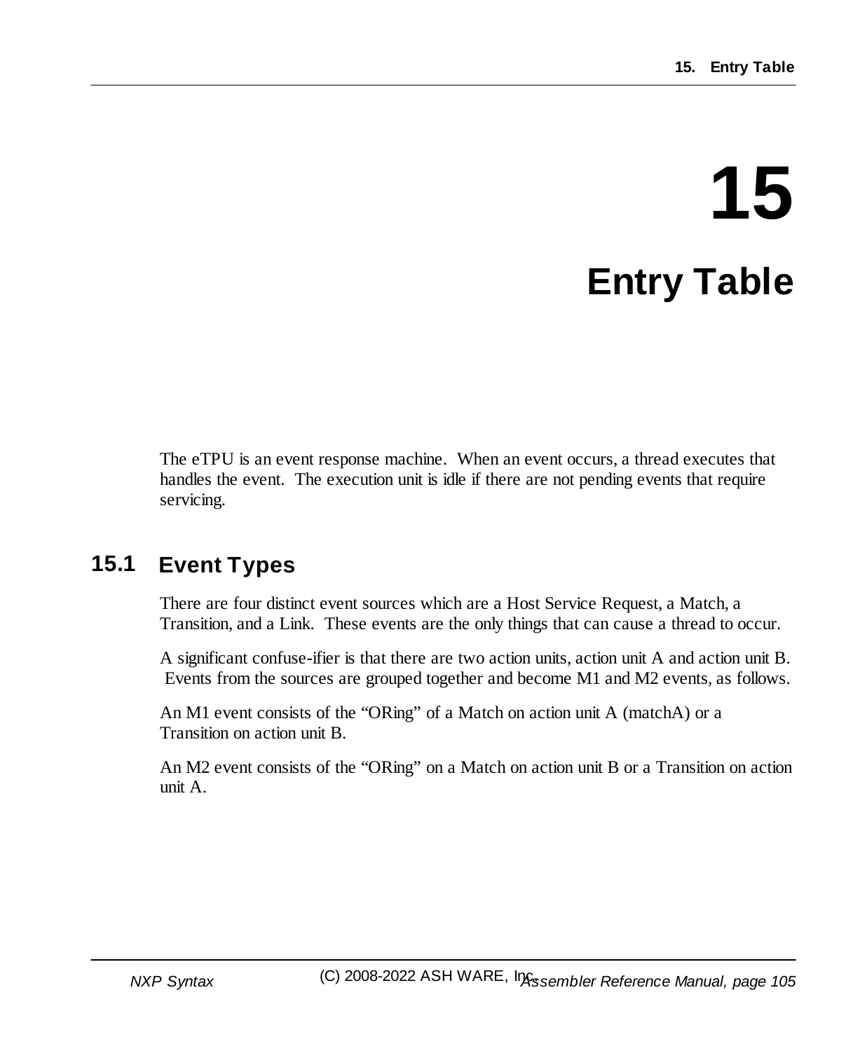# 15 Entry Table

The eTPU is an event response machine. When an event occurs, a thread executes that handles the event. The execution unit is idle if there are not pending events that require servicing.

## 15.1 Event Types

There are four distinct event sources which are a Host Service Request, a Match, a Transition, and a Link. These events are the only things that can cause a thread to occur.

A significant confuse-ifier is that there are two action units, action unit A and action unit B. Events from the sources are grouped together and become M1 and M2 events, as follows.

An M1 event consists of the "ORing" of a Match on action unit A (matchA) or a Transition on action unit B.

An M2 event consists of the "ORing" on a Match on action unit B or a Transition on action unit A.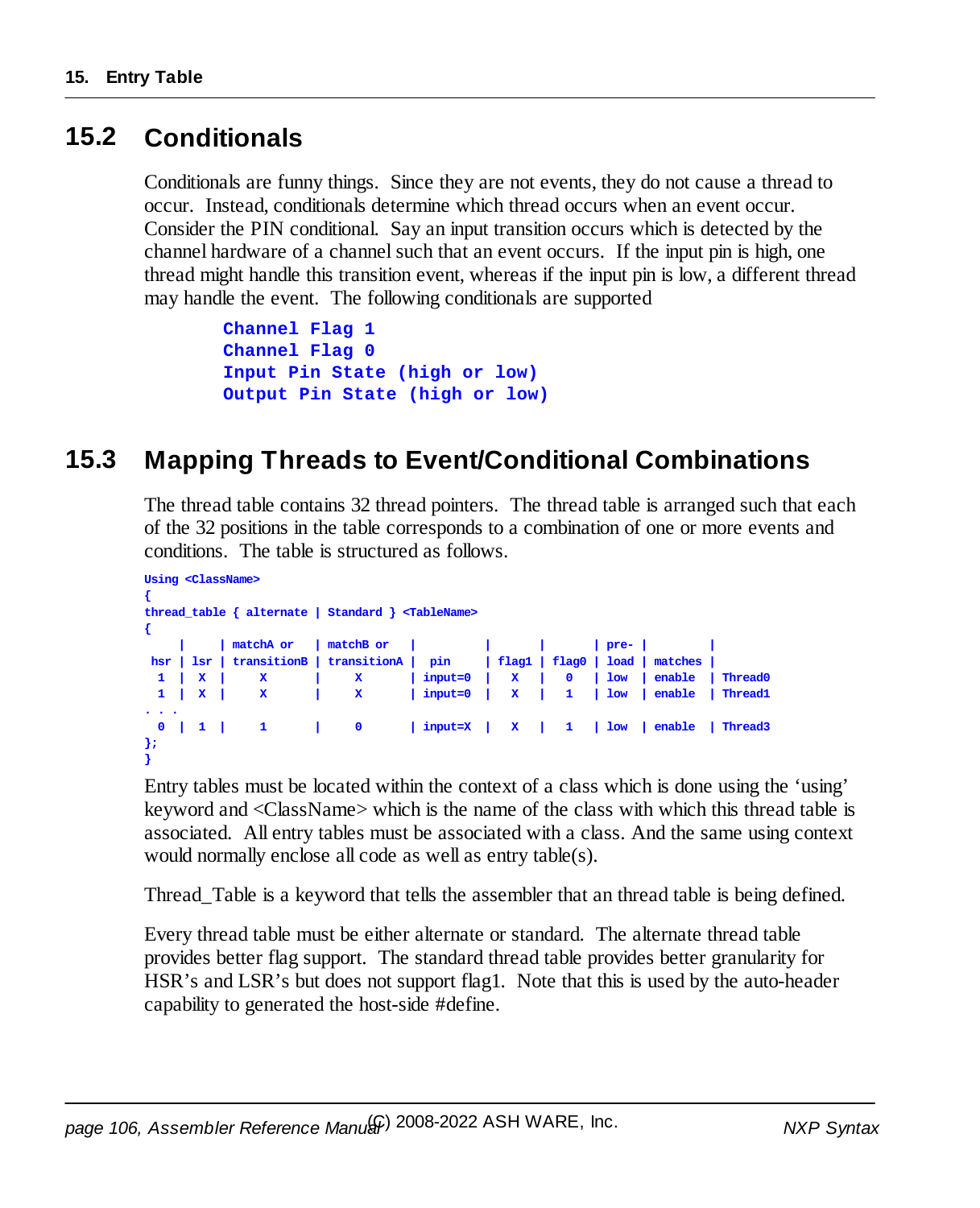## 15.2 Conditionals

Conditionals are funny things. Since they are not events, they do not cause a thread to occur. Instead, conditionals determine which thread occurs when an event occur. Consider the PIN conditional. Say an input transition occurs which is detected by the channel hardware of a channel such that an event occurs. If the input pin is high, one thread might handle this transition event, whereas if the input pin is low, a different thread may handle the event. The following conditionals are supported

```
Channel Flag 1
Channel Flag 0
Input Pin State (high or low)
Output Pin State (high or low)
```

## 15.3 Mapping Threads to Event/Conditional Combinations

The thread table contains 32 thread pointers. The thread table is arranged such that each of the 32 positions in the table corresponds to a combination of one or more events and conditions. The table is structured as follows.

```
Using <ClassName>
{
thread_table { alternate | Standard } <TableName>
{
    |     | matchA or   | matchB or   |         |       |       | pre- |         |
 hsr | lsr | transitionB | transitionA |  pin    | flag1 | flag0 | load | matches |
  1  |  X  |     X       |     X       | input=0 |   X   |   0   | low  | enable  | Thread0
  1  |  X  |     X       |     X       | input=0 |   X   |   1   | low  | enable  | Thread1
. . .
  0  |  1  |     1       |     0       | input=X |   X   |   1   | low  | enable  | Thread3
};
}
```

Entry tables must be located within the context of a class which is done using the 'using' keyword and <ClassName> which is the name of the class with which this thread table is associated. All entry tables must be associated with a class. And the same using context would normally enclose all code as well as entry table(s).

Thread_Table is a keyword that tells the assembler that an thread table is being defined.

Every thread table must be either alternate or standard. The alternate thread table provides better flag support. The standard thread table provides better granularity for HSR's and LSR's but does not support flag1. Note that this is used by the auto-header capability to generated the host-side #define.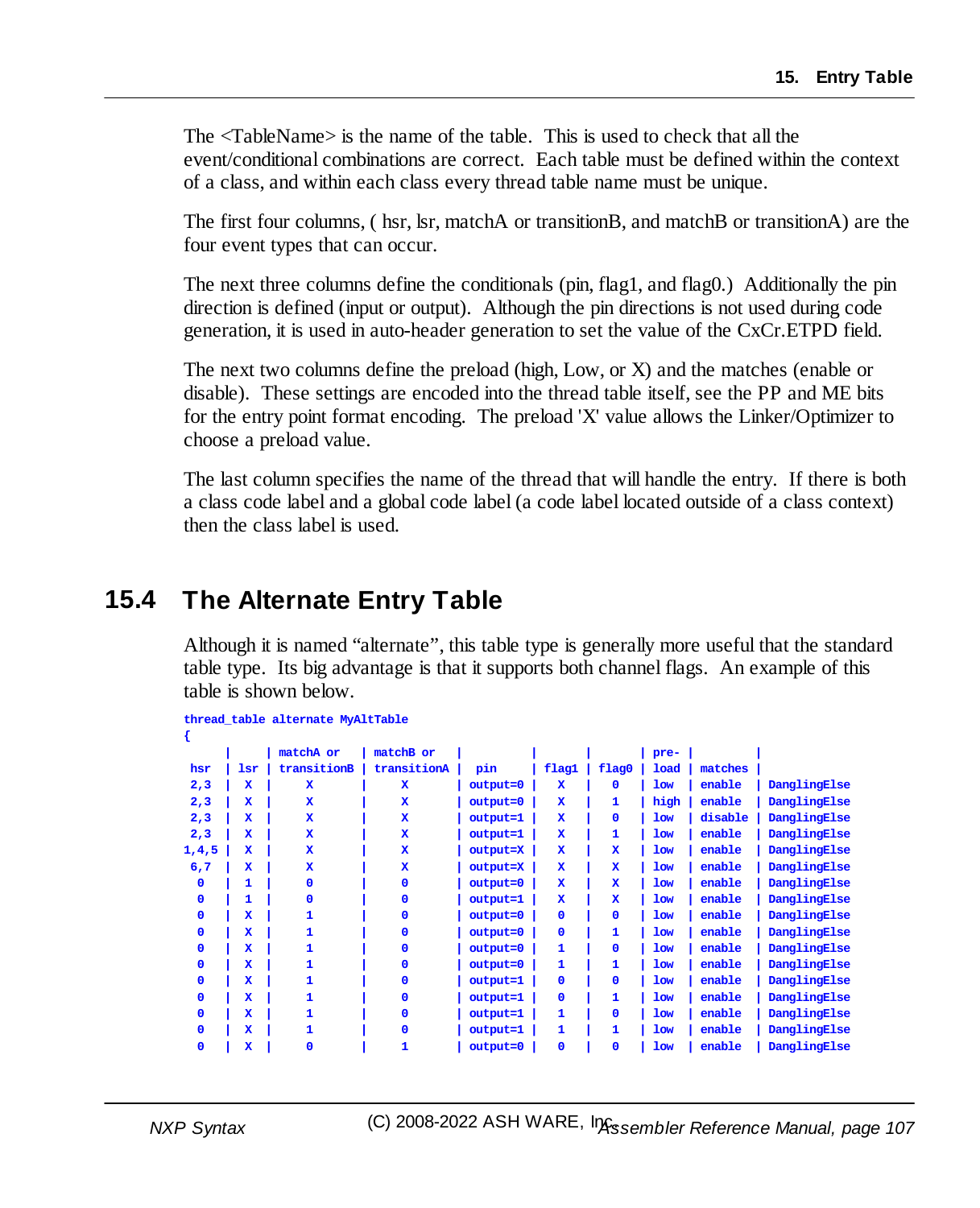The <TableName> is the name of the table. This is used to check that all the event/conditional combinations are correct. Each table must be defined within the context of a class, and within each class every thread table name must be unique.

The first four columns, ( hsr, lsr, matchA or transitionB, and matchB or transitionA) are the four event types that can occur.

The next three columns define the conditionals (pin, flag1, and flag0.) Additionally the pin direction is defined (input or output). Although the pin directions is not used during code generation, it is used in auto-header generation to set the value of the CxCr.ETPD field.

The next two columns define the preload (high, Low, or X) and the matches (enable or disable). These settings are encoded into the thread table itself, see the PP and ME bits for the entry point format encoding. The preload 'X' value allows the Linker/Optimizer to choose a preload value.

The last column specifies the name of the thread that will handle the entry. If there is both a class code label and a global code label (a code label located outside of a class context) then the class label is used.

## 15.4 The Alternate Entry Table

Although it is named “alternate”, this table type is generally more useful that the standard table type. Its big advantage is that it supports both channel flags. An example of this table is shown below.

```
thread_table alternate MyAltTable
{
      |     | matchA or   | matchB or   |          |       |       | pre- |         |
 hsr  | lsr | transitionB | transitionA |   pin    | flag1 | flag0 | load | matches |
 2,3  |  X  |      X      |      X      | output=0 |   X   |   0   | low  | enable  | DanglingElse
 2,3  |  X  |      X      |      X      | output=0 |   X   |   1   | high | enable  | DanglingElse
 2,3  |  X  |      X      |      X      | output=1 |   X   |   0   | low  | disable | DanglingElse
 2,3  |  X  |      X      |      X      | output=1 |   X   |   1   | low  | enable  | DanglingElse
1,4,5 |  X  |      X      |      X      | output=X |   X   |   X   | low  | enable  | DanglingElse
 6,7  |  X  |      X      |      X      | output=X |   X   |   X   | low  | enable  | DanglingElse
  0   |  1  |      0      |      0      | output=0 |   X   |   X   | low  | enable  | DanglingElse
  0   |  1  |      0      |      0      | output=1 |   X   |   X   | low  | enable  | DanglingElse
  0   |  X  |      1      |      0      | output=0 |   0   |   0   | low  | enable  | DanglingElse
  0   |  X  |      1      |      0      | output=0 |   0   |   1   | low  | enable  | DanglingElse
  0   |  X  |      1      |      0      | output=0 |   1   |   0   | low  | enable  | DanglingElse
  0   |  X  |      1      |      0      | output=0 |   1   |   1   | low  | enable  | DanglingElse
  0   |  X  |      1      |      0      | output=1 |   0   |   0   | low  | enable  | DanglingElse
  0   |  X  |      1      |      0      | output=1 |   0   |   1   | low  | enable  | DanglingElse
  0   |  X  |      1      |      0      | output=1 |   1   |   0   | low  | enable  | DanglingElse
  0   |  X  |      1      |      0      | output=1 |   1   |   1   | low  | enable  | DanglingElse
  0   |  X  |      0      |      1      | output=0 |   0   |   0   | low  | enable  | DanglingElse
```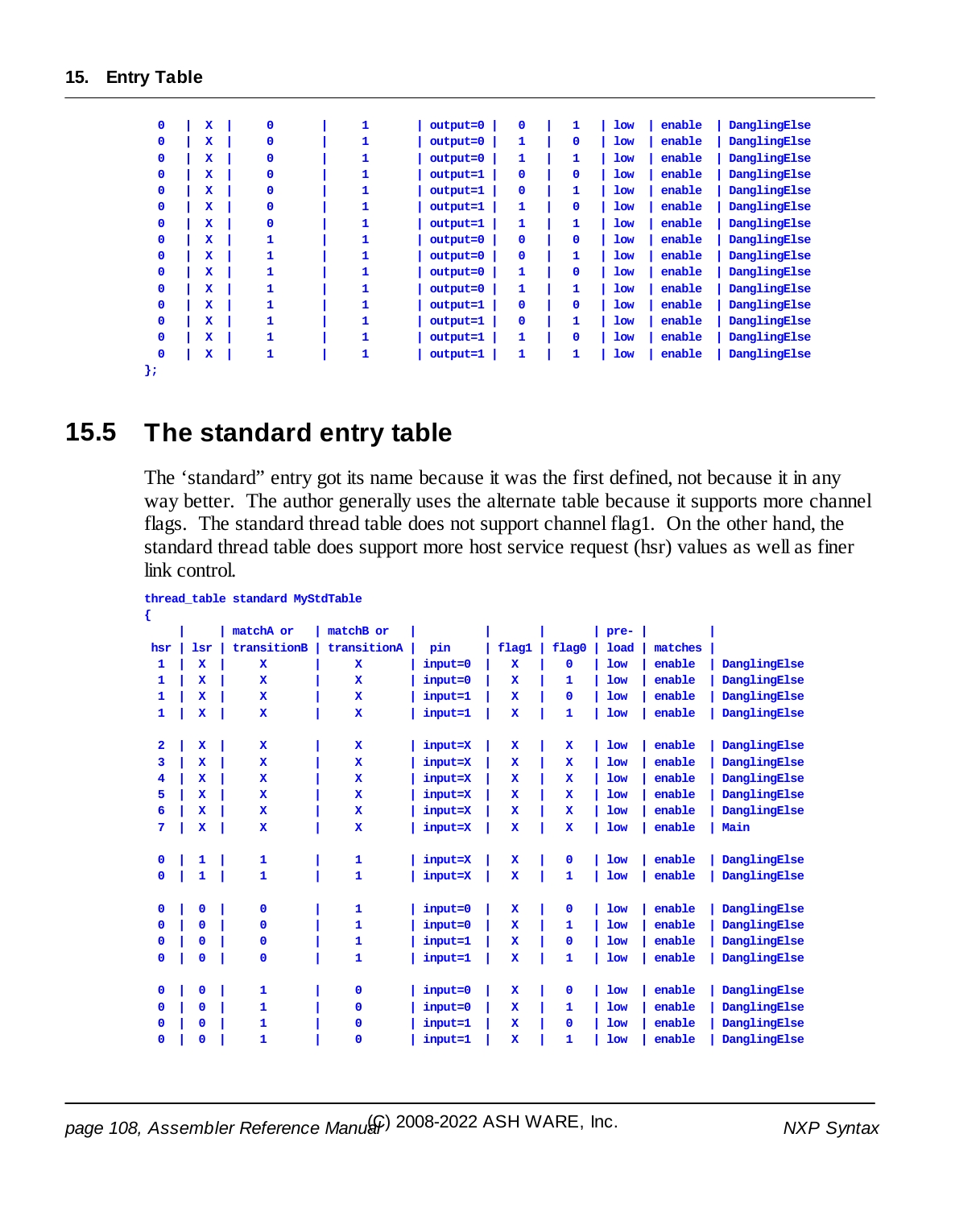```
0   | X |    0     |    1     | output=0 |  0   |  1   | low | enable  | DanglingElse
0   | X |    0     |    1     | output=0 |  1   |  0   | low | enable  | DanglingElse
0   | X |    0     |    1     | output=0 |  1   |  1   | low | enable  | DanglingElse
0   | X |    0     |    1     | output=1 |  0   |  0   | low | enable  | DanglingElse
0   | X |    0     |    1     | output=1 |  0   |  1   | low | enable  | DanglingElse
0   | X |    0     |    1     | output=1 |  1   |  0   | low | enable  | DanglingElse
0   | X |    0     |    1     | output=1 |  1   |  1   | low | enable  | DanglingElse
0   | X |    1     |    1     | output=0 |  0   |  0   | low | enable  | DanglingElse
0   | X |    1     |    1     | output=0 |  0   |  1   | low | enable  | DanglingElse
0   | X |    1     |    1     | output=0 |  1   |  0   | low | enable  | DanglingElse
0   | X |    1     |    1     | output=0 |  1   |  1   | low | enable  | DanglingElse
0   | X |    1     |    1     | output=1 |  0   |  0   | low | enable  | DanglingElse
0   | X |    1     |    1     | output=1 |  0   |  1   | low | enable  | DanglingElse
0   | X |    1     |    1     | output=1 |  1   |  0   | low | enable  | DanglingElse
0   | X |    1     |    1     | output=1 |  1   |  1   | low | enable  | DanglingElse
};
```

## 15.5 The standard entry table

The 'standard" entry got its name because it was the first defined, not because it in any way better. The author generally uses the alternate table because it supports more channel flags. The standard thread table does not support channel flag1. On the other hand, the standard thread table does support more host service request (hsr) values as well as finer link control.

```
thread_table standard MyStdTable
{
     |     | matchA or   | matchB or   |         |       |       | pre- |         |
 hsr | lsr | transitionB | transitionA |  pin    | flag1 | flag0 | load | matches |
  1  |  X  |      X      |      X      | input=0 |   X   |   0   | low  | enable  | DanglingElse
  1  |  X  |      X      |      X      | input=0 |   X   |   1   | low  | enable  | DanglingElse
  1  |  X  |      X      |      X      | input=1 |   X   |   0   | low  | enable  | DanglingElse
  1  |  X  |      X      |      X      | input=1 |   X   |   1   | low  | enable  | DanglingElse

  2  |  X  |      X      |      X      | input=X |   X   |   X   | low  | enable  | DanglingElse
  3  |  X  |      X      |      X      | input=X |   X   |   X   | low  | enable  | DanglingElse
  4  |  X  |      X      |      X      | input=X |   X   |   X   | low  | enable  | DanglingElse
  5  |  X  |      X      |      X      | input=X |   X   |   X   | low  | enable  | DanglingElse
  6  |  X  |      X      |      X      | input=X |   X   |   X   | low  | enable  | DanglingElse
  7  |  X  |      X      |      X      | input=X |   X   |   X   | low  | enable  | Main

  0  |  1  |      1      |      1      | input=X |   X   |   0   | low  | enable  | DanglingElse
  0  |  1  |      1      |      1      | input=X |   X   |   1   | low  | enable  | DanglingElse

  0  |  0  |      0      |      1      | input=0 |   X   |   0   | low  | enable  | DanglingElse
  0  |  0  |      0      |      1      | input=0 |   X   |   1   | low  | enable  | DanglingElse
  0  |  0  |      0      |      1      | input=1 |   X   |   0   | low  | enable  | DanglingElse
  0  |  0  |      0      |      1      | input=1 |   X   |   1   | low  | enable  | DanglingElse

  0  |  0  |      1      |      0      | input=0 |   X   |   0   | low  | enable  | DanglingElse
  0  |  0  |      1      |      0      | input=0 |   X   |   1   | low  | enable  | DanglingElse
  0  |  0  |      1      |      0      | input=1 |   X   |   0   | low  | enable  | DanglingElse
  0  |  0  |      1      |      0      | input=1 |   X   |   1   | low  | enable  | DanglingElse
```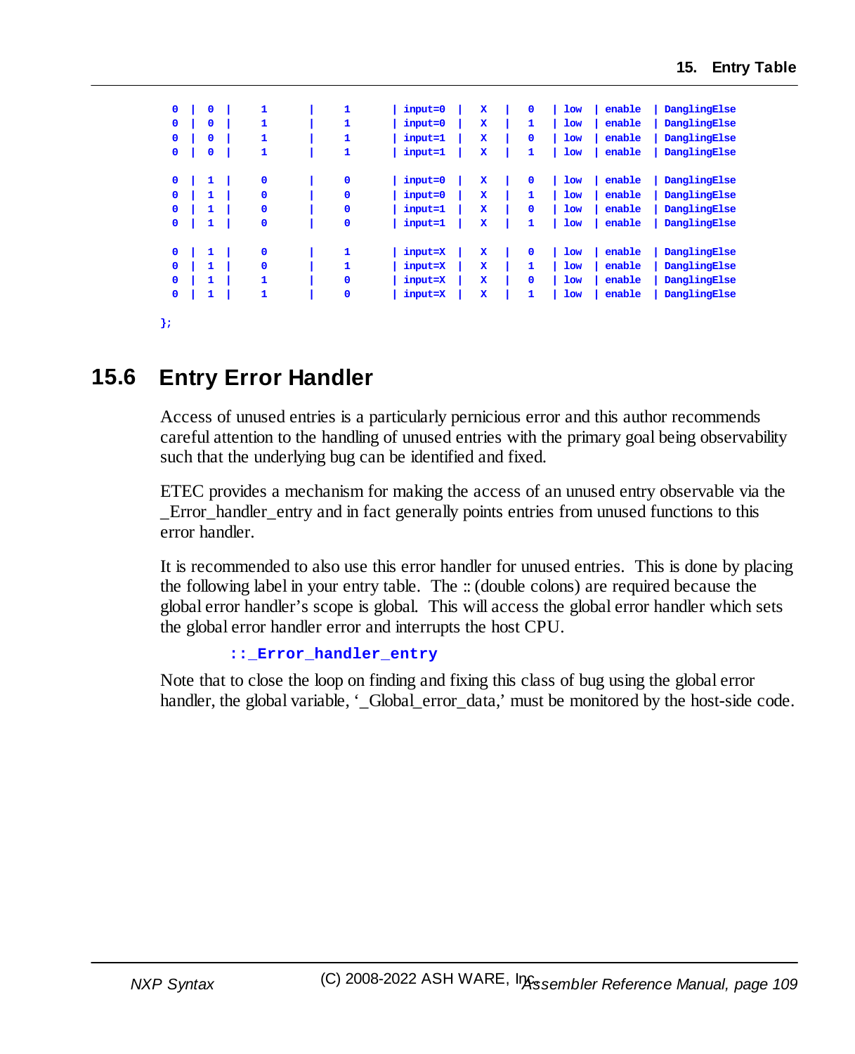```
0 | 0 |    1     |    1     | input=0 |  X  |  0  | low | enable | DanglingElse
0 | 0 |    1     |    1     | input=0 |  X  |  1  | low | enable | DanglingElse
0 | 0 |    1     |    1     | input=1 |  X  |  0  | low | enable | DanglingElse
0 | 0 |    1     |    1     | input=1 |  X  |  1  | low | enable | DanglingElse

0 | 1 |    0     |    0     | input=0 |  X  |  0  | low | enable | DanglingElse
0 | 1 |    0     |    0     | input=0 |  X  |  1  | low | enable | DanglingElse
0 | 1 |    0     |    0     | input=1 |  X  |  0  | low | enable | DanglingElse
0 | 1 |    0     |    0     | input=1 |  X  |  1  | low | enable | DanglingElse

0 | 1 |    0     |    1     | input=X |  X  |  0  | low | enable | DanglingElse
0 | 1 |    0     |    1     | input=X |  X  |  1  | low | enable | DanglingElse
0 | 1 |    1     |    0     | input=X |  X  |  0  | low | enable | DanglingElse
0 | 1 |    1     |    0     | input=X |  X  |  1  | low | enable | DanglingElse

};
```

## 15.6 Entry Error Handler

Access of unused entries is a particularly pernicious error and this author recommends careful attention to the handling of unused entries with the primary goal being observability such that the underlying bug can be identified and fixed.

ETEC provides a mechanism for making the access of an unused entry observable via the _Error_handler_entry and in fact generally points entries from unused functions to this error handler.

It is recommended to also use this error handler for unused entries. This is done by placing the following label in your entry table. The :: (double colons) are required because the global error handler's scope is global. This will access the global error handler which sets the global error handler error and interrupts the host CPU.

```
::_Error_handler_entry
```

Note that to close the loop on finding and fixing this class of bug using the global error handler, the global variable, '_Global_error_data,' must be monitored by the host-side code.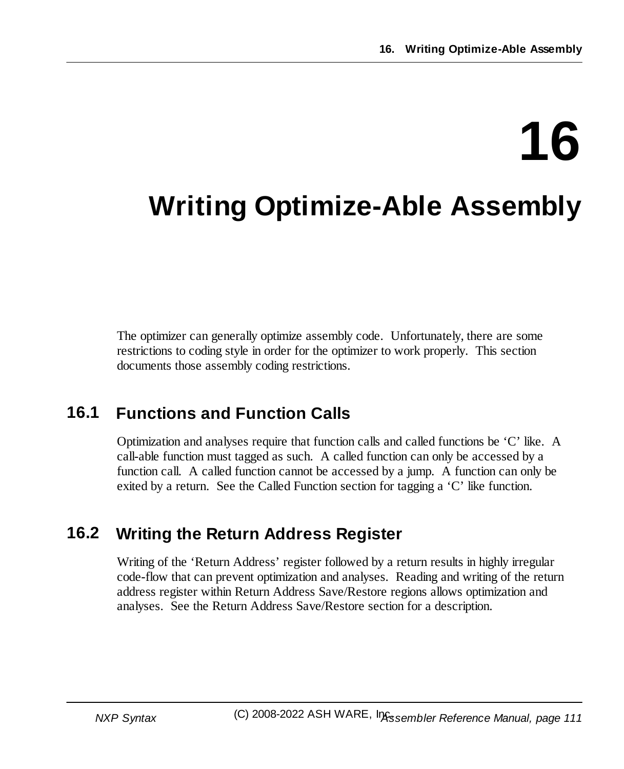# 16 Writing Optimize-Able Assembly

The optimizer can generally optimize assembly code. Unfortunately, there are some restrictions to coding style in order for the optimizer to work properly. This section documents those assembly coding restrictions.

## 16.1 Functions and Function Calls

Optimization and analyses require that function calls and called functions be 'C' like. A call-able function must tagged as such. A called function can only be accessed by a function call. A called function cannot be accessed by a jump. A function can only be exited by a return. See the Called Function section for tagging a 'C' like function.

## 16.2 Writing the Return Address Register

Writing of the 'Return Address' register followed by a return results in highly irregular code-flow that can prevent optimization and analyses. Reading and writing of the return address register within Return Address Save/Restore regions allows optimization and analyses. See the Return Address Save/Restore section for a description.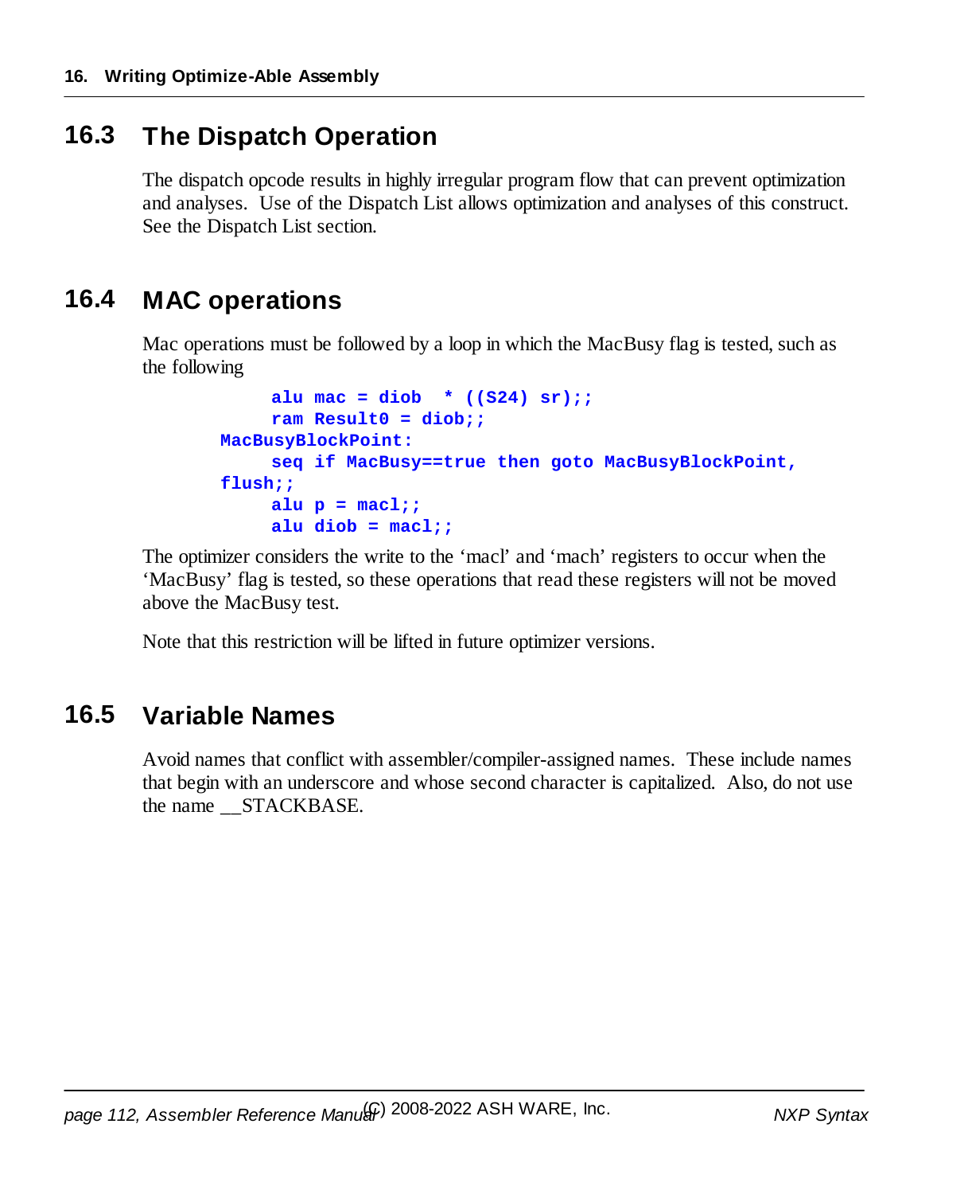## 16.3 The Dispatch Operation

The dispatch opcode results in highly irregular program flow that can prevent optimization and analyses. Use of the Dispatch List allows optimization and analyses of this construct. See the Dispatch List section.

## 16.4 MAC operations

Mac operations must be followed by a loop in which the MacBusy flag is tested, such as the following

```
     alu mac = diob  * ((S24) sr);;
     ram Result0 = diob;;
MacBusyBlockPoint:
     seq if MacBusy==true then goto MacBusyBlockPoint,
flush;;
     alu p = macl;;
     alu diob = macl;;
```

The optimizer considers the write to the 'macl' and 'mach' registers to occur when the 'MacBusy' flag is tested, so these operations that read these registers will not be moved above the MacBusy test.

Note that this restriction will be lifted in future optimizer versions.

## 16.5 Variable Names

Avoid names that conflict with assembler/compiler-assigned names. These include names that begin with an underscore and whose second character is capitalized. Also, do not use the name __STACKBASE.